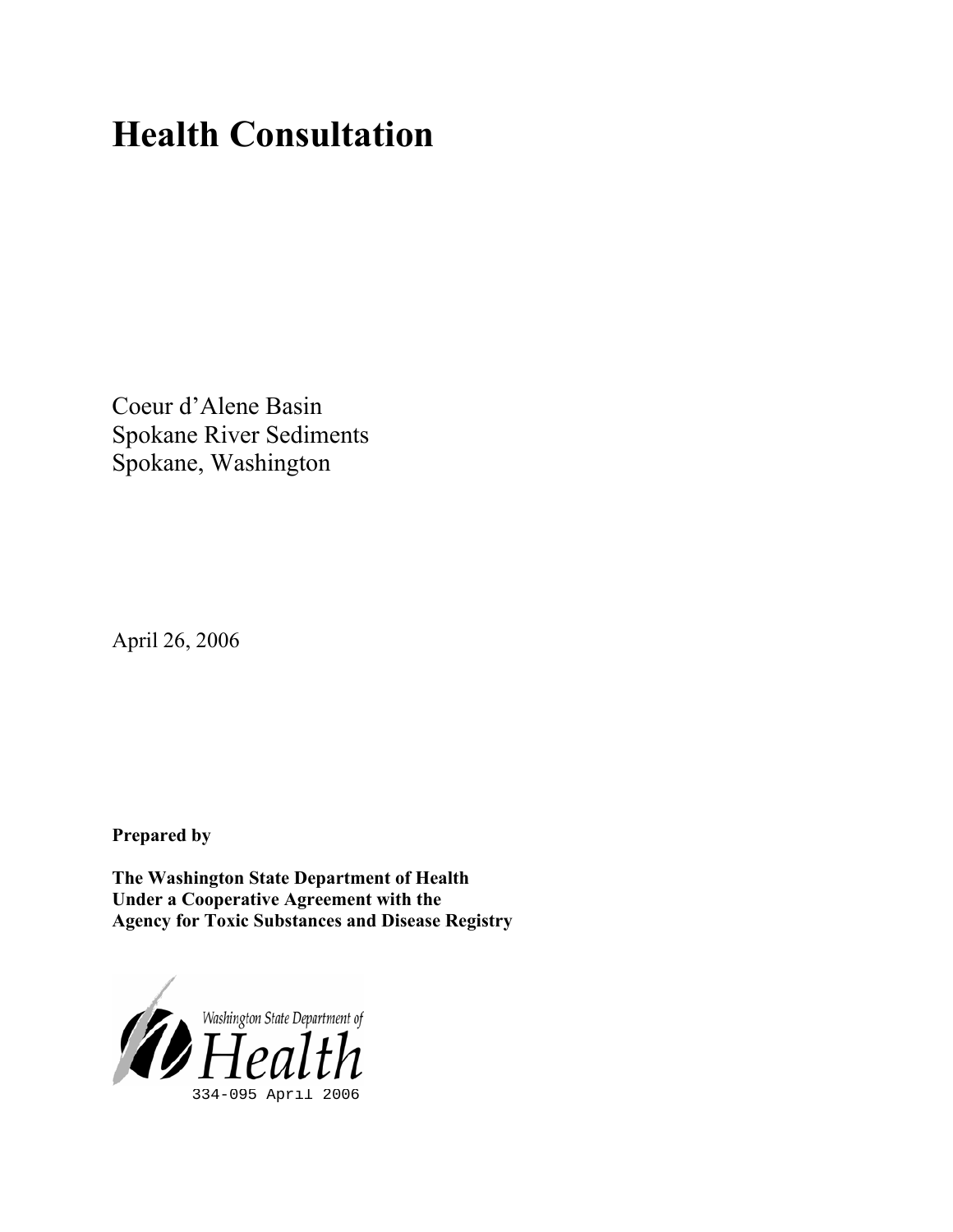# Health Consultation

Coeur d'Alene Basin
Spokane River Sediments
Spokane, Washington

April 26, 2006

**Prepared by**

**The Washington State Department of Health**
**Under a Cooperative Agreement with the**
**Agency for Toxic Substances and Disease Registry**

Washington State Department of Health

334-095 April 2006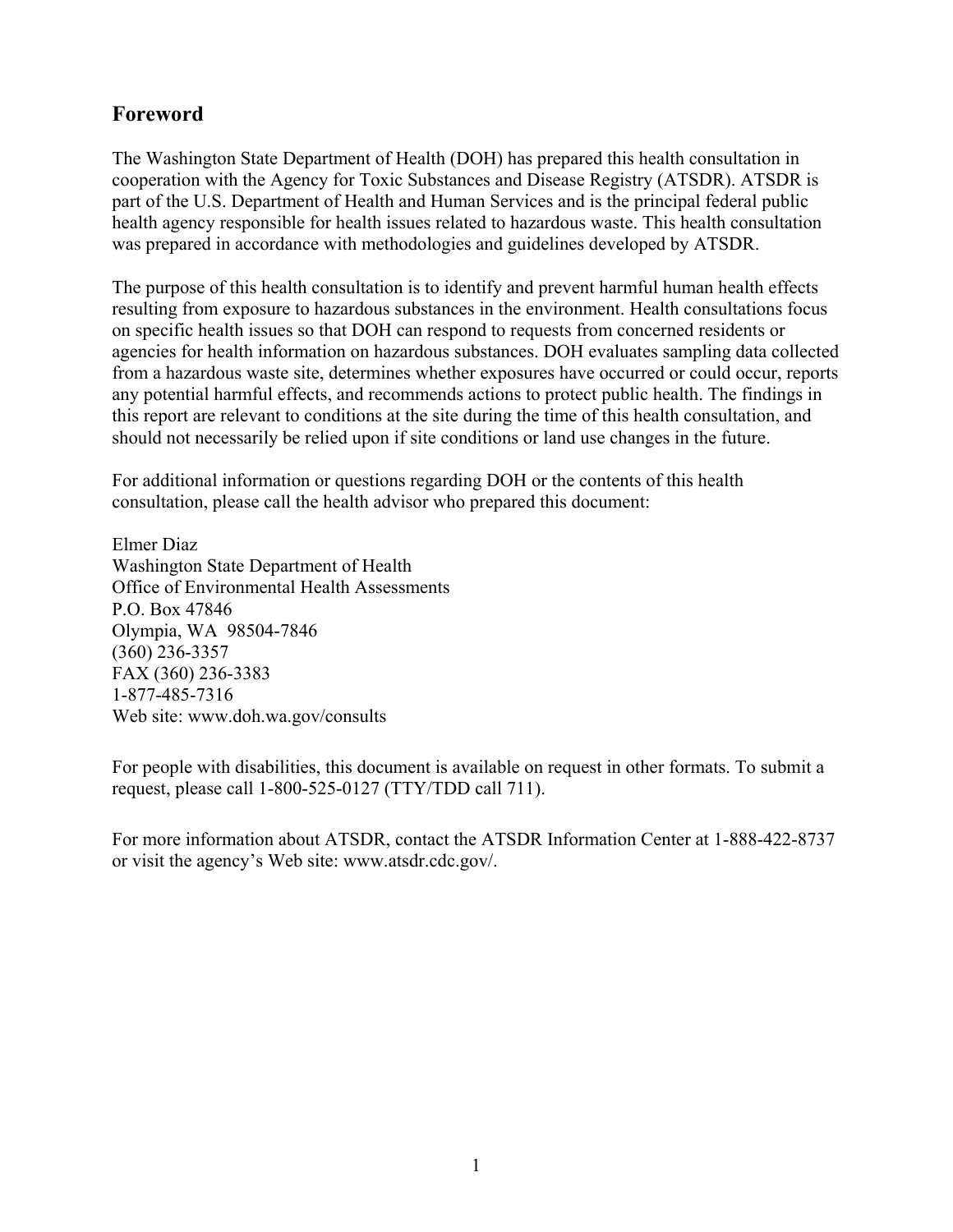## Foreword

The Washington State Department of Health (DOH) has prepared this health consultation in cooperation with the Agency for Toxic Substances and Disease Registry (ATSDR). ATSDR is part of the U.S. Department of Health and Human Services and is the principal federal public health agency responsible for health issues related to hazardous waste. This health consultation was prepared in accordance with methodologies and guidelines developed by ATSDR.

The purpose of this health consultation is to identify and prevent harmful human health effects resulting from exposure to hazardous substances in the environment. Health consultations focus on specific health issues so that DOH can respond to requests from concerned residents or agencies for health information on hazardous substances. DOH evaluates sampling data collected from a hazardous waste site, determines whether exposures have occurred or could occur, reports any potential harmful effects, and recommends actions to protect public health. The findings in this report are relevant to conditions at the site during the time of this health consultation, and should not necessarily be relied upon if site conditions or land use changes in the future.

For additional information or questions regarding DOH or the contents of this health consultation, please call the health advisor who prepared this document:

Elmer Diaz  
Washington State Department of Health  
Office of Environmental Health Assessments  
P.O. Box 47846  
Olympia, WA 98504-7846  
(360) 236-3357  
FAX (360) 236-3383  
1-877-485-7316  
Web site: www.doh.wa.gov/consults

For people with disabilities, this document is available on request in other formats. To submit a request, please call 1-800-525-0127 (TTY/TDD call 711).

For more information about ATSDR, contact the ATSDR Information Center at 1-888-422-8737 or visit the agency's Web site: www.atsdr.cdc.gov/.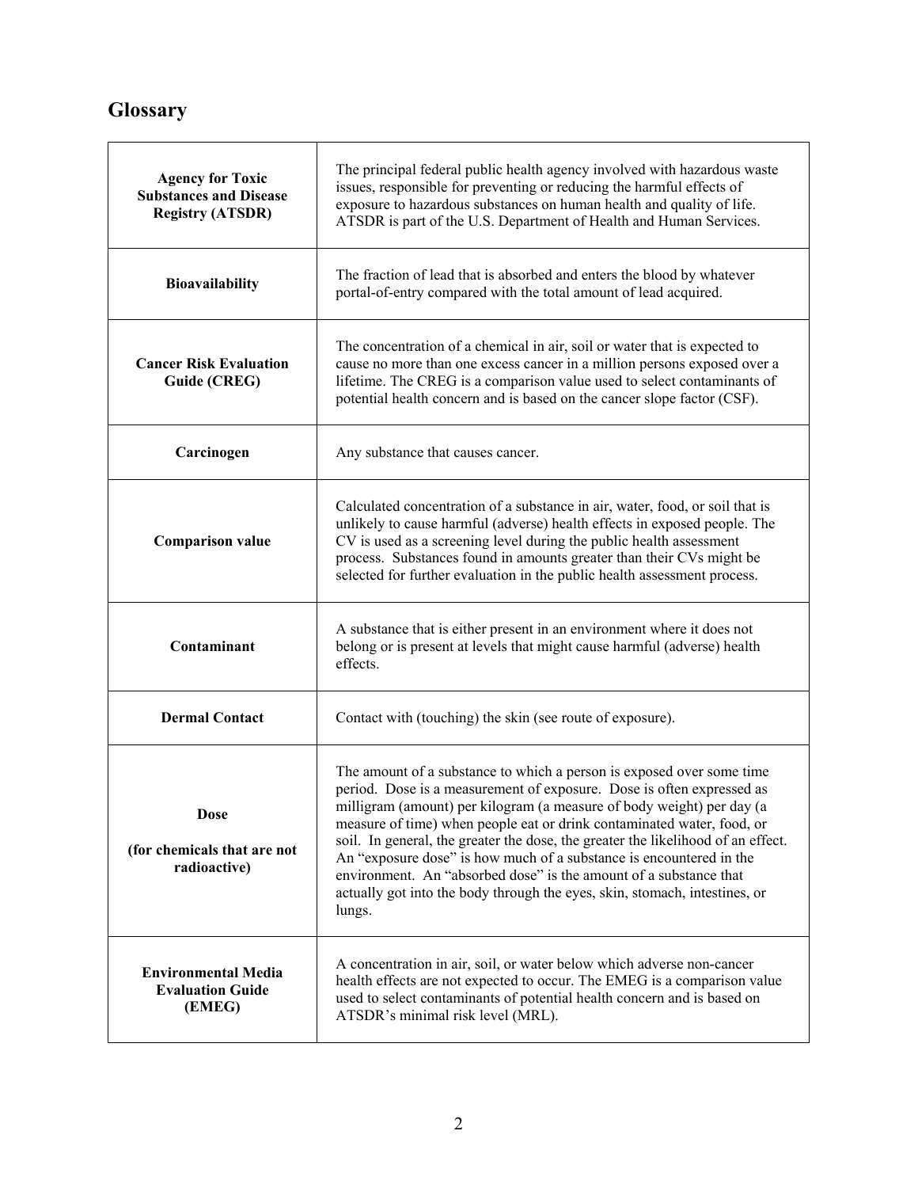## Glossary

| | |
|---|---|
| **Agency for Toxic Substances and Disease Registry (ATSDR)** | The principal federal public health agency involved with hazardous waste issues, responsible for preventing or reducing the harmful effects of exposure to hazardous substances on human health and quality of life. ATSDR is part of the U.S. Department of Health and Human Services. |
| **Bioavailability** | The fraction of lead that is absorbed and enters the blood by whatever portal-of-entry compared with the total amount of lead acquired. |
| **Cancer Risk Evaluation Guide (CREG)** | The concentration of a chemical in air, soil or water that is expected to cause no more than one excess cancer in a million persons exposed over a lifetime. The CREG is a comparison value used to select contaminants of potential health concern and is based on the cancer slope factor (CSF). |
| **Carcinogen** | Any substance that causes cancer. |
| **Comparison value** | Calculated concentration of a substance in air, water, food, or soil that is unlikely to cause harmful (adverse) health effects in exposed people. The CV is used as a screening level during the public health assessment process. Substances found in amounts greater than their CVs might be selected for further evaluation in the public health assessment process. |
| **Contaminant** | A substance that is either present in an environment where it does not belong or is present at levels that might cause harmful (adverse) health effects. |
| **Dermal Contact** | Contact with (touching) the skin (see route of exposure). |
| **Dose**<br><br>**(for chemicals that are not radioactive)** | The amount of a substance to which a person is exposed over some time period. Dose is a measurement of exposure. Dose is often expressed as milligram (amount) per kilogram (a measure of body weight) per day (a measure of time) when people eat or drink contaminated water, food, or soil. In general, the greater the dose, the greater the likelihood of an effect. An "exposure dose" is how much of a substance is encountered in the environment. An "absorbed dose" is the amount of a substance that actually got into the body through the eyes, skin, stomach, intestines, or lungs. |
| **Environmental Media Evaluation Guide (EMEG)** | A concentration in air, soil, or water below which adverse non-cancer health effects are not expected to occur. The EMEG is a comparison value used to select contaminants of potential health concern and is based on ATSDR's minimal risk level (MRL). |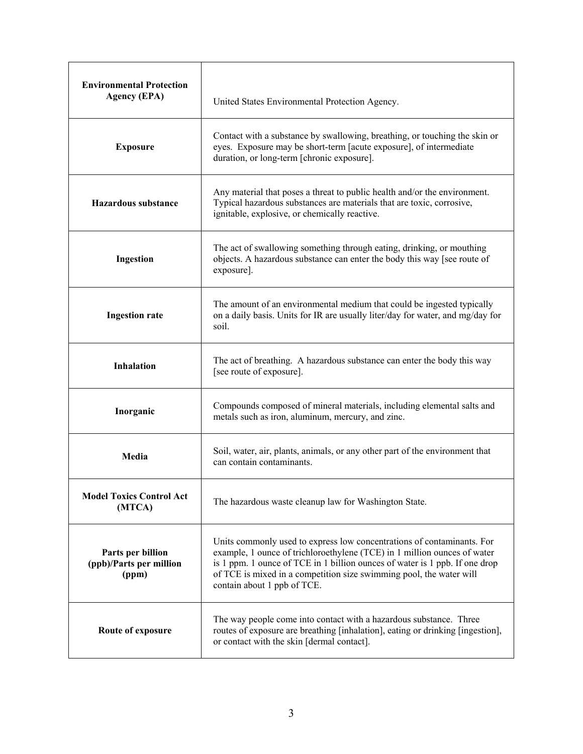| **Environmental Protection Agency (EPA)** | United States Environmental Protection Agency. |
|---|---|
| **Exposure** | Contact with a substance by swallowing, breathing, or touching the skin or eyes. Exposure may be short-term [acute exposure], of intermediate duration, or long-term [chronic exposure]. |
| **Hazardous substance** | Any material that poses a threat to public health and/or the environment. Typical hazardous substances are materials that are toxic, corrosive, ignitable, explosive, or chemically reactive. |
| **Ingestion** | The act of swallowing something through eating, drinking, or mouthing objects. A hazardous substance can enter the body this way [see route of exposure]. |
| **Ingestion rate** | The amount of an environmental medium that could be ingested typically on a daily basis. Units for IR are usually liter/day for water, and mg/day for soil. |
| **Inhalation** | The act of breathing. A hazardous substance can enter the body this way [see route of exposure]. |
| **Inorganic** | Compounds composed of mineral materials, including elemental salts and metals such as iron, aluminum, mercury, and zinc. |
| **Media** | Soil, water, air, plants, animals, or any other part of the environment that can contain contaminants. |
| **Model Toxics Control Act (MTCA)** | The hazardous waste cleanup law for Washington State. |
| **Parts per billion (ppb)/Parts per million (ppm)** | Units commonly used to express low concentrations of contaminants. For example, 1 ounce of trichloroethylene (TCE) in 1 million ounces of water is 1 ppm. 1 ounce of TCE in 1 billion ounces of water is 1 ppb. If one drop of TCE is mixed in a competition size swimming pool, the water will contain about 1 ppb of TCE. |
| **Route of exposure** | The way people come into contact with a hazardous substance. Three routes of exposure are breathing [inhalation], eating or drinking [ingestion], or contact with the skin [dermal contact]. |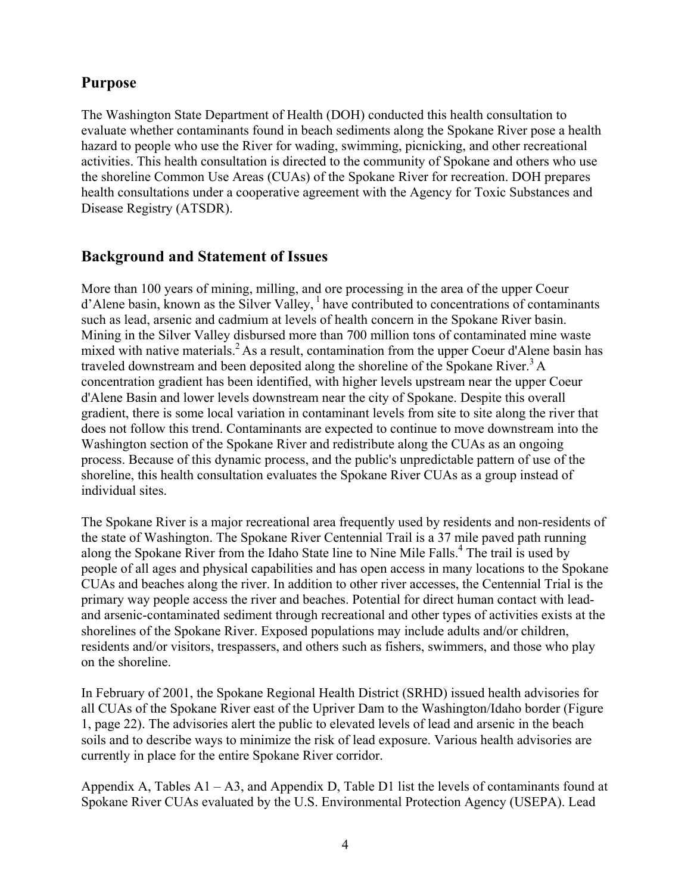## Purpose

The Washington State Department of Health (DOH) conducted this health consultation to evaluate whether contaminants found in beach sediments along the Spokane River pose a health hazard to people who use the River for wading, swimming, picnicking, and other recreational activities. This health consultation is directed to the community of Spokane and others who use the shoreline Common Use Areas (CUAs) of the Spokane River for recreation. DOH prepares health consultations under a cooperative agreement with the Agency for Toxic Substances and Disease Registry (ATSDR).

## Background and Statement of Issues

More than 100 years of mining, milling, and ore processing in the area of the upper Coeur d'Alene basin, known as the Silver Valley, [1] have contributed to concentrations of contaminants such as lead, arsenic and cadmium at levels of health concern in the Spokane River basin. Mining in the Silver Valley disbursed more than 700 million tons of contaminated mine waste mixed with native materials.[2] As a result, contamination from the upper Coeur d'Alene basin has traveled downstream and been deposited along the shoreline of the Spokane River.[3] A concentration gradient has been identified, with higher levels upstream near the upper Coeur d'Alene Basin and lower levels downstream near the city of Spokane. Despite this overall gradient, there is some local variation in contaminant levels from site to site along the river that does not follow this trend. Contaminants are expected to continue to move downstream into the Washington section of the Spokane River and redistribute along the CUAs as an ongoing process. Because of this dynamic process, and the public's unpredictable pattern of use of the shoreline, this health consultation evaluates the Spokane River CUAs as a group instead of individual sites.

The Spokane River is a major recreational area frequently used by residents and non-residents of the state of Washington. The Spokane River Centennial Trail is a 37 mile paved path running along the Spokane River from the Idaho State line to Nine Mile Falls.[4] The trail is used by people of all ages and physical capabilities and has open access in many locations to the Spokane CUAs and beaches along the river. In addition to other river accesses, the Centennial Trial is the primary way people access the river and beaches. Potential for direct human contact with lead- and arsenic-contaminated sediment through recreational and other types of activities exists at the shorelines of the Spokane River. Exposed populations may include adults and/or children, residents and/or visitors, trespassers, and others such as fishers, swimmers, and those who play on the shoreline.

In February of 2001, the Spokane Regional Health District (SRHD) issued health advisories for all CUAs of the Spokane River east of the Upriver Dam to the Washington/Idaho border (Figure 1, page 22). The advisories alert the public to elevated levels of lead and arsenic in the beach soils and to describe ways to minimize the risk of lead exposure. Various health advisories are currently in place for the entire Spokane River corridor.

Appendix A, Tables A1 – A3, and Appendix D, Table D1 list the levels of contaminants found at Spokane River CUAs evaluated by the U.S. Environmental Protection Agency (USEPA). Lead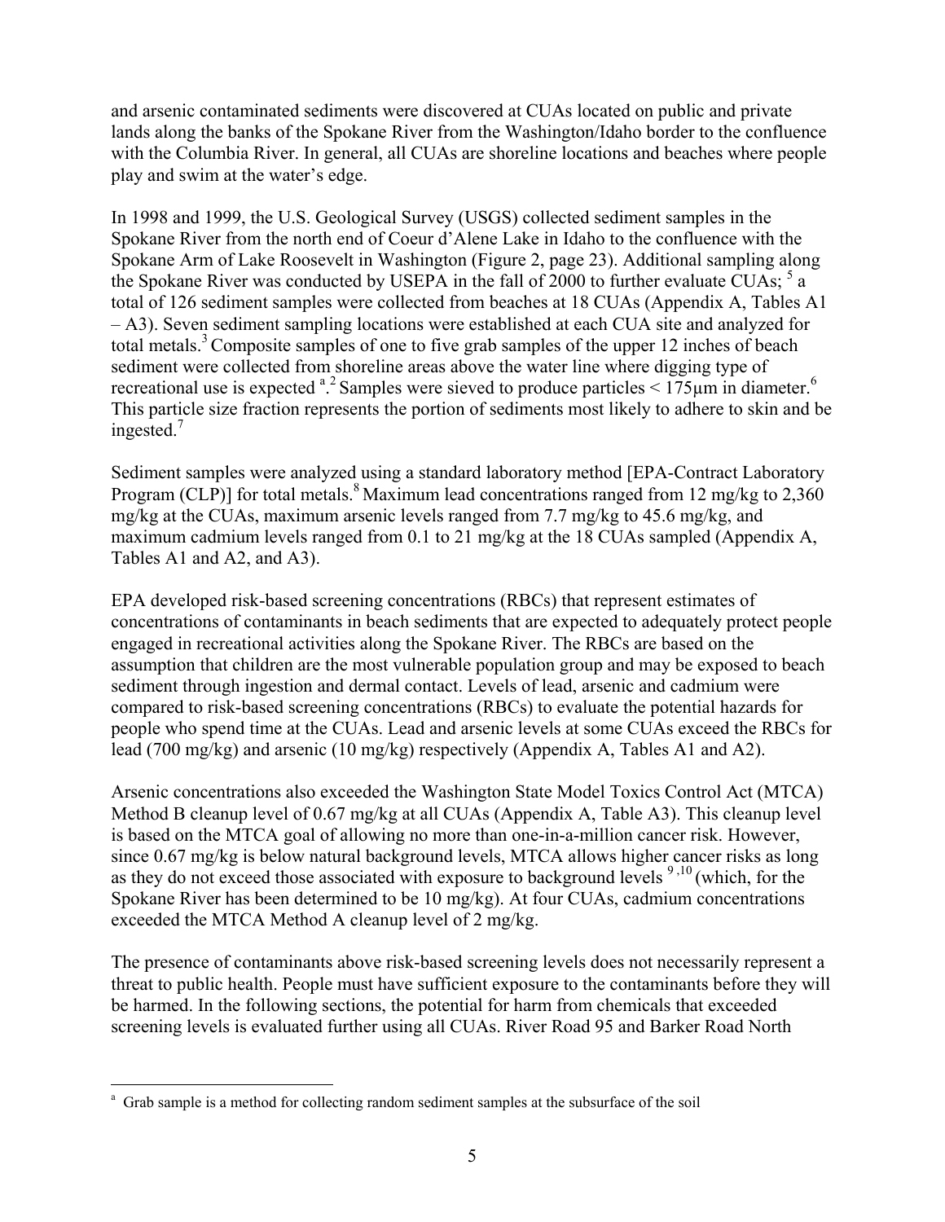and arsenic contaminated sediments were discovered at CUAs located on public and private lands along the banks of the Spokane River from the Washington/Idaho border to the confluence with the Columbia River. In general, all CUAs are shoreline locations and beaches where people play and swim at the water's edge.

In 1998 and 1999, the U.S. Geological Survey (USGS) collected sediment samples in the Spokane River from the north end of Coeur d'Alene Lake in Idaho to the confluence with the Spokane Arm of Lake Roosevelt in Washington (Figure 2, page 23). Additional sampling along the Spokane River was conducted by USEPA in the fall of 2000 to further evaluate CUAs; [5] a total of 126 sediment samples were collected from beaches at 18 CUAs (Appendix A, Tables A1 – A3). Seven sediment sampling locations were established at each CUA site and analyzed for total metals.[3] Composite samples of one to five grab samples of the upper 12 inches of beach sediment were collected from shoreline areas above the water line where digging type of recreational use is expected [a].[2] Samples were sieved to produce particles < 175µm in diameter.[6] This particle size fraction represents the portion of sediments most likely to adhere to skin and be ingested.[7]

Sediment samples were analyzed using a standard laboratory method [EPA-Contract Laboratory Program (CLP)] for total metals.[8] Maximum lead concentrations ranged from 12 mg/kg to 2,360 mg/kg at the CUAs, maximum arsenic levels ranged from 7.7 mg/kg to 45.6 mg/kg, and maximum cadmium levels ranged from 0.1 to 21 mg/kg at the 18 CUAs sampled (Appendix A, Tables A1 and A2, and A3).

EPA developed risk-based screening concentrations (RBCs) that represent estimates of concentrations of contaminants in beach sediments that are expected to adequately protect people engaged in recreational activities along the Spokane River. The RBCs are based on the assumption that children are the most vulnerable population group and may be exposed to beach sediment through ingestion and dermal contact. Levels of lead, arsenic and cadmium were compared to risk-based screening concentrations (RBCs) to evaluate the potential hazards for people who spend time at the CUAs. Lead and arsenic levels at some CUAs exceed the RBCs for lead (700 mg/kg) and arsenic (10 mg/kg) respectively (Appendix A, Tables A1 and A2).

Arsenic concentrations also exceeded the Washington State Model Toxics Control Act (MTCA) Method B cleanup level of 0.67 mg/kg at all CUAs (Appendix A, Table A3). This cleanup level is based on the MTCA goal of allowing no more than one-in-a-million cancer risk. However, since 0.67 mg/kg is below natural background levels, MTCA allows higher cancer risks as long as they do not exceed those associated with exposure to background levels [9,10] (which, for the Spokane River has been determined to be 10 mg/kg). At four CUAs, cadmium concentrations exceeded the MTCA Method A cleanup level of 2 mg/kg.

The presence of contaminants above risk-based screening levels does not necessarily represent a threat to public health. People must have sufficient exposure to the contaminants before they will be harmed. In the following sections, the potential for harm from chemicals that exceeded screening levels is evaluated further using all CUAs. River Road 95 and Barker Road North

[a] Grab sample is a method for collecting random sediment samples at the subsurface of the soil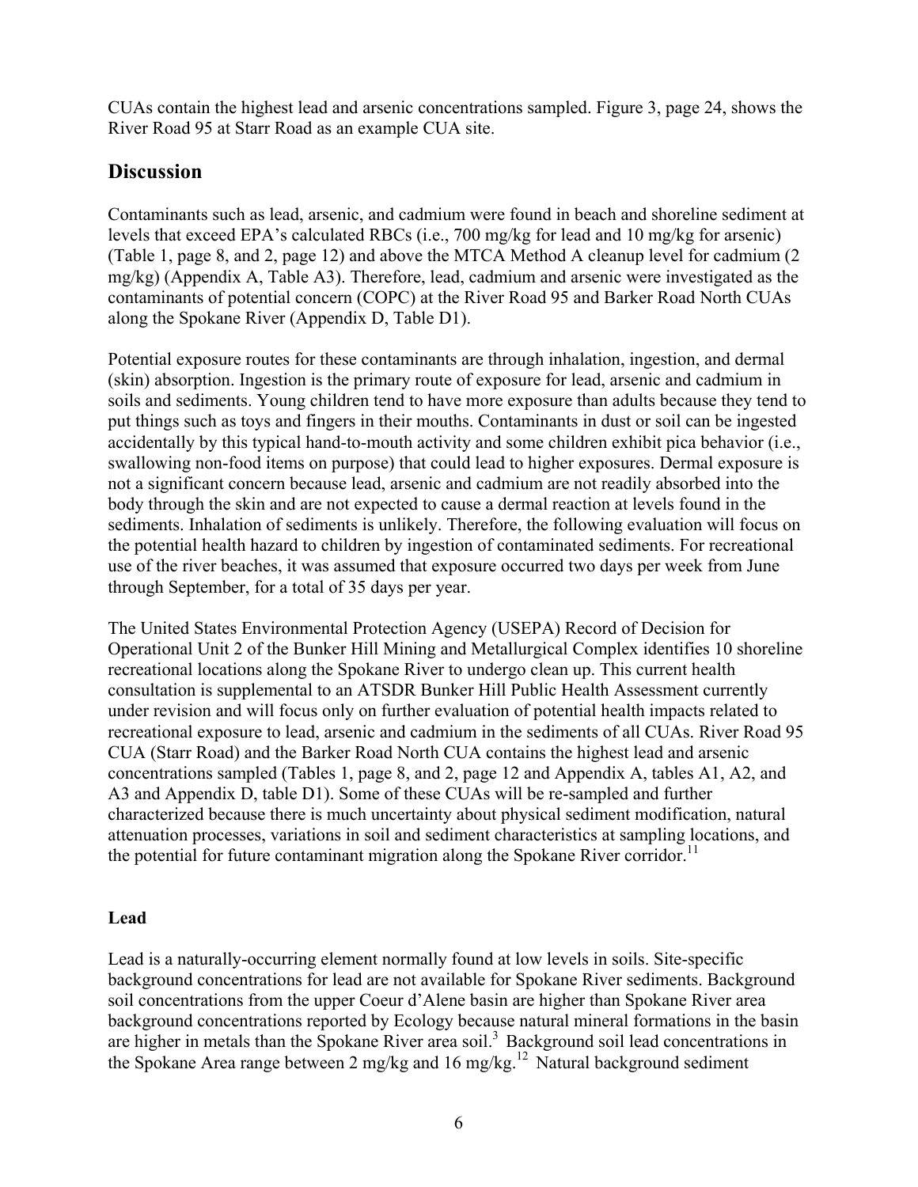CUAs contain the highest lead and arsenic concentrations sampled. Figure 3, page 24, shows the River Road 95 at Starr Road as an example CUA site.

## Discussion

Contaminants such as lead, arsenic, and cadmium were found in beach and shoreline sediment at levels that exceed EPA's calculated RBCs (i.e., 700 mg/kg for lead and 10 mg/kg for arsenic) (Table 1, page 8, and 2, page 12) and above the MTCA Method A cleanup level for cadmium (2 mg/kg) (Appendix A, Table A3). Therefore, lead, cadmium and arsenic were investigated as the contaminants of potential concern (COPC) at the River Road 95 and Barker Road North CUAs along the Spokane River (Appendix D, Table D1).

Potential exposure routes for these contaminants are through inhalation, ingestion, and dermal (skin) absorption. Ingestion is the primary route of exposure for lead, arsenic and cadmium in soils and sediments. Young children tend to have more exposure than adults because they tend to put things such as toys and fingers in their mouths. Contaminants in dust or soil can be ingested accidentally by this typical hand-to-mouth activity and some children exhibit pica behavior (i.e., swallowing non-food items on purpose) that could lead to higher exposures. Dermal exposure is not a significant concern because lead, arsenic and cadmium are not readily absorbed into the body through the skin and are not expected to cause a dermal reaction at levels found in the sediments. Inhalation of sediments is unlikely. Therefore, the following evaluation will focus on the potential health hazard to children by ingestion of contaminated sediments. For recreational use of the river beaches, it was assumed that exposure occurred two days per week from June through September, for a total of 35 days per year.

The United States Environmental Protection Agency (USEPA) Record of Decision for Operational Unit 2 of the Bunker Hill Mining and Metallurgical Complex identifies 10 shoreline recreational locations along the Spokane River to undergo clean up. This current health consultation is supplemental to an ATSDR Bunker Hill Public Health Assessment currently under revision and will focus only on further evaluation of potential health impacts related to recreational exposure to lead, arsenic and cadmium in the sediments of all CUAs. River Road 95 CUA (Starr Road) and the Barker Road North CUA contains the highest lead and arsenic concentrations sampled (Tables 1, page 8, and 2, page 12 and Appendix A, tables A1, A2, and A3 and Appendix D, table D1). Some of these CUAs will be re-sampled and further characterized because there is much uncertainty about physical sediment modification, natural attenuation processes, variations in soil and sediment characteristics at sampling locations, and the potential for future contaminant migration along the Spokane River corridor.[11]

### Lead

Lead is a naturally-occurring element normally found at low levels in soils. Site-specific background concentrations for lead are not available for Spokane River sediments. Background soil concentrations from the upper Coeur d'Alene basin are higher than Spokane River area background concentrations reported by Ecology because natural mineral formations in the basin are higher in metals than the Spokane River area soil.[3] Background soil lead concentrations in the Spokane Area range between 2 mg/kg and 16 mg/kg.[12] Natural background sediment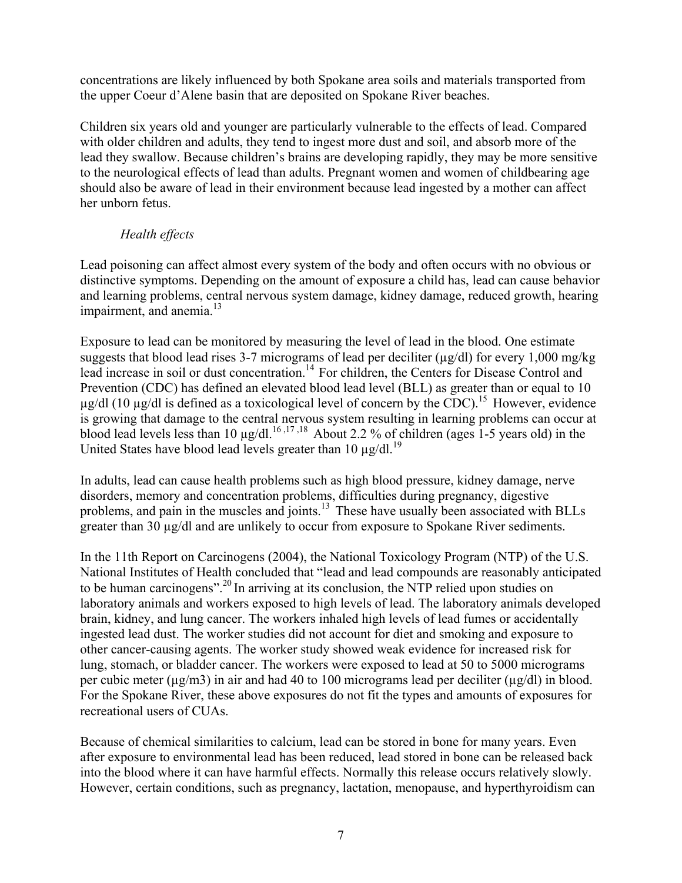concentrations are likely influenced by both Spokane area soils and materials transported from the upper Coeur d'Alene basin that are deposited on Spokane River beaches.

Children six years old and younger are particularly vulnerable to the effects of lead. Compared with older children and adults, they tend to ingest more dust and soil, and absorb more of the lead they swallow. Because children's brains are developing rapidly, they may be more sensitive to the neurological effects of lead than adults. Pregnant women and women of childbearing age should also be aware of lead in their environment because lead ingested by a mother can affect her unborn fetus.

*Health effects*

Lead poisoning can affect almost every system of the body and often occurs with no obvious or distinctive symptoms. Depending on the amount of exposure a child has, lead can cause behavior and learning problems, central nervous system damage, kidney damage, reduced growth, hearing impairment, and anemia.[13]

Exposure to lead can be monitored by measuring the level of lead in the blood. One estimate suggests that blood lead rises 3-7 micrograms of lead per deciliter (µg/dl) for every 1,000 mg/kg lead increase in soil or dust concentration.[14] For children, the Centers for Disease Control and Prevention (CDC) has defined an elevated blood lead level (BLL) as greater than or equal to 10 µg/dl (10 µg/dl is defined as a toxicological level of concern by the CDC).[15] However, evidence is growing that damage to the central nervous system resulting in learning problems can occur at blood lead levels less than 10 µg/dl.[16,17,18] About 2.2 % of children (ages 1-5 years old) in the United States have blood lead levels greater than 10 µg/dl.[19]

In adults, lead can cause health problems such as high blood pressure, kidney damage, nerve disorders, memory and concentration problems, difficulties during pregnancy, digestive problems, and pain in the muscles and joints.[13] These have usually been associated with BLLs greater than 30 µg/dl and are unlikely to occur from exposure to Spokane River sediments.

In the 11th Report on Carcinogens (2004), the National Toxicology Program (NTP) of the U.S. National Institutes of Health concluded that "lead and lead compounds are reasonably anticipated to be human carcinogens".[20] In arriving at its conclusion, the NTP relied upon studies on laboratory animals and workers exposed to high levels of lead. The laboratory animals developed brain, kidney, and lung cancer. The workers inhaled high levels of lead fumes or accidentally ingested lead dust. The worker studies did not account for diet and smoking and exposure to other cancer-causing agents. The worker study showed weak evidence for increased risk for lung, stomach, or bladder cancer. The workers were exposed to lead at 50 to 5000 micrograms per cubic meter ($\mu g/m^3$) in air and had 40 to 100 micrograms lead per deciliter (µg/dl) in blood. For the Spokane River, these above exposures do not fit the types and amounts of exposures for recreational users of CUAs.

Because of chemical similarities to calcium, lead can be stored in bone for many years. Even after exposure to environmental lead has been reduced, lead stored in bone can be released back into the blood where it can have harmful effects. Normally this release occurs relatively slowly. However, certain conditions, such as pregnancy, lactation, menopause, and hyperthyroidism can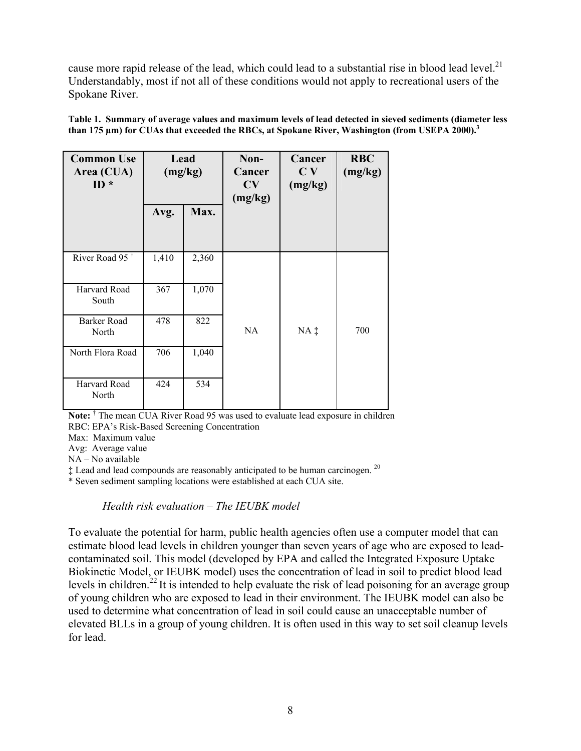cause more rapid release of the lead, which could lead to a substantial rise in blood lead level.[21] Understandably, most if not all of these conditions would not apply to recreational users of the Spokane River.

**Table 1. Summary of average values and maximum levels of lead detected in sieved sediments (diameter less than 175 µm) for CUAs that exceeded the RBCs, at Spokane River, Washington (from USEPA 2000).[3]**

| Common Use Area (CUA) ID * | Lead (mg/kg) | | Non-Cancer CV (mg/kg) | Cancer C V (mg/kg) | RBC (mg/kg) |
|---|---|---|---|---|---|
| | Avg. | Max. | | | |
| River Road 95 † | 1,410 | 2,360 | NA | NA ‡ | 700 |
| Harvard Road South | 367 | 1,070 | | | |
| Barker Road North | 478 | 822 | | | |
| North Flora Road | 706 | 1,040 | | | |
| Harvard Road North | 424 | 534 | | | |

**Note:** † The mean CUA River Road 95 was used to evaluate lead exposure in children
RBC: EPA's Risk-Based Screening Concentration
Max: Maximum value
Avg: Average value
NA – No available
‡ Lead and lead compounds are reasonably anticipated to be human carcinogen. [20]
* Seven sediment sampling locations were established at each CUA site.

*Health risk evaluation – The IEUBK model*

To evaluate the potential for harm, public health agencies often use a computer model that can estimate blood lead levels in children younger than seven years of age who are exposed to lead-contaminated soil. This model (developed by EPA and called the Integrated Exposure Uptake Biokinetic Model, or IEUBK model) uses the concentration of lead in soil to predict blood lead levels in children.[22] It is intended to help evaluate the risk of lead poisoning for an average group of young children who are exposed to lead in their environment. The IEUBK model can also be used to determine what concentration of lead in soil could cause an unacceptable number of elevated BLLs in a group of young children. It is often used in this way to set soil cleanup levels for lead.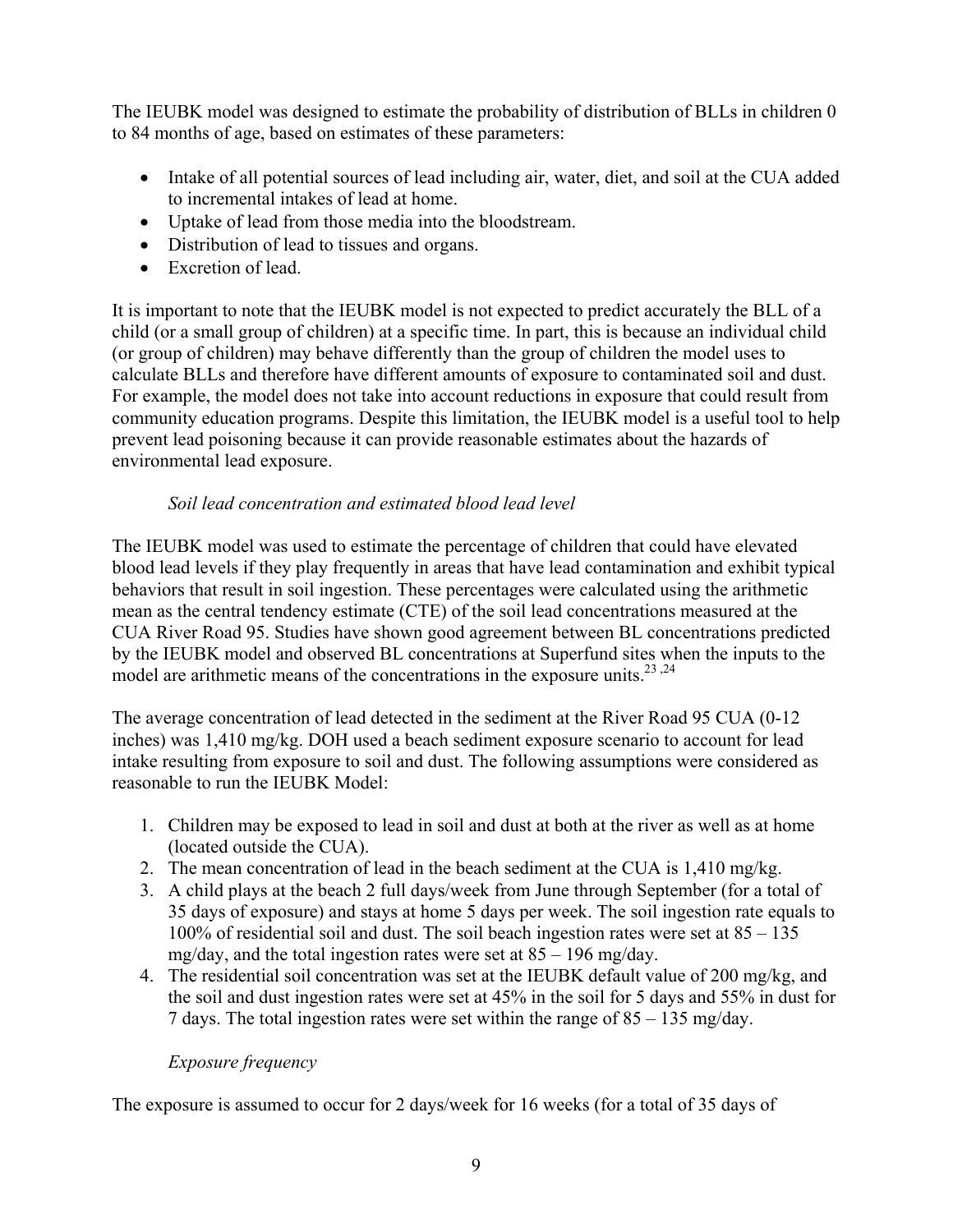The IEUBK model was designed to estimate the probability of distribution of BLLs in children 0 to 84 months of age, based on estimates of these parameters:

- Intake of all potential sources of lead including air, water, diet, and soil at the CUA added to incremental intakes of lead at home.
- Uptake of lead from those media into the bloodstream.
- Distribution of lead to tissues and organs.
- Excretion of lead.

It is important to note that the IEUBK model is not expected to predict accurately the BLL of a child (or a small group of children) at a specific time. In part, this is because an individual child (or group of children) may behave differently than the group of children the model uses to calculate BLLs and therefore have different amounts of exposure to contaminated soil and dust. For example, the model does not take into account reductions in exposure that could result from community education programs. Despite this limitation, the IEUBK model is a useful tool to help prevent lead poisoning because it can provide reasonable estimates about the hazards of environmental lead exposure.

*Soil lead concentration and estimated blood lead level*

The IEUBK model was used to estimate the percentage of children that could have elevated blood lead levels if they play frequently in areas that have lead contamination and exhibit typical behaviors that result in soil ingestion. These percentages were calculated using the arithmetic mean as the central tendency estimate (CTE) of the soil lead concentrations measured at the CUA River Road 95. Studies have shown good agreement between BL concentrations predicted by the IEUBK model and observed BL concentrations at Superfund sites when the inputs to the model are arithmetic means of the concentrations in the exposure units.[23,24]

The average concentration of lead detected in the sediment at the River Road 95 CUA (0-12 inches) was 1,410 mg/kg. DOH used a beach sediment exposure scenario to account for lead intake resulting from exposure to soil and dust. The following assumptions were considered as reasonable to run the IEUBK Model:

1. Children may be exposed to lead in soil and dust at both at the river as well as at home (located outside the CUA).
2. The mean concentration of lead in the beach sediment at the CUA is 1,410 mg/kg.
3. A child plays at the beach 2 full days/week from June through September (for a total of 35 days of exposure) and stays at home 5 days per week. The soil ingestion rate equals to 100% of residential soil and dust. The soil beach ingestion rates were set at 85 – 135 mg/day, and the total ingestion rates were set at 85 – 196 mg/day.
4. The residential soil concentration was set at the IEUBK default value of 200 mg/kg, and the soil and dust ingestion rates were set at 45% in the soil for 5 days and 55% in dust for 7 days. The total ingestion rates were set within the range of 85 – 135 mg/day.

*Exposure frequency*

The exposure is assumed to occur for 2 days/week for 16 weeks (for a total of 35 days of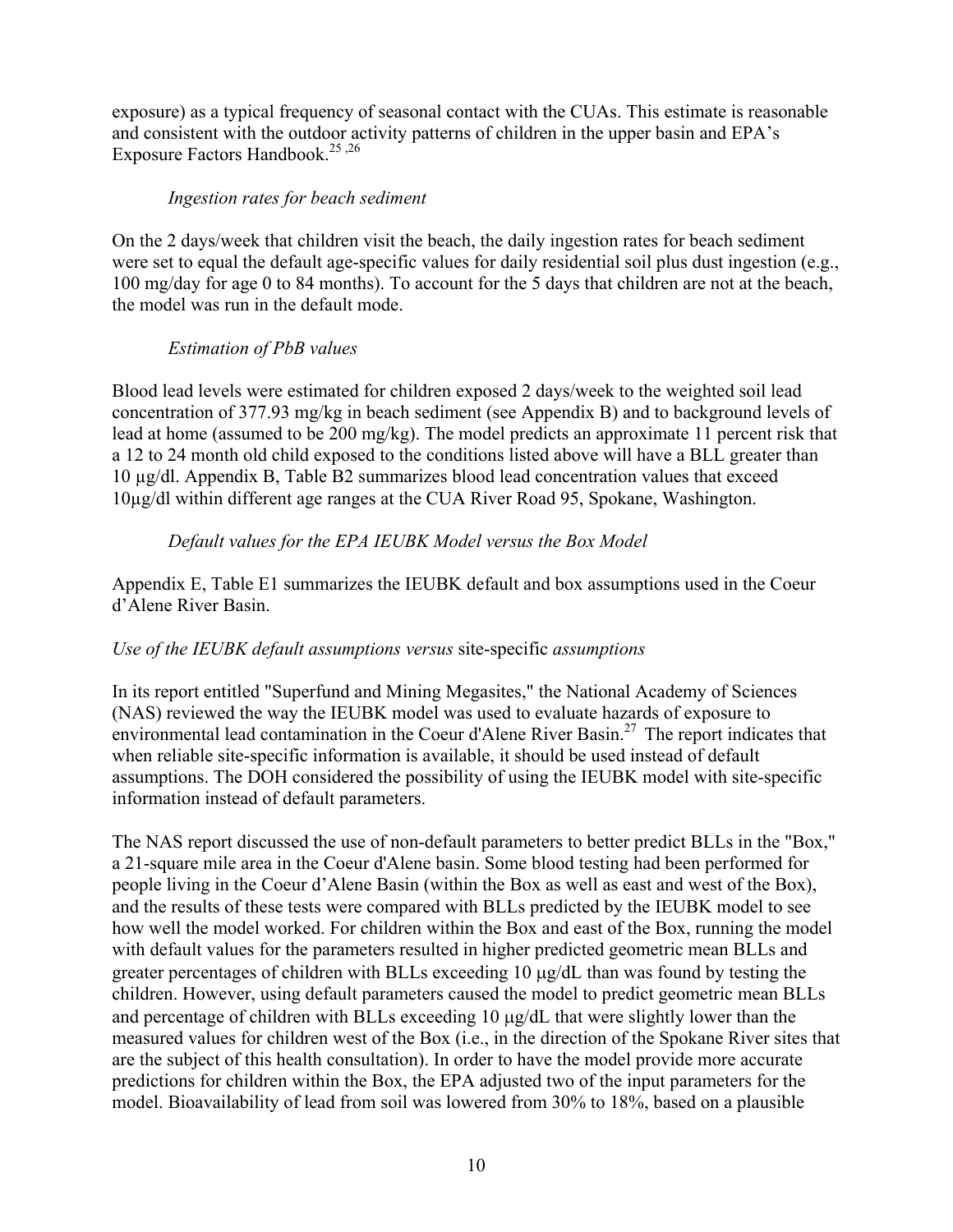exposure) as a typical frequency of seasonal contact with the CUAs. This estimate is reasonable and consistent with the outdoor activity patterns of children in the upper basin and EPA's Exposure Factors Handbook.[25,26]

*Ingestion rates for beach sediment*

On the 2 days/week that children visit the beach, the daily ingestion rates for beach sediment were set to equal the default age-specific values for daily residential soil plus dust ingestion (e.g., 100 mg/day for age 0 to 84 months). To account for the 5 days that children are not at the beach, the model was run in the default mode.

*Estimation of PbB values*

Blood lead levels were estimated for children exposed 2 days/week to the weighted soil lead concentration of 377.93 mg/kg in beach sediment (see Appendix B) and to background levels of lead at home (assumed to be 200 mg/kg). The model predicts an approximate 11 percent risk that a 12 to 24 month old child exposed to the conditions listed above will have a BLL greater than 10 µg/dl. Appendix B, Table B2 summarizes blood lead concentration values that exceed 10µg/dl within different age ranges at the CUA River Road 95, Spokane, Washington.

*Default values for the EPA IEUBK Model versus the Box Model*

Appendix E, Table E1 summarizes the IEUBK default and box assumptions used in the Coeur d'Alene River Basin.

*Use of the IEUBK default assumptions versus* site-specific *assumptions*

In its report entitled "Superfund and Mining Megasites," the National Academy of Sciences (NAS) reviewed the way the IEUBK model was used to evaluate hazards of exposure to environmental lead contamination in the Coeur d'Alene River Basin.[27] The report indicates that when reliable site-specific information is available, it should be used instead of default assumptions. The DOH considered the possibility of using the IEUBK model with site-specific information instead of default parameters.

The NAS report discussed the use of non-default parameters to better predict BLLs in the "Box," a 21-square mile area in the Coeur d'Alene basin. Some blood testing had been performed for people living in the Coeur d'Alene Basin (within the Box as well as east and west of the Box), and the results of these tests were compared with BLLs predicted by the IEUBK model to see how well the model worked. For children within the Box and east of the Box, running the model with default values for the parameters resulted in higher predicted geometric mean BLLs and greater percentages of children with BLLs exceeding 10 µg/dL than was found by testing the children. However, using default parameters caused the model to predict geometric mean BLLs and percentage of children with BLLs exceeding 10 µg/dL that were slightly lower than the measured values for children west of the Box (i.e., in the direction of the Spokane River sites that are the subject of this health consultation). In order to have the model provide more accurate predictions for children within the Box, the EPA adjusted two of the input parameters for the model. Bioavailability of lead from soil was lowered from 30% to 18%, based on a plausible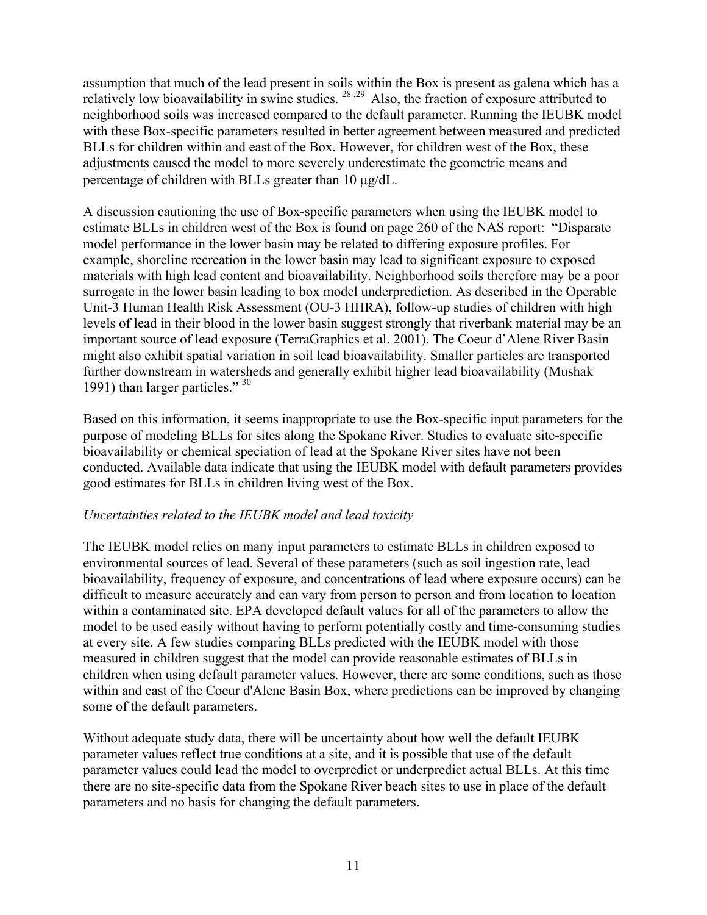assumption that much of the lead present in soils within the Box is present as galena which has a relatively low bioavailability in swine studies. [28,29] Also, the fraction of exposure attributed to neighborhood soils was increased compared to the default parameter. Running the IEUBK model with these Box-specific parameters resulted in better agreement between measured and predicted BLLs for children within and east of the Box. However, for children west of the Box, these adjustments caused the model to more severely underestimate the geometric means and percentage of children with BLLs greater than 10 μg/dL.

A discussion cautioning the use of Box-specific parameters when using the IEUBK model to estimate BLLs in children west of the Box is found on page 260 of the NAS report: "Disparate model performance in the lower basin may be related to differing exposure profiles. For example, shoreline recreation in the lower basin may lead to significant exposure to exposed materials with high lead content and bioavailability. Neighborhood soils therefore may be a poor surrogate in the lower basin leading to box model underprediction. As described in the Operable Unit-3 Human Health Risk Assessment (OU-3 HHRA), follow-up studies of children with high levels of lead in their blood in the lower basin suggest strongly that riverbank material may be an important source of lead exposure (TerraGraphics et al. 2001). The Coeur d'Alene River Basin might also exhibit spatial variation in soil lead bioavailability. Smaller particles are transported further downstream in watersheds and generally exhibit higher lead bioavailability (Mushak 1991) than larger particles." [30]

Based on this information, it seems inappropriate to use the Box-specific input parameters for the purpose of modeling BLLs for sites along the Spokane River. Studies to evaluate site-specific bioavailability or chemical speciation of lead at the Spokane River sites have not been conducted. Available data indicate that using the IEUBK model with default parameters provides good estimates for BLLs in children living west of the Box.

*Uncertainties related to the IEUBK model and lead toxicity*

The IEUBK model relies on many input parameters to estimate BLLs in children exposed to environmental sources of lead. Several of these parameters (such as soil ingestion rate, lead bioavailability, frequency of exposure, and concentrations of lead where exposure occurs) can be difficult to measure accurately and can vary from person to person and from location to location within a contaminated site. EPA developed default values for all of the parameters to allow the model to be used easily without having to perform potentially costly and time-consuming studies at every site. A few studies comparing BLLs predicted with the IEUBK model with those measured in children suggest that the model can provide reasonable estimates of BLLs in children when using default parameter values. However, there are some conditions, such as those within and east of the Coeur d'Alene Basin Box, where predictions can be improved by changing some of the default parameters.

Without adequate study data, there will be uncertainty about how well the default IEUBK parameter values reflect true conditions at a site, and it is possible that use of the default parameter values could lead the model to overpredict or underpredict actual BLLs. At this time there are no site-specific data from the Spokane River beach sites to use in place of the default parameters and no basis for changing the default parameters.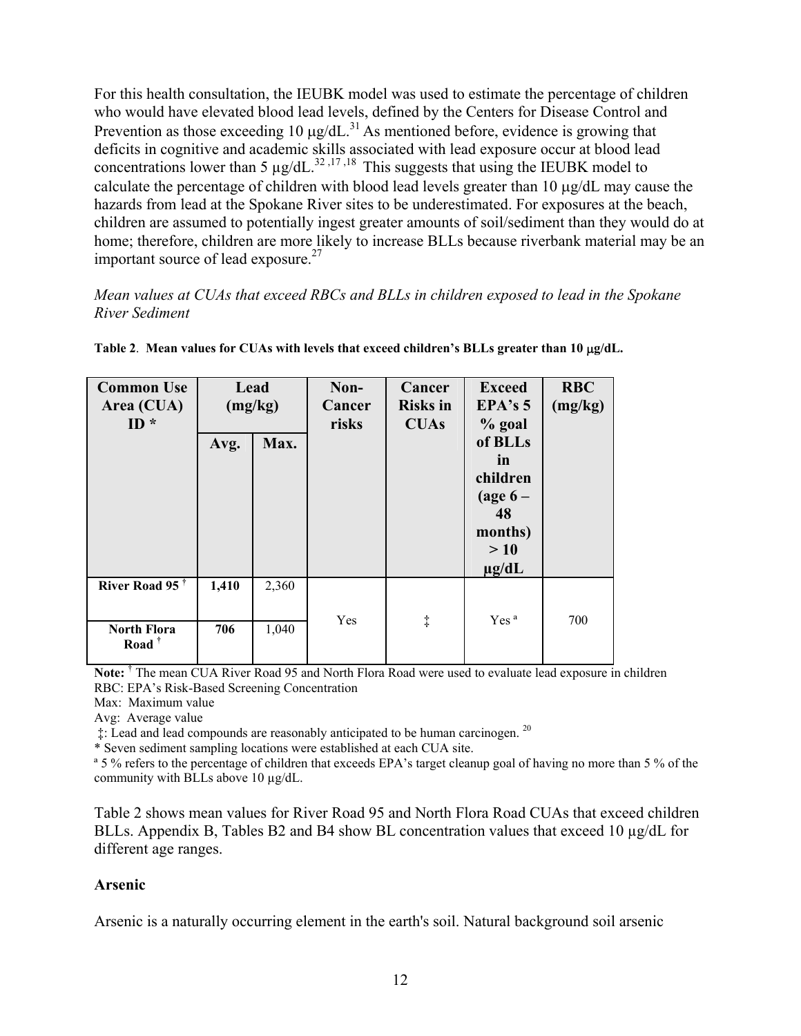For this health consultation, the IEUBK model was used to estimate the percentage of children who would have elevated blood lead levels, defined by the Centers for Disease Control and Prevention as those exceeding 10 μg/dL.[31] As mentioned before, evidence is growing that deficits in cognitive and academic skills associated with lead exposure occur at blood lead concentrations lower than 5 μg/dL.[32,17,18] This suggests that using the IEUBK model to calculate the percentage of children with blood lead levels greater than 10 μg/dL may cause the hazards from lead at the Spokane River sites to be underestimated. For exposures at the beach, children are assumed to potentially ingest greater amounts of soil/sediment than they would do at home; therefore, children are more likely to increase BLLs because riverbank material may be an important source of lead exposure.[27]

*Mean values at CUAs that exceed RBCs and BLLs in children exposed to lead in the Spokane River Sediment*

**Table 2**. **Mean values for CUAs with levels that exceed children's BLLs greater than 10 μg/dL.**

| Common Use Area (CUA) ID * | Lead (mg/kg) | | Non-Cancer risks | Cancer Risks in CUAs | Exceed EPA's 5 % goal of BLLs in children (age 6 – 48 months) > 10 μg/dL | RBC (mg/kg) |
|---|---|---|---|---|---|---|
| | Avg. | Max. | | | | |
| **River Road 95** [†] | **1,410** | 2,360 | Yes | ‡ | Yes [a] | 700 |
| **North Flora Road** [†] | **706** | 1,040 | | | | |

**Note:** [†] The mean CUA River Road 95 and North Flora Road were used to evaluate lead exposure in children
RBC: EPA's Risk-Based Screening Concentration
Max: Maximum value
Avg: Average value
‡: Lead and lead compounds are reasonably anticipated to be human carcinogen.[20]
* Seven sediment sampling locations were established at each CUA site.
[a] 5 % refers to the percentage of children that exceeds EPA's target cleanup goal of having no more than 5 % of the community with BLLs above 10 μg/dL.

Table 2 shows mean values for River Road 95 and North Flora Road CUAs that exceed children BLLs. Appendix B, Tables B2 and B4 show BL concentration values that exceed 10 μg/dL for different age ranges.

**Arsenic**

Arsenic is a naturally occurring element in the earth's soil. Natural background soil arsenic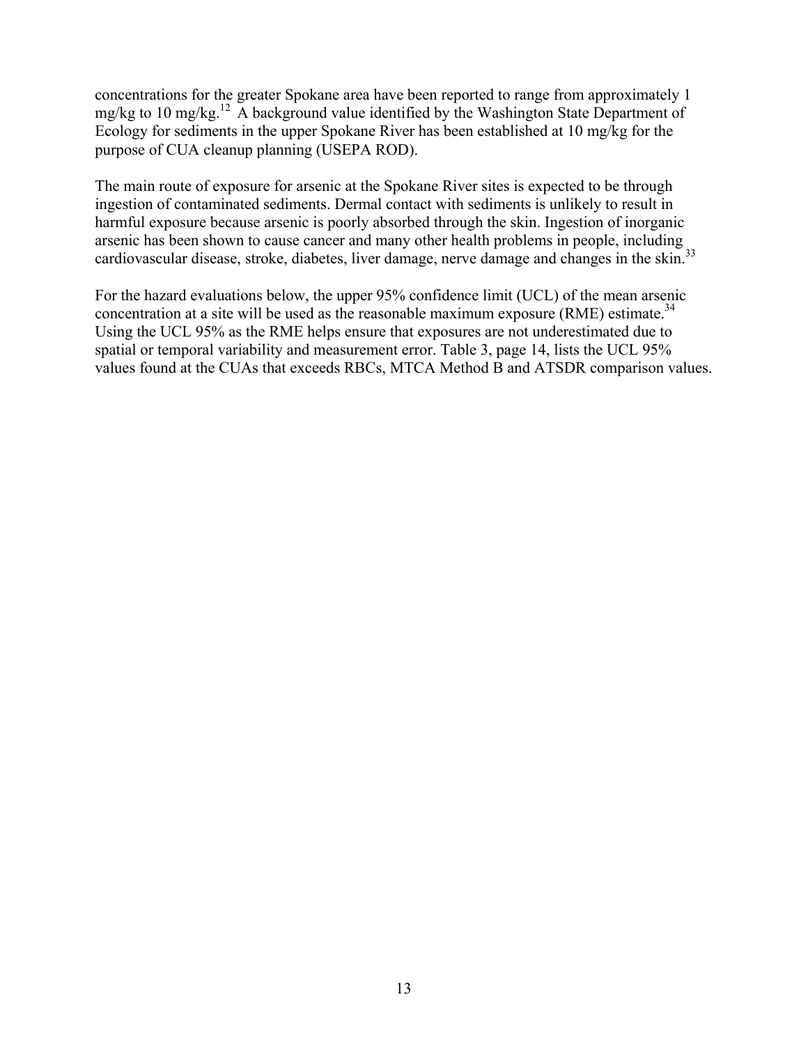concentrations for the greater Spokane area have been reported to range from approximately 1 mg/kg to 10 mg/kg.[12] A background value identified by the Washington State Department of Ecology for sediments in the upper Spokane River has been established at 10 mg/kg for the purpose of CUA cleanup planning (USEPA ROD).

The main route of exposure for arsenic at the Spokane River sites is expected to be through ingestion of contaminated sediments. Dermal contact with sediments is unlikely to result in harmful exposure because arsenic is poorly absorbed through the skin. Ingestion of inorganic arsenic has been shown to cause cancer and many other health problems in people, including cardiovascular disease, stroke, diabetes, liver damage, nerve damage and changes in the skin.[33]

For the hazard evaluations below, the upper 95% confidence limit (UCL) of the mean arsenic concentration at a site will be used as the reasonable maximum exposure (RME) estimate.[34] Using the UCL 95% as the RME helps ensure that exposures are not underestimated due to spatial or temporal variability and measurement error. Table 3, page 14, lists the UCL 95% values found at the CUAs that exceeds RBCs, MTCA Method B and ATSDR comparison values.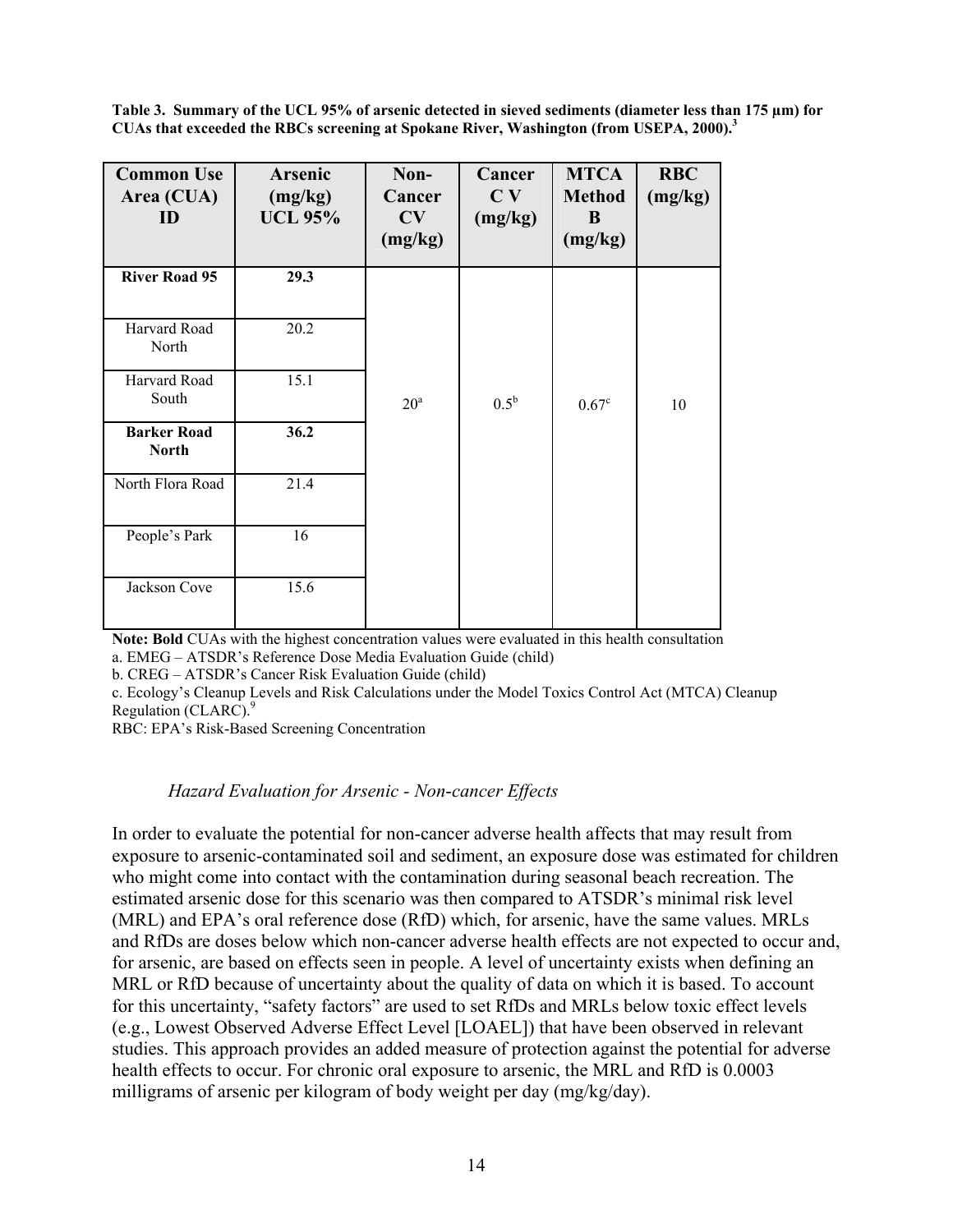**Table 3. Summary of the UCL 95% of arsenic detected in sieved sediments (diameter less than 175 µm) for CUAs that exceeded the RBCs screening at Spokane River, Washington (from USEPA, 2000).[3]**

| Common Use Area (CUA) ID | Arsenic (mg/kg) UCL 95% | Non-Cancer CV (mg/kg) | Cancer C V (mg/kg) | MTCA Method B (mg/kg) | RBC (mg/kg) |
|---|---|---|---|---|---|
| **River Road 95** | **29.3** | 20[a] | 0.5[b] | 0.67[c] | 10 |
| Harvard Road North | 20.2 | | | | |
| Harvard Road South | 15.1 | | | | |
| **Barker Road North** | **36.2** | | | | |
| North Flora Road | 21.4 | | | | |
| People's Park | 16 | | | | |
| Jackson Cove | 15.6 | | | | |

**Note: Bold** CUAs with the highest concentration values were evaluated in this health consultation

a. EMEG – ATSDR's Reference Dose Media Evaluation Guide (child)

b. CREG – ATSDR's Cancer Risk Evaluation Guide (child)

c. Ecology's Cleanup Levels and Risk Calculations under the Model Toxics Control Act (MTCA) Cleanup Regulation (CLARC).[9]

RBC: EPA's Risk-Based Screening Concentration

### *Hazard Evaluation for Arsenic - Non-cancer Effects*

In order to evaluate the potential for non-cancer adverse health affects that may result from exposure to arsenic-contaminated soil and sediment, an exposure dose was estimated for children who might come into contact with the contamination during seasonal beach recreation. The estimated arsenic dose for this scenario was then compared to ATSDR's minimal risk level (MRL) and EPA's oral reference dose (RfD) which, for arsenic, have the same values. MRLs and RfDs are doses below which non-cancer adverse health effects are not expected to occur and, for arsenic, are based on effects seen in people. A level of uncertainty exists when defining an MRL or RfD because of uncertainty about the quality of data on which it is based. To account for this uncertainty, "safety factors" are used to set RfDs and MRLs below toxic effect levels (e.g., Lowest Observed Adverse Effect Level [LOAEL]) that have been observed in relevant studies. This approach provides an added measure of protection against the potential for adverse health effects to occur. For chronic oral exposure to arsenic, the MRL and RfD is 0.0003 milligrams of arsenic per kilogram of body weight per day (mg/kg/day).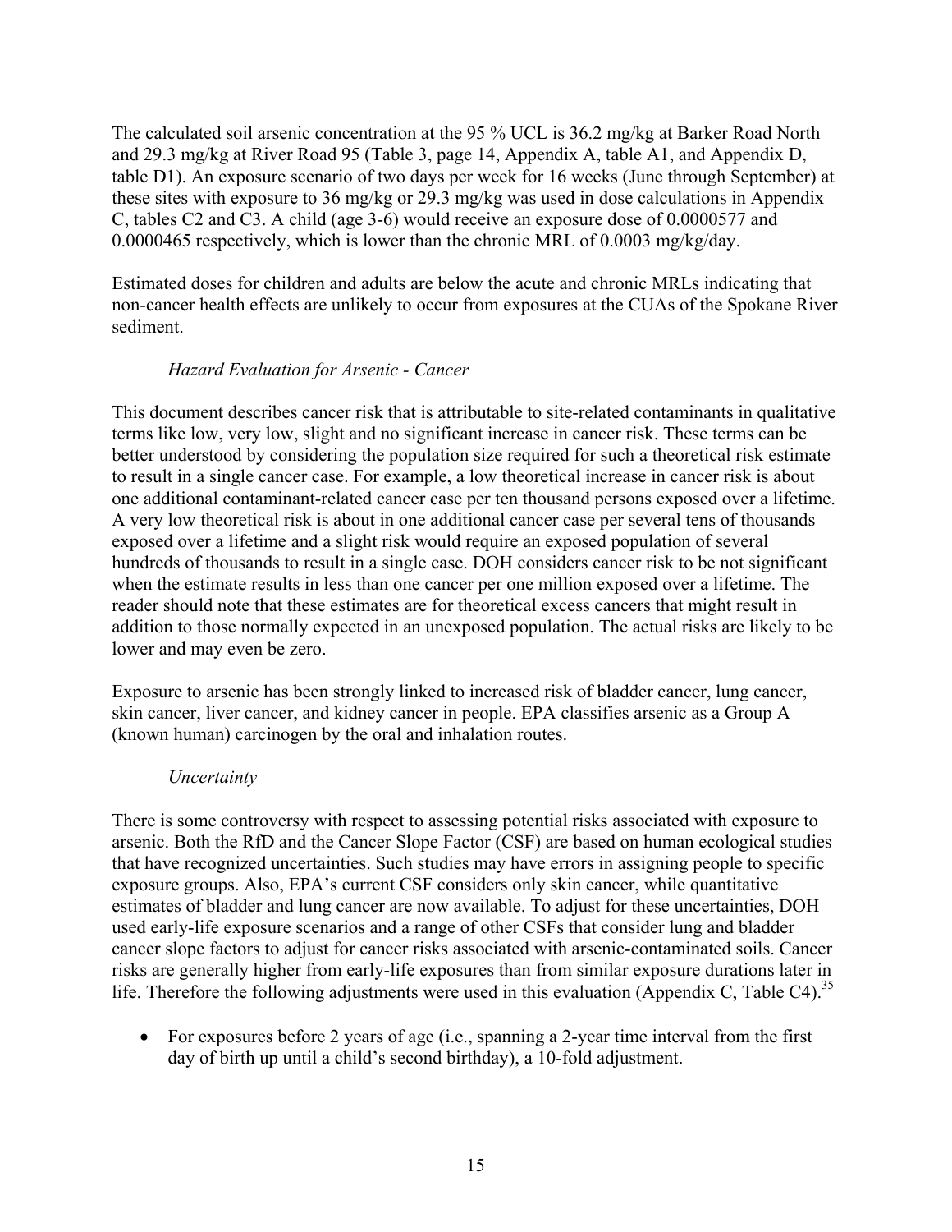The calculated soil arsenic concentration at the 95 % UCL is 36.2 mg/kg at Barker Road North and 29.3 mg/kg at River Road 95 (Table 3, page 14, Appendix A, table A1, and Appendix D, table D1). An exposure scenario of two days per week for 16 weeks (June through September) at these sites with exposure to 36 mg/kg or 29.3 mg/kg was used in dose calculations in Appendix C, tables C2 and C3. A child (age 3-6) would receive an exposure dose of 0.0000577 and 0.0000465 respectively, which is lower than the chronic MRL of 0.0003 mg/kg/day.

Estimated doses for children and adults are below the acute and chronic MRLs indicating that non-cancer health effects are unlikely to occur from exposures at the CUAs of the Spokane River sediment.

*Hazard Evaluation for Arsenic - Cancer*

This document describes cancer risk that is attributable to site-related contaminants in qualitative terms like low, very low, slight and no significant increase in cancer risk. These terms can be better understood by considering the population size required for such a theoretical risk estimate to result in a single cancer case. For example, a low theoretical increase in cancer risk is about one additional contaminant-related cancer case per ten thousand persons exposed over a lifetime. A very low theoretical risk is about in one additional cancer case per several tens of thousands exposed over a lifetime and a slight risk would require an exposed population of several hundreds of thousands to result in a single case. DOH considers cancer risk to be not significant when the estimate results in less than one cancer per one million exposed over a lifetime. The reader should note that these estimates are for theoretical excess cancers that might result in addition to those normally expected in an unexposed population. The actual risks are likely to be lower and may even be zero.

Exposure to arsenic has been strongly linked to increased risk of bladder cancer, lung cancer, skin cancer, liver cancer, and kidney cancer in people. EPA classifies arsenic as a Group A (known human) carcinogen by the oral and inhalation routes.

*Uncertainty*

There is some controversy with respect to assessing potential risks associated with exposure to arsenic. Both the RfD and the Cancer Slope Factor (CSF) are based on human ecological studies that have recognized uncertainties. Such studies may have errors in assigning people to specific exposure groups. Also, EPA's current CSF considers only skin cancer, while quantitative estimates of bladder and lung cancer are now available. To adjust for these uncertainties, DOH used early-life exposure scenarios and a range of other CSFs that consider lung and bladder cancer slope factors to adjust for cancer risks associated with arsenic-contaminated soils. Cancer risks are generally higher from early-life exposures than from similar exposure durations later in life. Therefore the following adjustments were used in this evaluation (Appendix C, Table C4).[35]

- For exposures before 2 years of age (i.e., spanning a 2-year time interval from the first day of birth up until a child's second birthday), a 10-fold adjustment.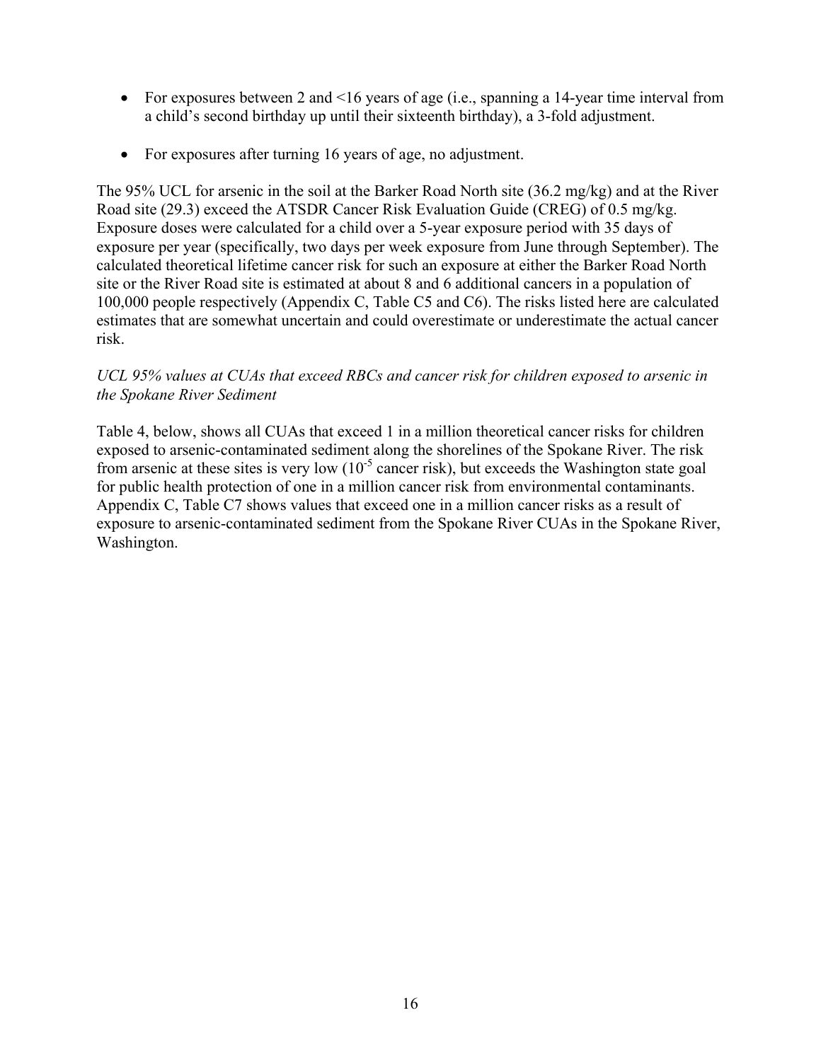- For exposures between 2 and <16 years of age (i.e., spanning a 14-year time interval from a child's second birthday up until their sixteenth birthday), a 3-fold adjustment.
- For exposures after turning 16 years of age, no adjustment.

The 95% UCL for arsenic in the soil at the Barker Road North site (36.2 mg/kg) and at the River Road site (29.3) exceed the ATSDR Cancer Risk Evaluation Guide (CREG) of 0.5 mg/kg. Exposure doses were calculated for a child over a 5-year exposure period with 35 days of exposure per year (specifically, two days per week exposure from June through September). The calculated theoretical lifetime cancer risk for such an exposure at either the Barker Road North site or the River Road site is estimated at about 8 and 6 additional cancers in a population of 100,000 people respectively (Appendix C, Table C5 and C6). The risks listed here are calculated estimates that are somewhat uncertain and could overestimate or underestimate the actual cancer risk.

*UCL 95% values at CUAs that exceed RBCs and cancer risk for children exposed to arsenic in the Spokane River Sediment*

Table 4, below, shows all CUAs that exceed 1 in a million theoretical cancer risks for children exposed to arsenic-contaminated sediment along the shorelines of the Spokane River. The risk from arsenic at these sites is very low ($10^{-5}$ cancer risk), but exceeds the Washington state goal for public health protection of one in a million cancer risk from environmental contaminants. Appendix C, Table C7 shows values that exceed one in a million cancer risks as a result of exposure to arsenic-contaminated sediment from the Spokane River CUAs in the Spokane River, Washington.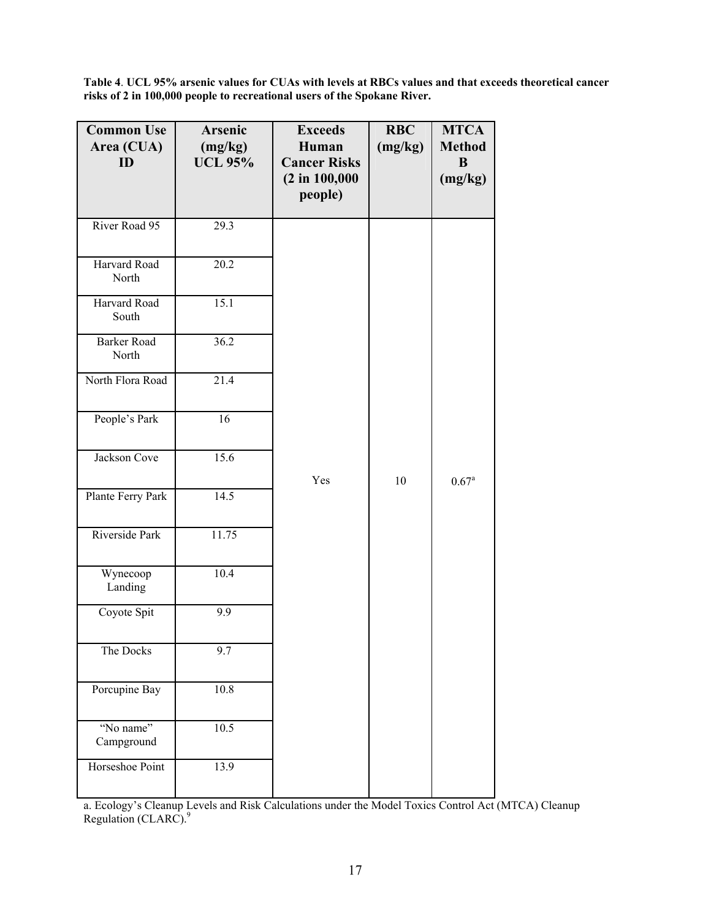**Table 4**. **UCL 95% arsenic values for CUAs with levels at RBCs values and that exceeds theoretical cancer risks of 2 in 100,000 people to recreational users of the Spokane River.**

| Common Use Area (CUA) ID | Arsenic (mg/kg) UCL 95% | Exceeds Human Cancer Risks (2 in 100,000 people) | RBC (mg/kg) | MTCA Method B (mg/kg) |
|---|---|---|---|---|
| River Road 95 | 29.3 | Yes | 10 | 0.67[a] |
| Harvard Road North | 20.2 | | | |
| Harvard Road South | 15.1 | | | |
| Barker Road North | 36.2 | | | |
| North Flora Road | 21.4 | | | |
| People's Park | 16 | | | |
| Jackson Cove | 15.6 | | | |
| Plante Ferry Park | 14.5 | | | |
| Riverside Park | 11.75 | | | |
| Wynecoop Landing | 10.4 | | | |
| Coyote Spit | 9.9 | | | |
| The Docks | 9.7 | | | |
| Porcupine Bay | 10.8 | | | |
| "No name" Campground | 10.5 | | | |
| Horseshoe Point | 13.9 | | | |

a. Ecology's Cleanup Levels and Risk Calculations under the Model Toxics Control Act (MTCA) Cleanup Regulation (CLARC).[9]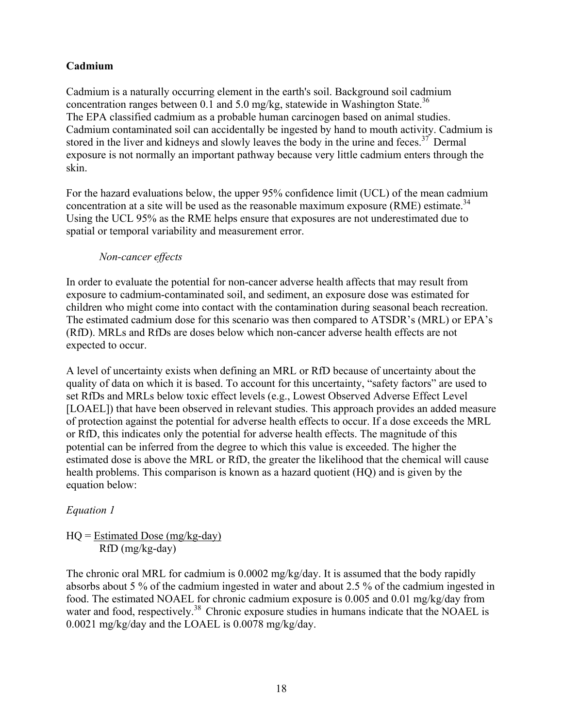## Cadmium

Cadmium is a naturally occurring element in the earth's soil. Background soil cadmium concentration ranges between 0.1 and 5.0 mg/kg, statewide in Washington State.[36] The EPA classified cadmium as a probable human carcinogen based on animal studies. Cadmium contaminated soil can accidentally be ingested by hand to mouth activity. Cadmium is stored in the liver and kidneys and slowly leaves the body in the urine and feces.[37] Dermal exposure is not normally an important pathway because very little cadmium enters through the skin.

For the hazard evaluations below, the upper 95% confidence limit (UCL) of the mean cadmium concentration at a site will be used as the reasonable maximum exposure (RME) estimate.[34] Using the UCL 95% as the RME helps ensure that exposures are not underestimated due to spatial or temporal variability and measurement error.

*Non-cancer effects*

In order to evaluate the potential for non-cancer adverse health affects that may result from exposure to cadmium-contaminated soil, and sediment, an exposure dose was estimated for children who might come into contact with the contamination during seasonal beach recreation. The estimated cadmium dose for this scenario was then compared to ATSDR's (MRL) or EPA's (RfD). MRLs and RfDs are doses below which non-cancer adverse health effects are not expected to occur.

A level of uncertainty exists when defining an MRL or RfD because of uncertainty about the quality of data on which it is based. To account for this uncertainty, "safety factors" are used to set RfDs and MRLs below toxic effect levels (e.g., Lowest Observed Adverse Effect Level [LOAEL]) that have been observed in relevant studies. This approach provides an added measure of protection against the potential for adverse health effects to occur. If a dose exceeds the MRL or RfD, this indicates only the potential for adverse health effects. The magnitude of this potential can be inferred from the degree to which this value is exceeded. The higher the estimated dose is above the MRL or RfD, the greater the likelihood that the chemical will cause health problems. This comparison is known as a hazard quotient (HQ) and is given by the equation below:

*Equation 1*

$$HQ = \frac{\text{Estimated Dose (mg/kg-day)}}{\text{RfD (mg/kg-day)}}$$

The chronic oral MRL for cadmium is 0.0002 mg/kg/day. It is assumed that the body rapidly absorbs about 5 % of the cadmium ingested in water and about 2.5 % of the cadmium ingested in food. The estimated NOAEL for chronic cadmium exposure is 0.005 and 0.01 mg/kg/day from water and food, respectively.[38] Chronic exposure studies in humans indicate that the NOAEL is 0.0021 mg/kg/day and the LOAEL is 0.0078 mg/kg/day.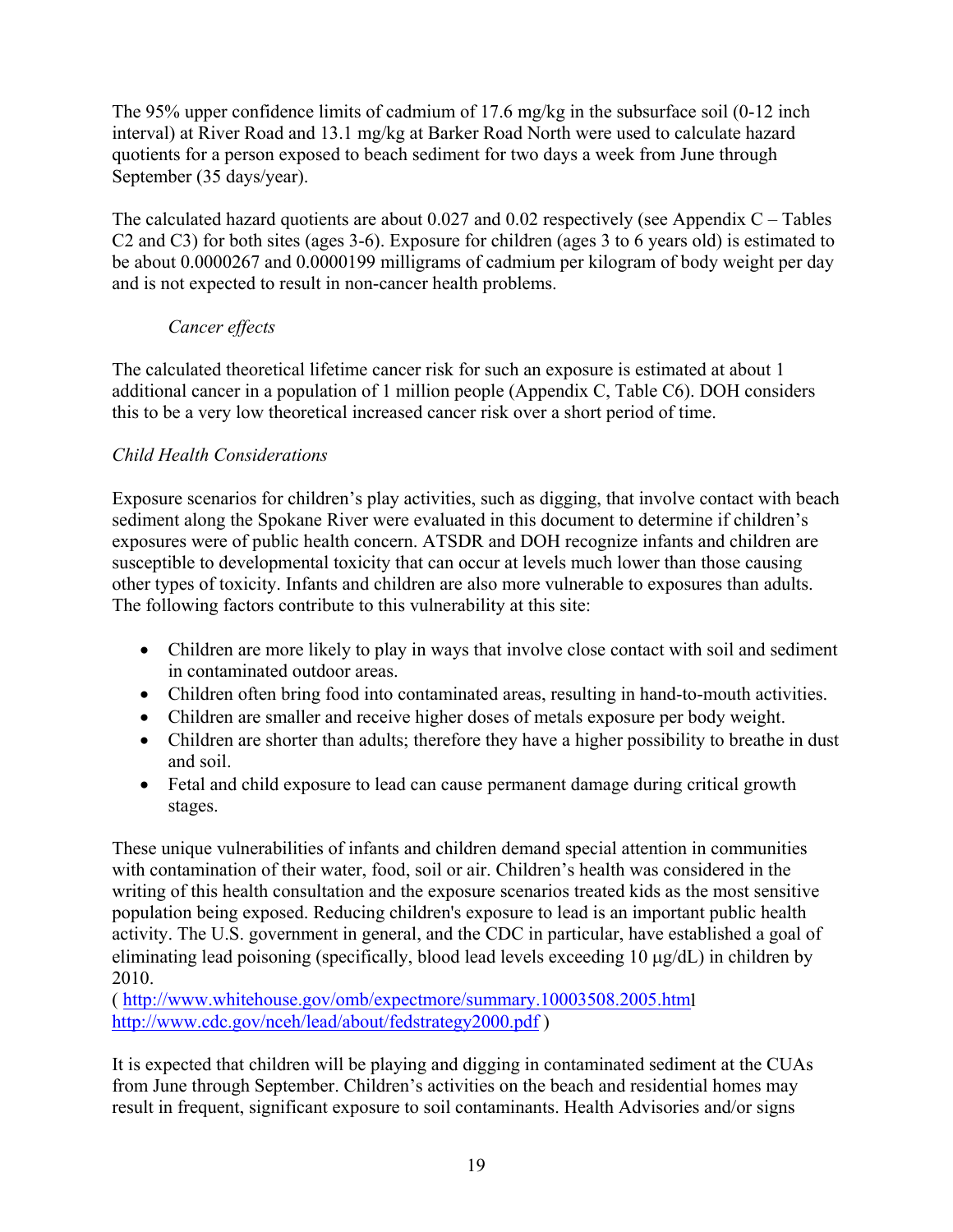The 95% upper confidence limits of cadmium of 17.6 mg/kg in the subsurface soil (0-12 inch interval) at River Road and 13.1 mg/kg at Barker Road North were used to calculate hazard quotients for a person exposed to beach sediment for two days a week from June through September (35 days/year).

The calculated hazard quotients are about 0.027 and 0.02 respectively (see Appendix C – Tables C2 and C3) for both sites (ages 3-6). Exposure for children (ages 3 to 6 years old) is estimated to be about 0.0000267 and 0.0000199 milligrams of cadmium per kilogram of body weight per day and is not expected to result in non-cancer health problems.

*Cancer effects*

The calculated theoretical lifetime cancer risk for such an exposure is estimated at about 1 additional cancer in a population of 1 million people (Appendix C, Table C6). DOH considers this to be a very low theoretical increased cancer risk over a short period of time.

*Child Health Considerations*

Exposure scenarios for children's play activities, such as digging, that involve contact with beach sediment along the Spokane River were evaluated in this document to determine if children's exposures were of public health concern. ATSDR and DOH recognize infants and children are susceptible to developmental toxicity that can occur at levels much lower than those causing other types of toxicity. Infants and children are also more vulnerable to exposures than adults. The following factors contribute to this vulnerability at this site:

- Children are more likely to play in ways that involve close contact with soil and sediment in contaminated outdoor areas.
- Children often bring food into contaminated areas, resulting in hand-to-mouth activities.
- Children are smaller and receive higher doses of metals exposure per body weight.
- Children are shorter than adults; therefore they have a higher possibility to breathe in dust and soil.
- Fetal and child exposure to lead can cause permanent damage during critical growth stages.

These unique vulnerabilities of infants and children demand special attention in communities with contamination of their water, food, soil or air. Children's health was considered in the writing of this health consultation and the exposure scenarios treated kids as the most sensitive population being exposed. Reducing children's exposure to lead is an important public health activity. The U.S. government in general, and the CDC in particular, have established a goal of eliminating lead poisoning (specifically, blood lead levels exceeding 10 µg/dL) in children by 2010.
( http://www.whitehouse.gov/omb/expectmore/summary.10003508.2005.html http://www.cdc.gov/nceh/lead/about/fedstrategy2000.pdf )

It is expected that children will be playing and digging in contaminated sediment at the CUAs from June through September. Children's activities on the beach and residential homes may result in frequent, significant exposure to soil contaminants. Health Advisories and/or signs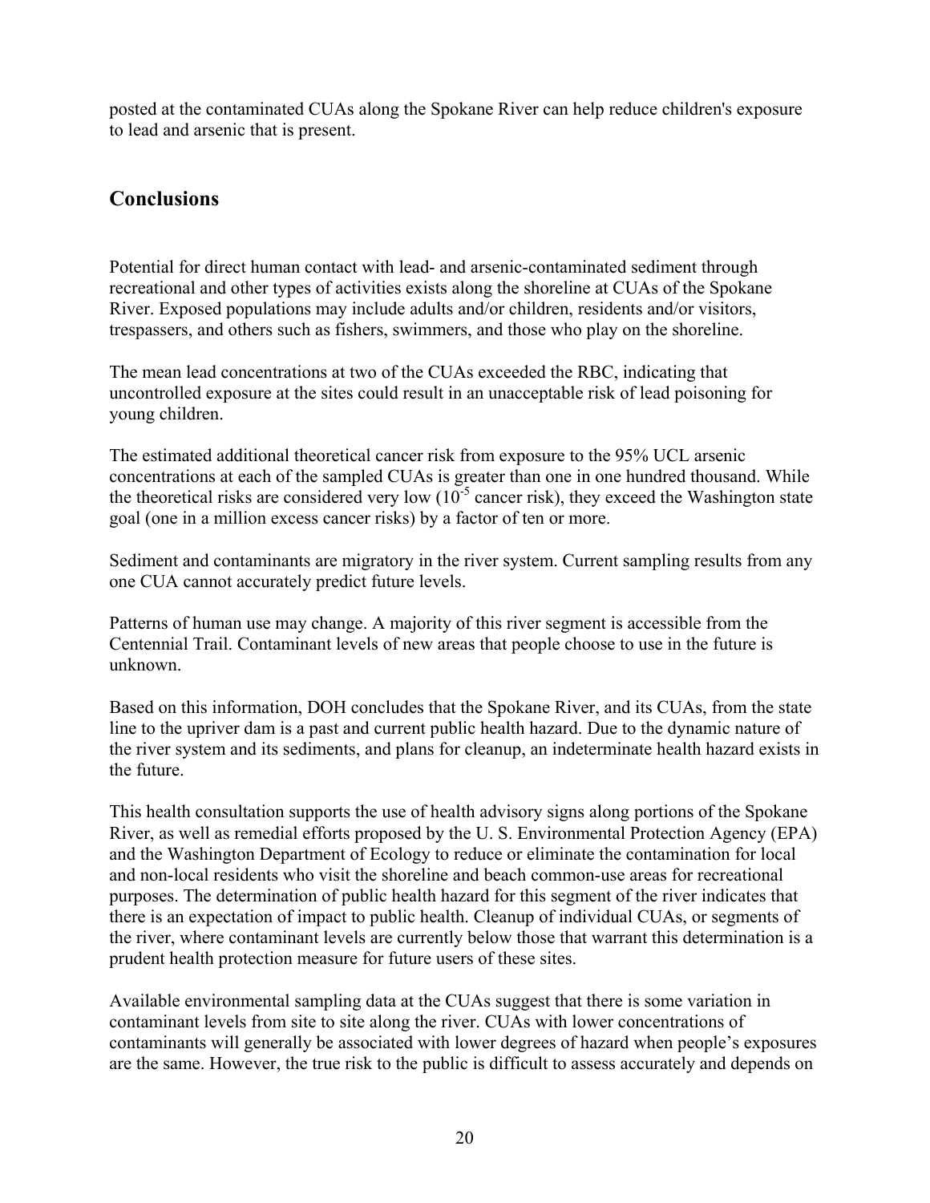posted at the contaminated CUAs along the Spokane River can help reduce children's exposure to lead and arsenic that is present.

## Conclusions

Potential for direct human contact with lead- and arsenic-contaminated sediment through recreational and other types of activities exists along the shoreline at CUAs of the Spokane River. Exposed populations may include adults and/or children, residents and/or visitors, trespassers, and others such as fishers, swimmers, and those who play on the shoreline.

The mean lead concentrations at two of the CUAs exceeded the RBC, indicating that uncontrolled exposure at the sites could result in an unacceptable risk of lead poisoning for young children.

The estimated additional theoretical cancer risk from exposure to the 95% UCL arsenic concentrations at each of the sampled CUAs is greater than one in one hundred thousand. While the theoretical risks are considered very low ($10^{-5}$ cancer risk), they exceed the Washington state goal (one in a million excess cancer risks) by a factor of ten or more.

Sediment and contaminants are migratory in the river system. Current sampling results from any one CUA cannot accurately predict future levels.

Patterns of human use may change. A majority of this river segment is accessible from the Centennial Trail. Contaminant levels of new areas that people choose to use in the future is unknown.

Based on this information, DOH concludes that the Spokane River, and its CUAs, from the state line to the upriver dam is a past and current public health hazard. Due to the dynamic nature of the river system and its sediments, and plans for cleanup, an indeterminate health hazard exists in the future.

This health consultation supports the use of health advisory signs along portions of the Spokane River, as well as remedial efforts proposed by the U. S. Environmental Protection Agency (EPA) and the Washington Department of Ecology to reduce or eliminate the contamination for local and non-local residents who visit the shoreline and beach common-use areas for recreational purposes. The determination of public health hazard for this segment of the river indicates that there is an expectation of impact to public health. Cleanup of individual CUAs, or segments of the river, where contaminant levels are currently below those that warrant this determination is a prudent health protection measure for future users of these sites.

Available environmental sampling data at the CUAs suggest that there is some variation in contaminant levels from site to site along the river. CUAs with lower concentrations of contaminants will generally be associated with lower degrees of hazard when people's exposures are the same. However, the true risk to the public is difficult to assess accurately and depends on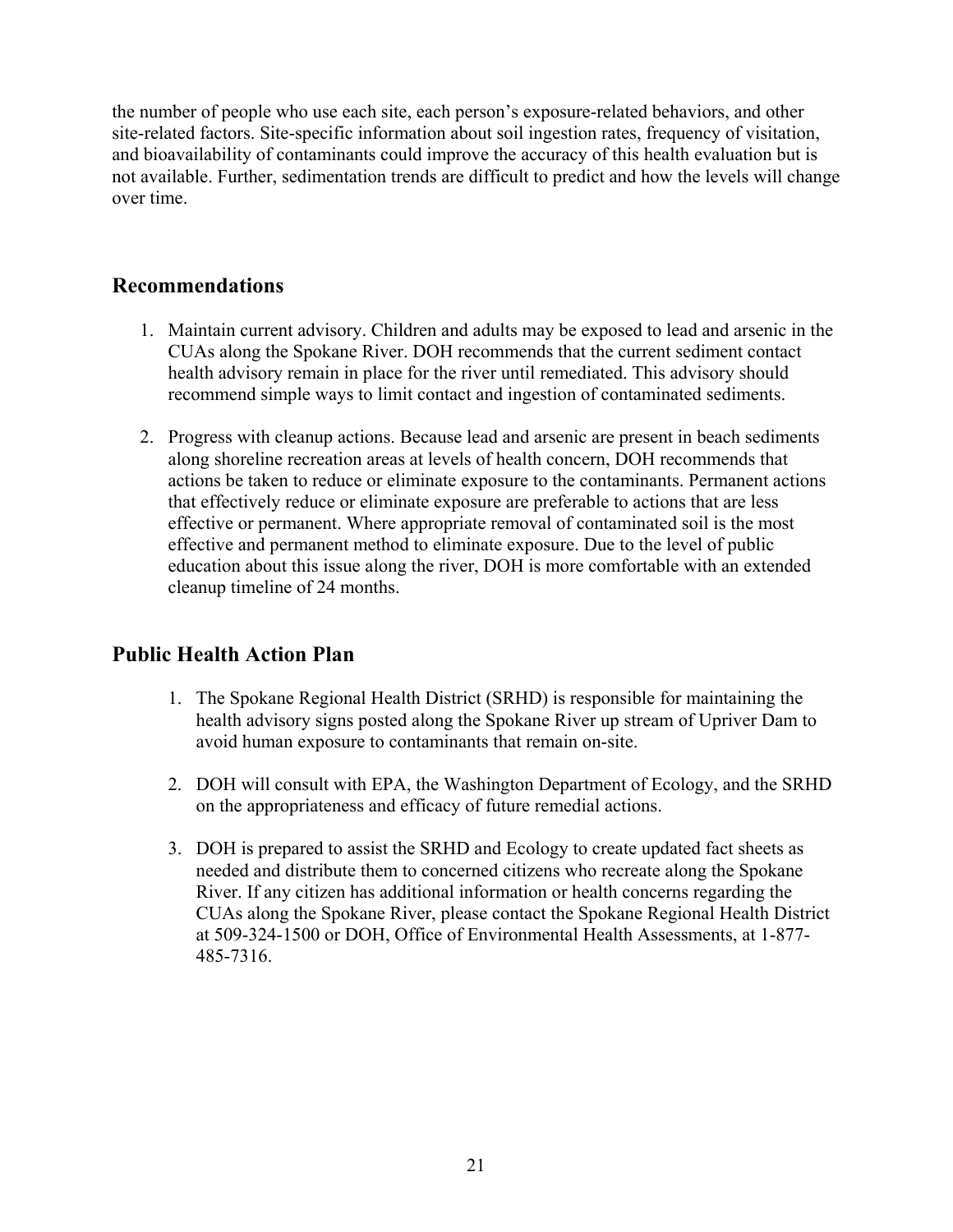the number of people who use each site, each person's exposure-related behaviors, and other site-related factors. Site-specific information about soil ingestion rates, frequency of visitation, and bioavailability of contaminants could improve the accuracy of this health evaluation but is not available. Further, sedimentation trends are difficult to predict and how the levels will change over time.

## Recommendations

1. Maintain current advisory. Children and adults may be exposed to lead and arsenic in the CUAs along the Spokane River. DOH recommends that the current sediment contact health advisory remain in place for the river until remediated. This advisory should recommend simple ways to limit contact and ingestion of contaminated sediments.

2. Progress with cleanup actions. Because lead and arsenic are present in beach sediments along shoreline recreation areas at levels of health concern, DOH recommends that actions be taken to reduce or eliminate exposure to the contaminants. Permanent actions that effectively reduce or eliminate exposure are preferable to actions that are less effective or permanent. Where appropriate removal of contaminated soil is the most effective and permanent method to eliminate exposure. Due to the level of public education about this issue along the river, DOH is more comfortable with an extended cleanup timeline of 24 months.

## Public Health Action Plan

1. The Spokane Regional Health District (SRHD) is responsible for maintaining the health advisory signs posted along the Spokane River up stream of Upriver Dam to avoid human exposure to contaminants that remain on-site.

2. DOH will consult with EPA, the Washington Department of Ecology, and the SRHD on the appropriateness and efficacy of future remedial actions.

3. DOH is prepared to assist the SRHD and Ecology to create updated fact sheets as needed and distribute them to concerned citizens who recreate along the Spokane River. If any citizen has additional information or health concerns regarding the CUAs along the Spokane River, please contact the Spokane Regional Health District at 509-324-1500 or DOH, Office of Environmental Health Assessments, at 1-877-485-7316.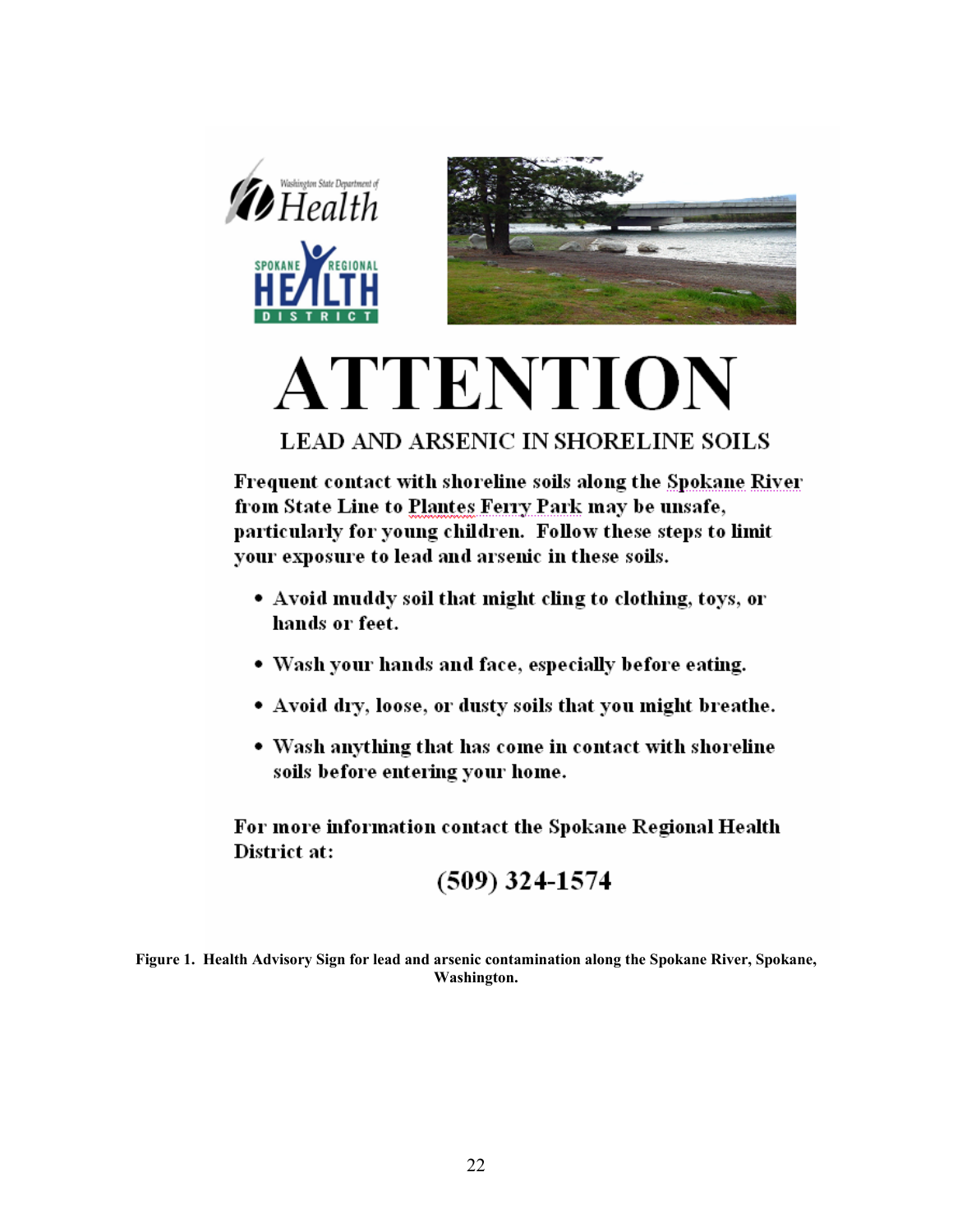Washington State Department of Health

SPOKANE REGIONAL HEALTH DISTRICT

# ATTENTION

## LEAD AND ARSENIC IN SHORELINE SOILS

**Frequent contact with shoreline soils along the Spokane River from State Line to Plantes Ferry Park may be unsafe, particularly for young children. Follow these steps to limit your exposure to lead and arsenic in these soils.**

- **Avoid muddy soil that might cling to clothing, toys, or hands or feet.**
- **Wash your hands and face, especially before eating.**
- **Avoid dry, loose, or dusty soils that you might breathe.**
- **Wash anything that has come in contact with shoreline soils before entering your home.**

**For more information contact the Spokane Regional Health District at:**

**(509) 324-1574**

**Figure 1. Health Advisory Sign for lead and arsenic contamination along the Spokane River, Spokane, Washington.**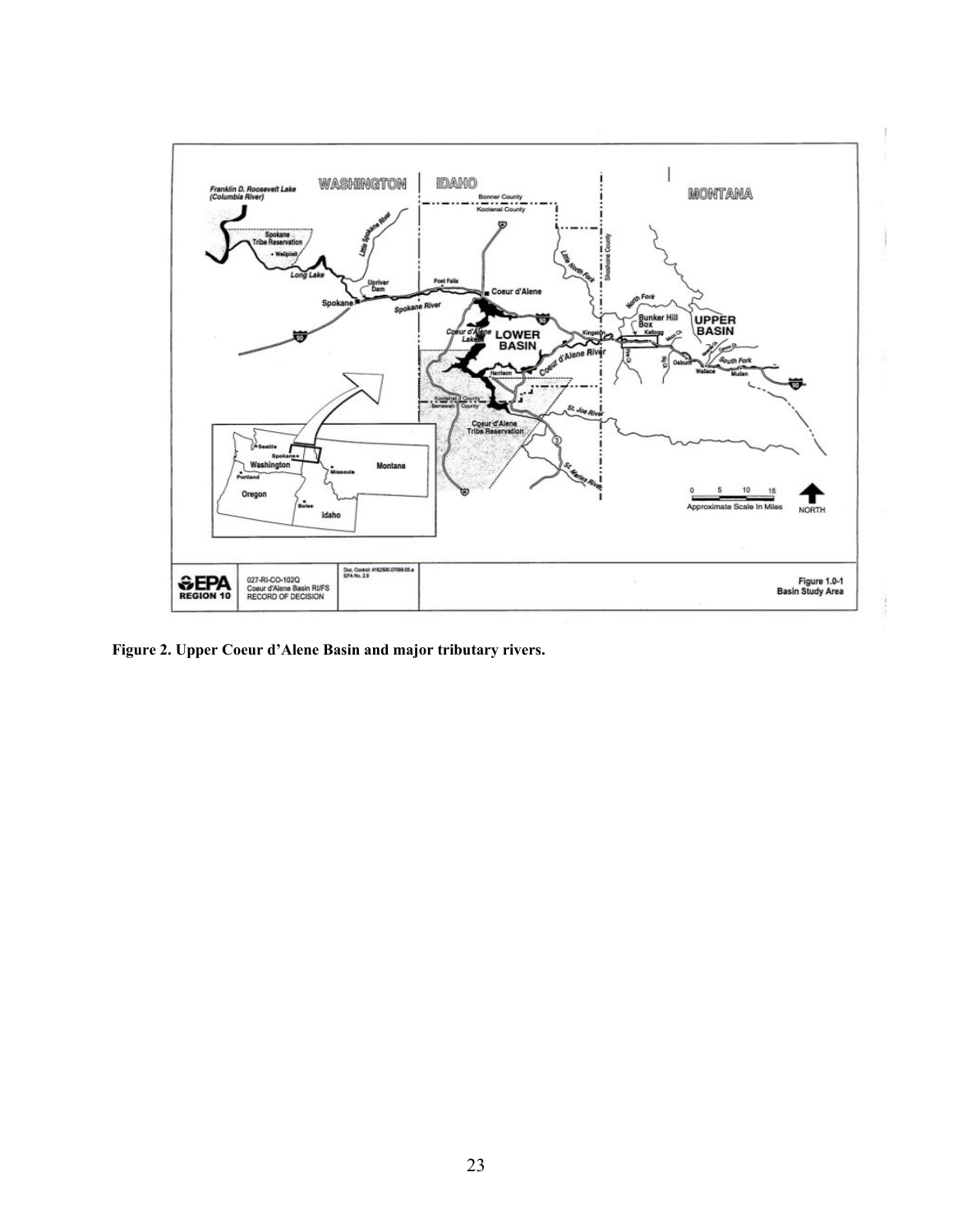Figure 2. Upper Coeur d'Alene Basin and major tributary rivers.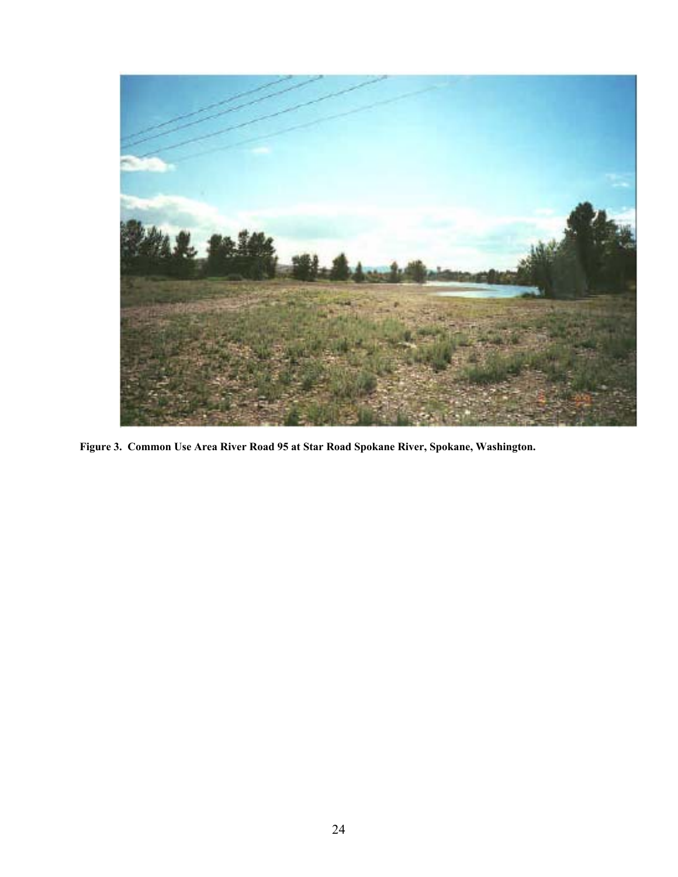**Figure 3. Common Use Area River Road 95 at Star Road Spokane River, Spokane, Washington.**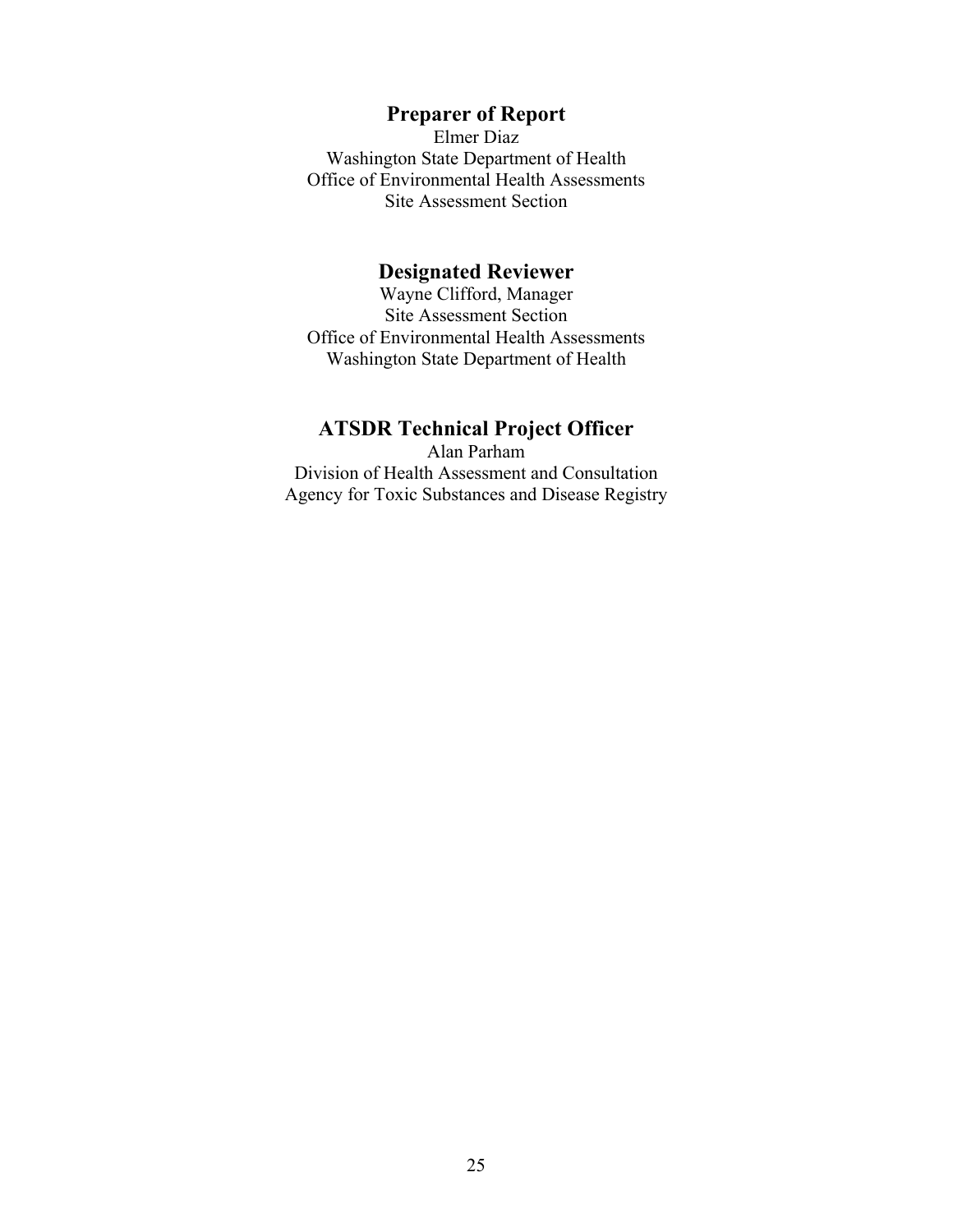## Preparer of Report

Elmer Diaz
Washington State Department of Health
Office of Environmental Health Assessments
Site Assessment Section

## Designated Reviewer

Wayne Clifford, Manager
Site Assessment Section
Office of Environmental Health Assessments
Washington State Department of Health

## ATSDR Technical Project Officer

Alan Parham
Division of Health Assessment and Consultation
Agency for Toxic Substances and Disease Registry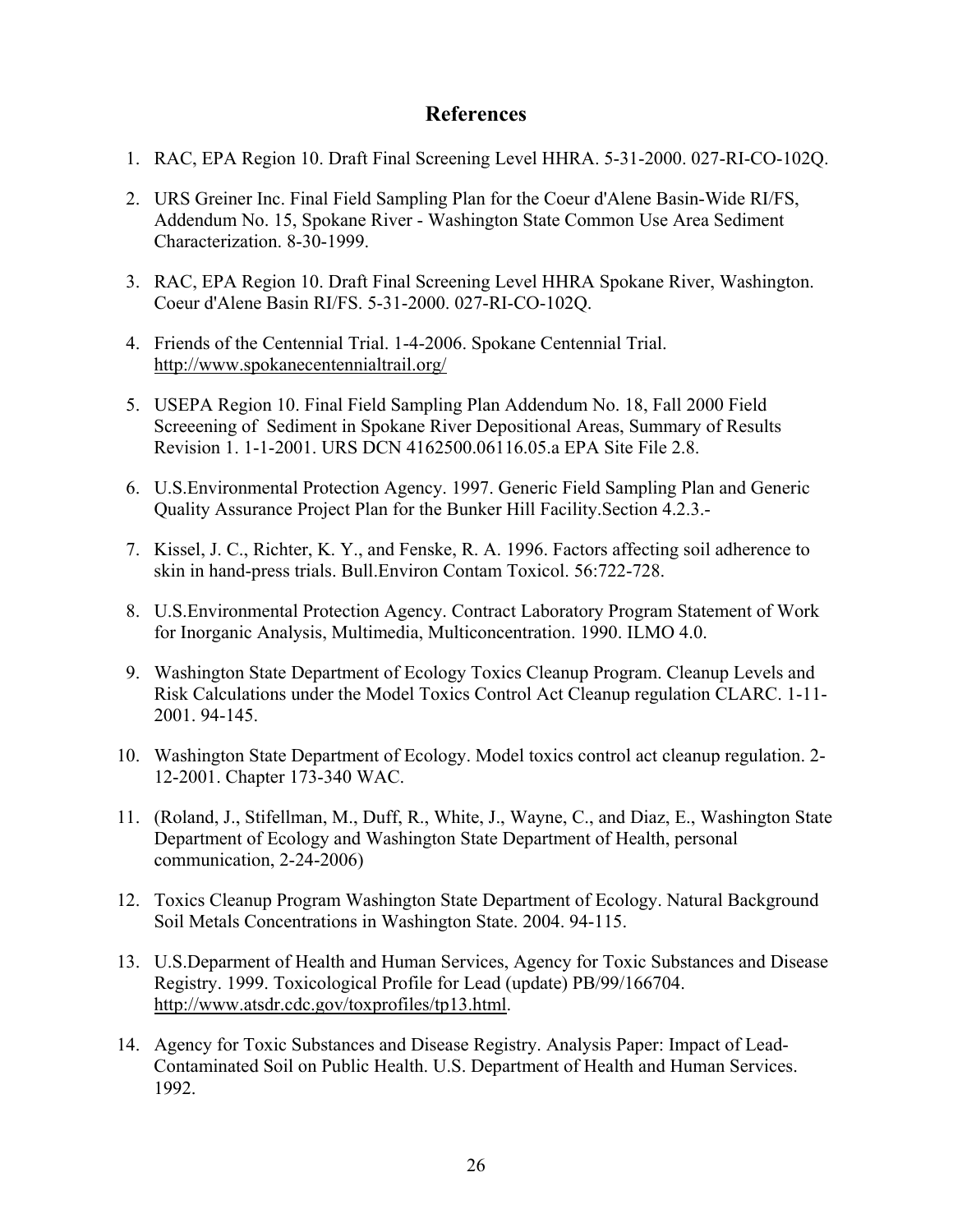## References

1. RAC, EPA Region 10. Draft Final Screening Level HHRA. 5-31-2000. 027-RI-CO-102Q.
2. URS Greiner Inc. Final Field Sampling Plan for the Coeur d'Alene Basin-Wide RI/FS, Addendum No. 15, Spokane River - Washington State Common Use Area Sediment Characterization. 8-30-1999.
3. RAC, EPA Region 10. Draft Final Screening Level HHRA Spokane River, Washington. Coeur d'Alene Basin RI/FS. 5-31-2000. 027-RI-CO-102Q.
4. Friends of the Centennial Trial. 1-4-2006. Spokane Centennial Trial. http://www.spokanecentennialtrail.org/
5. USEPA Region 10. Final Field Sampling Plan Addendum No. 18, Fall 2000 Field Screeening of Sediment in Spokane River Depositional Areas, Summary of Results Revision 1. 1-1-2001. URS DCN 4162500.06116.05.a EPA Site File 2.8.
6. U.S.Environmental Protection Agency. 1997. Generic Field Sampling Plan and Generic Quality Assurance Project Plan for the Bunker Hill Facility.Section 4.2.3.-
7. Kissel, J. C., Richter, K. Y., and Fenske, R. A. 1996. Factors affecting soil adherence to skin in hand-press trials. Bull.Environ Contam Toxicol. 56:722-728.
8. U.S.Environmental Protection Agency. Contract Laboratory Program Statement of Work for Inorganic Analysis, Multimedia, Multiconcentration. 1990. ILMO 4.0.
9. Washington State Department of Ecology Toxics Cleanup Program. Cleanup Levels and Risk Calculations under the Model Toxics Control Act Cleanup regulation CLARC. 1-11-2001. 94-145.
10. Washington State Department of Ecology. Model toxics control act cleanup regulation. 2-12-2001. Chapter 173-340 WAC.
11. (Roland, J., Stifellman, M., Duff, R., White, J., Wayne, C., and Diaz, E., Washington State Department of Ecology and Washington State Department of Health, personal communication, 2-24-2006)
12. Toxics Cleanup Program Washington State Department of Ecology. Natural Background Soil Metals Concentrations in Washington State. 2004. 94-115.
13. U.S.Deparment of Health and Human Services, Agency for Toxic Substances and Disease Registry. 1999. Toxicological Profile for Lead (update) PB/99/166704. http://www.atsdr.cdc.gov/toxprofiles/tp13.html.
14. Agency for Toxic Substances and Disease Registry. Analysis Paper: Impact of Lead-Contaminated Soil on Public Health. U.S. Department of Health and Human Services. 1992.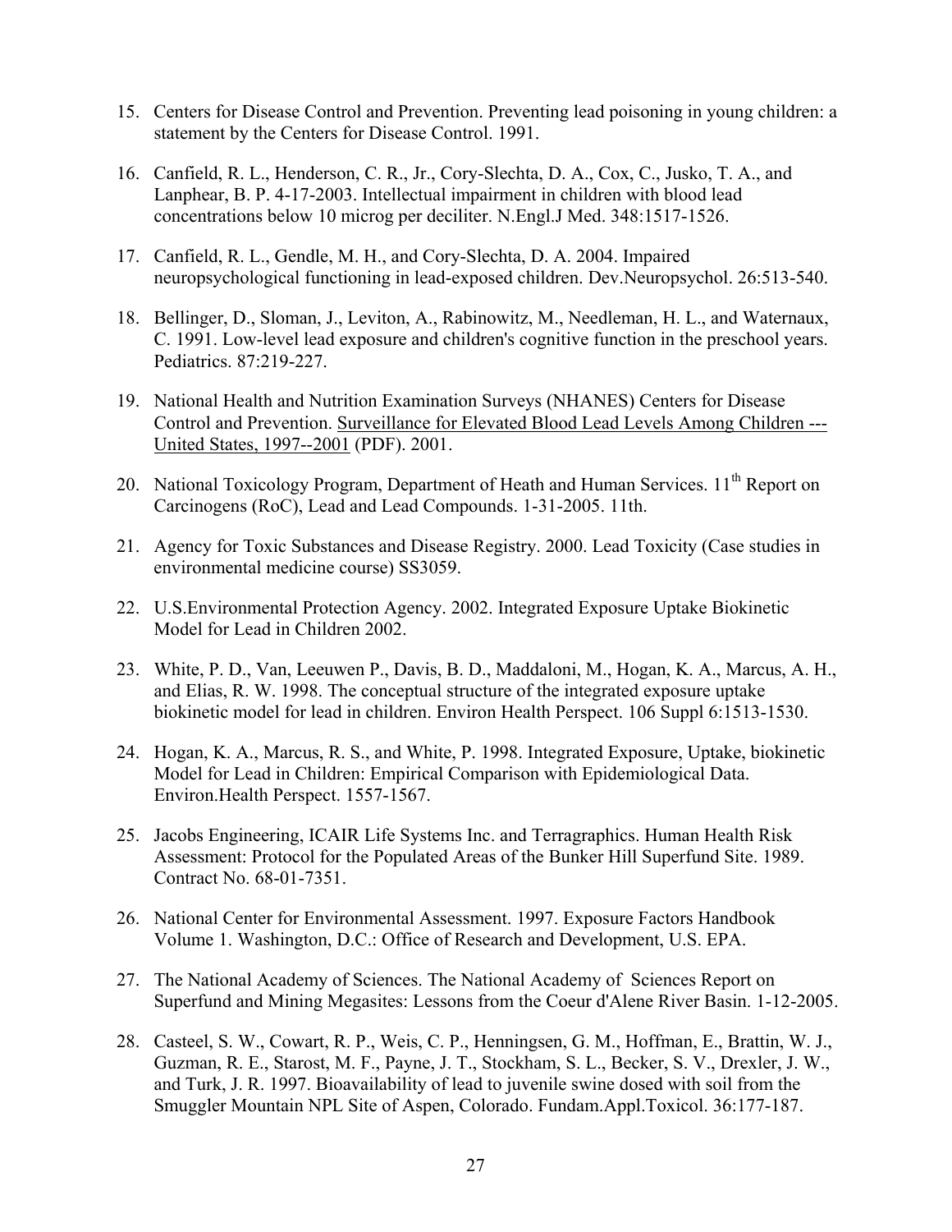15. Centers for Disease Control and Prevention. Preventing lead poisoning in young children: a statement by the Centers for Disease Control. 1991.

16. Canfield, R. L., Henderson, C. R., Jr., Cory-Slechta, D. A., Cox, C., Jusko, T. A., and Lanphear, B. P. 4-17-2003. Intellectual impairment in children with blood lead concentrations below 10 microg per deciliter. N.Engl.J Med. 348:1517-1526.

17. Canfield, R. L., Gendle, M. H., and Cory-Slechta, D. A. 2004. Impaired neuropsychological functioning in lead-exposed children. Dev.Neuropsychol. 26:513-540.

18. Bellinger, D., Sloman, J., Leviton, A., Rabinowitz, M., Needleman, H. L., and Waternaux, C. 1991. Low-level lead exposure and children's cognitive function in the preschool years. Pediatrics. 87:219-227.

19. National Health and Nutrition Examination Surveys (NHANES) Centers for Disease Control and Prevention. Surveillance for Elevated Blood Lead Levels Among Children --- United States, 1997--2001 (PDF). 2001.

20. National Toxicology Program, Department of Heath and Human Services. 11th Report on Carcinogens (RoC), Lead and Lead Compounds. 1-31-2005. 11th.

21. Agency for Toxic Substances and Disease Registry. 2000. Lead Toxicity (Case studies in environmental medicine course) SS3059.

22. U.S.Environmental Protection Agency. 2002. Integrated Exposure Uptake Biokinetic Model for Lead in Children 2002.

23. White, P. D., Van, Leeuwen P., Davis, B. D., Maddaloni, M., Hogan, K. A., Marcus, A. H., and Elias, R. W. 1998. The conceptual structure of the integrated exposure uptake biokinetic model for lead in children. Environ Health Perspect. 106 Suppl 6:1513-1530.

24. Hogan, K. A., Marcus, R. S., and White, P. 1998. Integrated Exposure, Uptake, biokinetic Model for Lead in Children: Empirical Comparison with Epidemiological Data. Environ.Health Perspect. 1557-1567.

25. Jacobs Engineering, ICAIR Life Systems Inc. and Terragraphics. Human Health Risk Assessment: Protocol for the Populated Areas of the Bunker Hill Superfund Site. 1989. Contract No. 68-01-7351.

26. National Center for Environmental Assessment. 1997. Exposure Factors Handbook Volume 1. Washington, D.C.: Office of Research and Development, U.S. EPA.

27. The National Academy of Sciences. The National Academy of Sciences Report on Superfund and Mining Megasites: Lessons from the Coeur d'Alene River Basin. 1-12-2005.

28. Casteel, S. W., Cowart, R. P., Weis, C. P., Henningsen, G. M., Hoffman, E., Brattin, W. J., Guzman, R. E., Starost, M. F., Payne, J. T., Stockham, S. L., Becker, S. V., Drexler, J. W., and Turk, J. R. 1997. Bioavailability of lead to juvenile swine dosed with soil from the Smuggler Mountain NPL Site of Aspen, Colorado. Fundam.Appl.Toxicol. 36:177-187.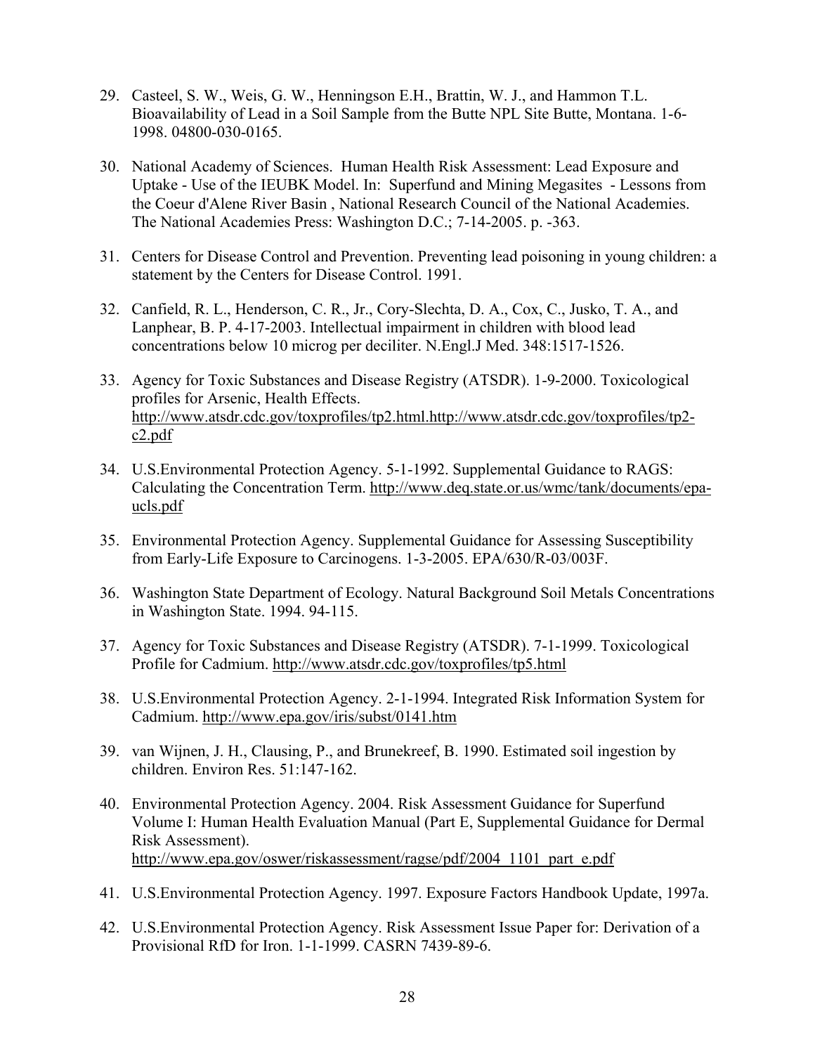29. Casteel, S. W., Weis, G. W., Henningson E.H., Brattin, W. J., and Hammon T.L. Bioavailability of Lead in a Soil Sample from the Butte NPL Site Butte, Montana. 1-6-1998. 04800-030-0165.

30. National Academy of Sciences. Human Health Risk Assessment: Lead Exposure and Uptake - Use of the IEUBK Model. In: Superfund and Mining Megasites - Lessons from the Coeur d'Alene River Basin , National Research Council of the National Academies. The National Academies Press: Washington D.C.; 7-14-2005. p. -363.

31. Centers for Disease Control and Prevention. Preventing lead poisoning in young children: a statement by the Centers for Disease Control. 1991.

32. Canfield, R. L., Henderson, C. R., Jr., Cory-Slechta, D. A., Cox, C., Jusko, T. A., and Lanphear, B. P. 4-17-2003. Intellectual impairment in children with blood lead concentrations below 10 microg per deciliter. N.Engl.J Med. 348:1517-1526.

33. Agency for Toxic Substances and Disease Registry (ATSDR). 1-9-2000. Toxicological profiles for Arsenic, Health Effects. http://www.atsdr.cdc.gov/toxprofiles/tp2.html.http://www.atsdr.cdc.gov/toxprofiles/tp2-c2.pdf

34. U.S.Environmental Protection Agency. 5-1-1992. Supplemental Guidance to RAGS: Calculating the Concentration Term. http://www.deq.state.or.us/wmc/tank/documents/epa-ucls.pdf

35. Environmental Protection Agency. Supplemental Guidance for Assessing Susceptibility from Early-Life Exposure to Carcinogens. 1-3-2005. EPA/630/R-03/003F.

36. Washington State Department of Ecology. Natural Background Soil Metals Concentrations in Washington State. 1994. 94-115.

37. Agency for Toxic Substances and Disease Registry (ATSDR). 7-1-1999. Toxicological Profile for Cadmium. http://www.atsdr.cdc.gov/toxprofiles/tp5.html

38. U.S.Environmental Protection Agency. 2-1-1994. Integrated Risk Information System for Cadmium. http://www.epa.gov/iris/subst/0141.htm

39. van Wijnen, J. H., Clausing, P., and Brunekreef, B. 1990. Estimated soil ingestion by children. Environ Res. 51:147-162.

40. Environmental Protection Agency. 2004. Risk Assessment Guidance for Superfund Volume I: Human Health Evaluation Manual (Part E, Supplemental Guidance for Dermal Risk Assessment). http://www.epa.gov/oswer/riskassessment/ragse/pdf/2004_1101_part_e.pdf

41. U.S.Environmental Protection Agency. 1997. Exposure Factors Handbook Update, 1997a.

42. U.S.Environmental Protection Agency. Risk Assessment Issue Paper for: Derivation of a Provisional RfD for Iron. 1-1-1999. CASRN 7439-89-6.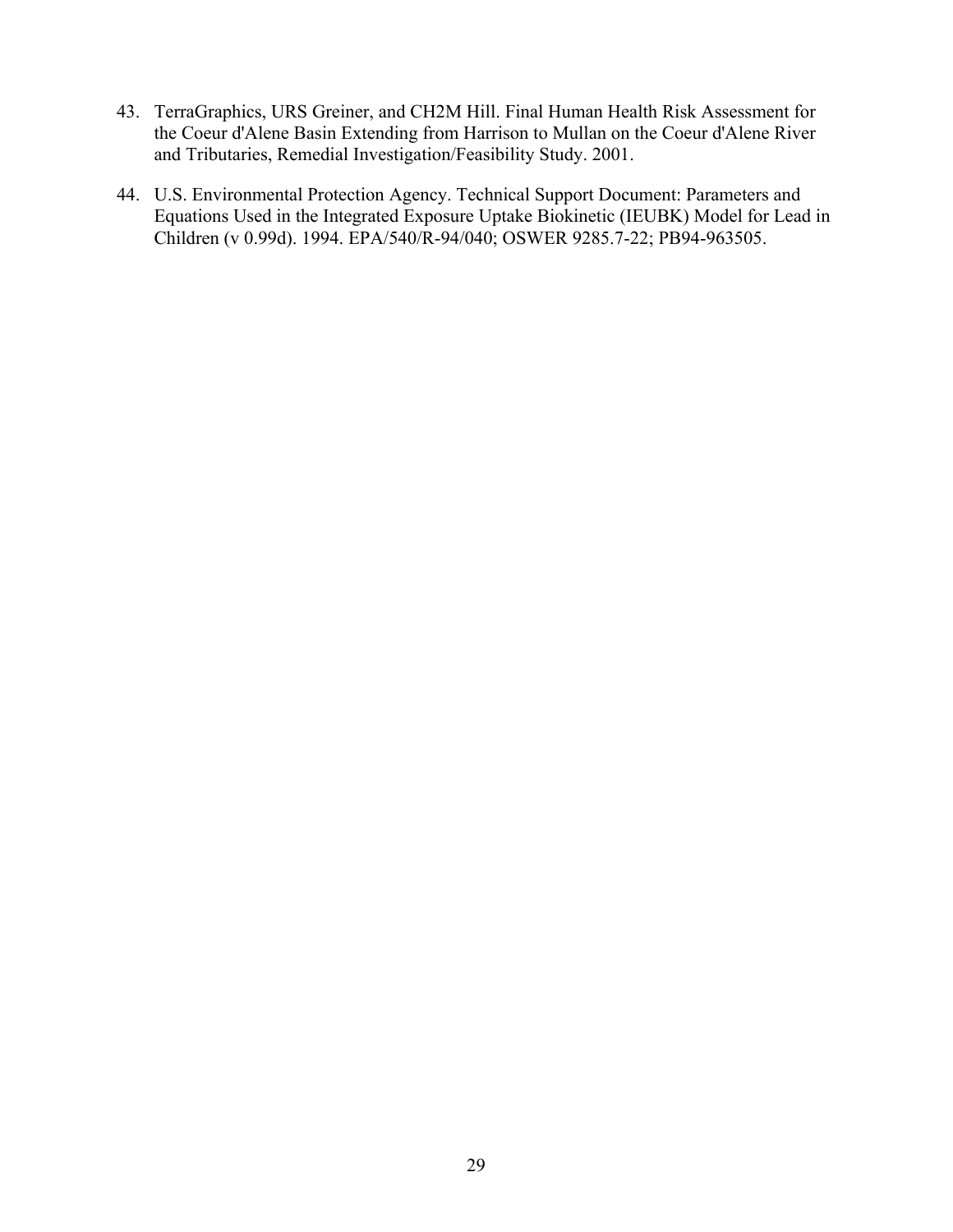43. TerraGraphics, URS Greiner, and CH2M Hill. Final Human Health Risk Assessment for the Coeur d'Alene Basin Extending from Harrison to Mullan on the Coeur d'Alene River and Tributaries, Remedial Investigation/Feasibility Study. 2001.

44. U.S. Environmental Protection Agency. Technical Support Document: Parameters and Equations Used in the Integrated Exposure Uptake Biokinetic (IEUBK) Model for Lead in Children (v 0.99d). 1994. EPA/540/R-94/040; OSWER 9285.7-22; PB94-963505.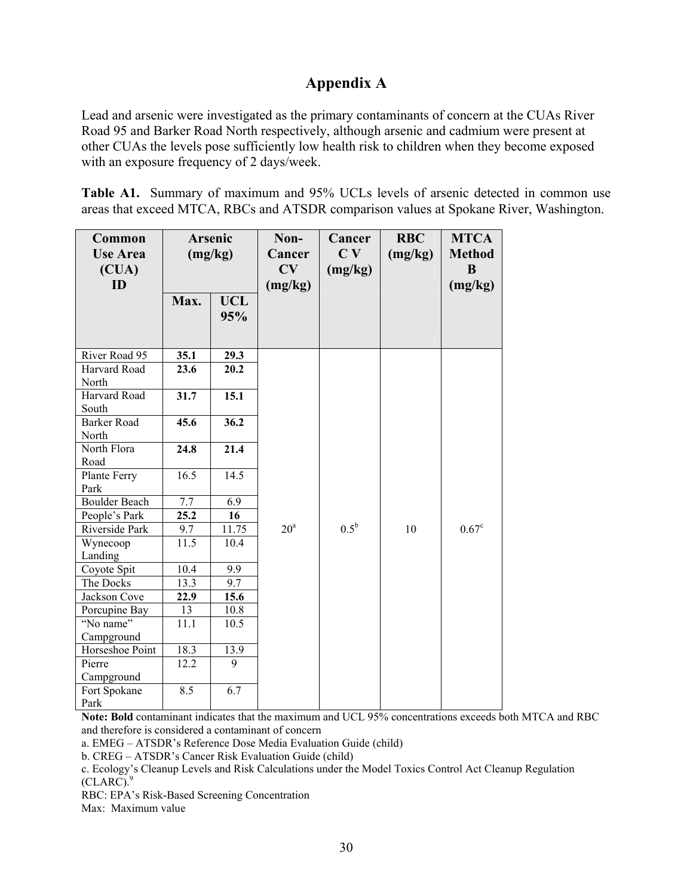# Appendix A

Lead and arsenic were investigated as the primary contaminants of concern at the CUAs River Road 95 and Barker Road North respectively, although arsenic and cadmium were present at other CUAs the levels pose sufficiently low health risk to children when they become exposed with an exposure frequency of 2 days/week.

**Table A1.** Summary of maximum and 95% UCLs levels of arsenic detected in common use areas that exceed MTCA, RBCs and ATSDR comparison values at Spokane River, Washington.

| Common Use Area (CUA) ID | Arsenic (mg/kg) | | Non-Cancer CV (mg/kg) | Cancer C V (mg/kg) | RBC (mg/kg) | MTCA Method B (mg/kg) |
|---|---|---|---|---|---|---|
| | Max. | UCL 95% | | | | |
| River Road 95 | **35.1** | **29.3** | 20[a] | 0.5[b] | 10 | 0.67[c] |
| Harvard Road North | **23.6** | **20.2** | | | | |
| Harvard Road South | **31.7** | **15.1** | | | | |
| Barker Road North | **45.6** | **36.2** | | | | |
| North Flora Road | **24.8** | **21.4** | | | | |
| Plante Ferry Park | 16.5 | 14.5 | | | | |
| Boulder Beach | 7.7 | 6.9 | | | | |
| People's Park | **25.2** | **16** | | | | |
| Riverside Park | 9.7 | 11.75 | | | | |
| Wynecoop Landing | 11.5 | 10.4 | | | | |
| Coyote Spit | 10.4 | 9.9 | | | | |
| The Docks | 13.3 | 9.7 | | | | |
| Jackson Cove | **22.9** | **15.6** | | | | |
| Porcupine Bay | 13 | 10.8 | | | | |
| "No name" Campground | 11.1 | 10.5 | | | | |
| Horseshoe Point | 18.3 | 13.9 | | | | |
| Pierre Campground | 12.2 | 9 | | | | |
| Fort Spokane Park | 8.5 | 6.7 | | | | |

**Note: Bold** contaminant indicates that the maximum and UCL 95% concentrations exceeds both MTCA and RBC and therefore is considered a contaminant of concern

a. EMEG – ATSDR's Reference Dose Media Evaluation Guide (child)

b. CREG – ATSDR's Cancer Risk Evaluation Guide (child)

c. Ecology's Cleanup Levels and Risk Calculations under the Model Toxics Control Act Cleanup Regulation (CLARC).[9]

RBC: EPA's Risk-Based Screening Concentration

Max: Maximum value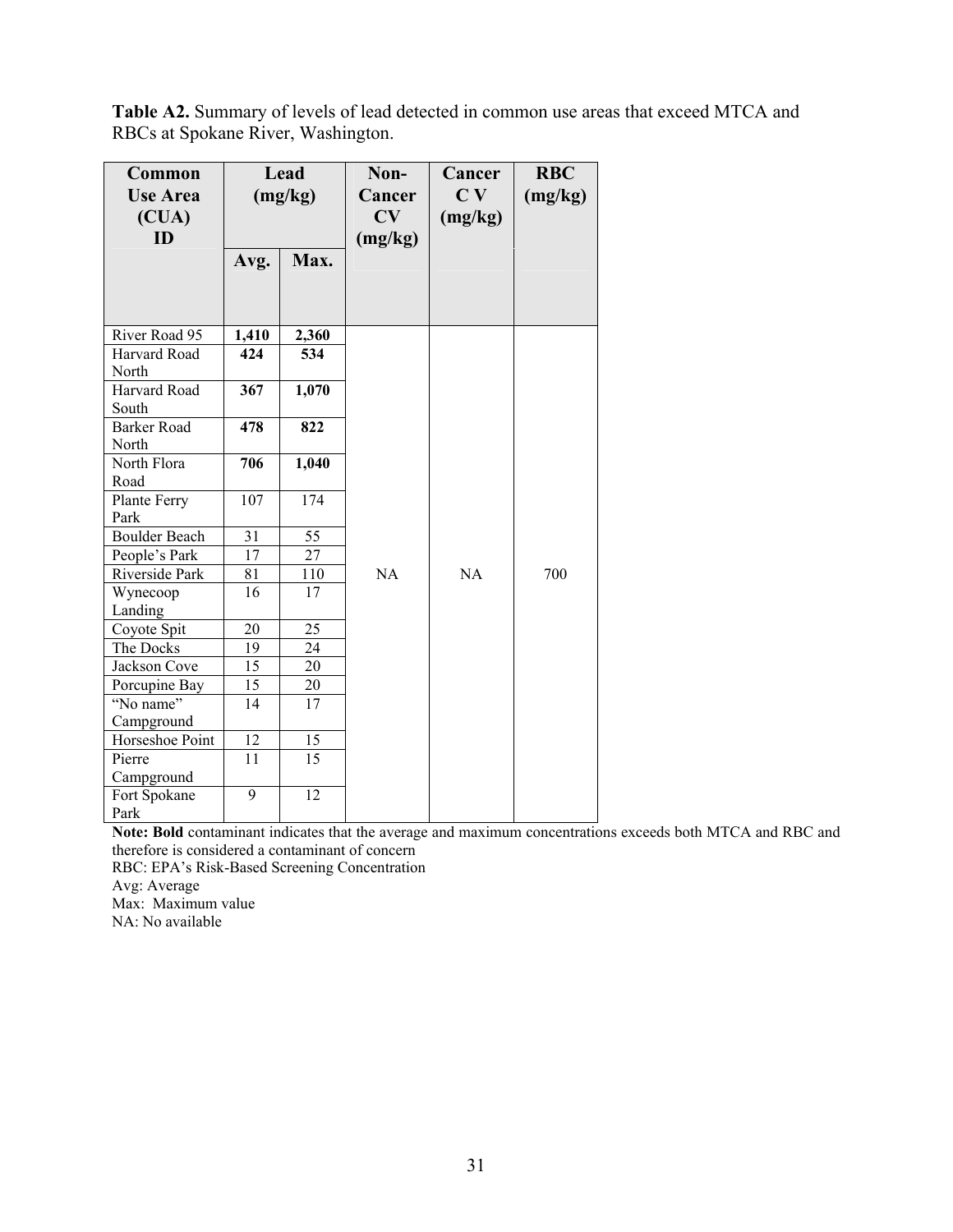**Table A2.** Summary of levels of lead detected in common use areas that exceed MTCA and RBCs at Spokane River, Washington.

| Common Use Area (CUA) ID | Lead (mg/kg) | | Non-Cancer CV (mg/kg) | Cancer C V (mg/kg) | RBC (mg/kg) |
|---|---|---|---|---|---|
| | Avg. | Max. | | | |
| River Road 95 | **1,410** | **2,360** | NA | NA | 700 |
| Harvard Road North | **424** | **534** | | | |
| Harvard Road South | **367** | **1,070** | | | |
| Barker Road North | **478** | **822** | | | |
| North Flora Road | **706** | **1,040** | | | |
| Plante Ferry Park | 107 | 174 | | | |
| Boulder Beach | 31 | 55 | | | |
| People's Park | 17 | 27 | | | |
| Riverside Park | 81 | 110 | | | |
| Wynecoop Landing | 16 | 17 | | | |
| Coyote Spit | 20 | 25 | | | |
| The Docks | 19 | 24 | | | |
| Jackson Cove | 15 | 20 | | | |
| Porcupine Bay | 15 | 20 | | | |
| "No name" Campground | 14 | 17 | | | |
| Horseshoe Point | 12 | 15 | | | |
| Pierre Campground | 11 | 15 | | | |
| Fort Spokane Park | 9 | 12 | | | |

**Note: Bold** contaminant indicates that the average and maximum concentrations exceeds both MTCA and RBC and therefore is considered a contaminant of concern
RBC: EPA's Risk-Based Screening Concentration
Avg: Average
Max: Maximum value
NA: No available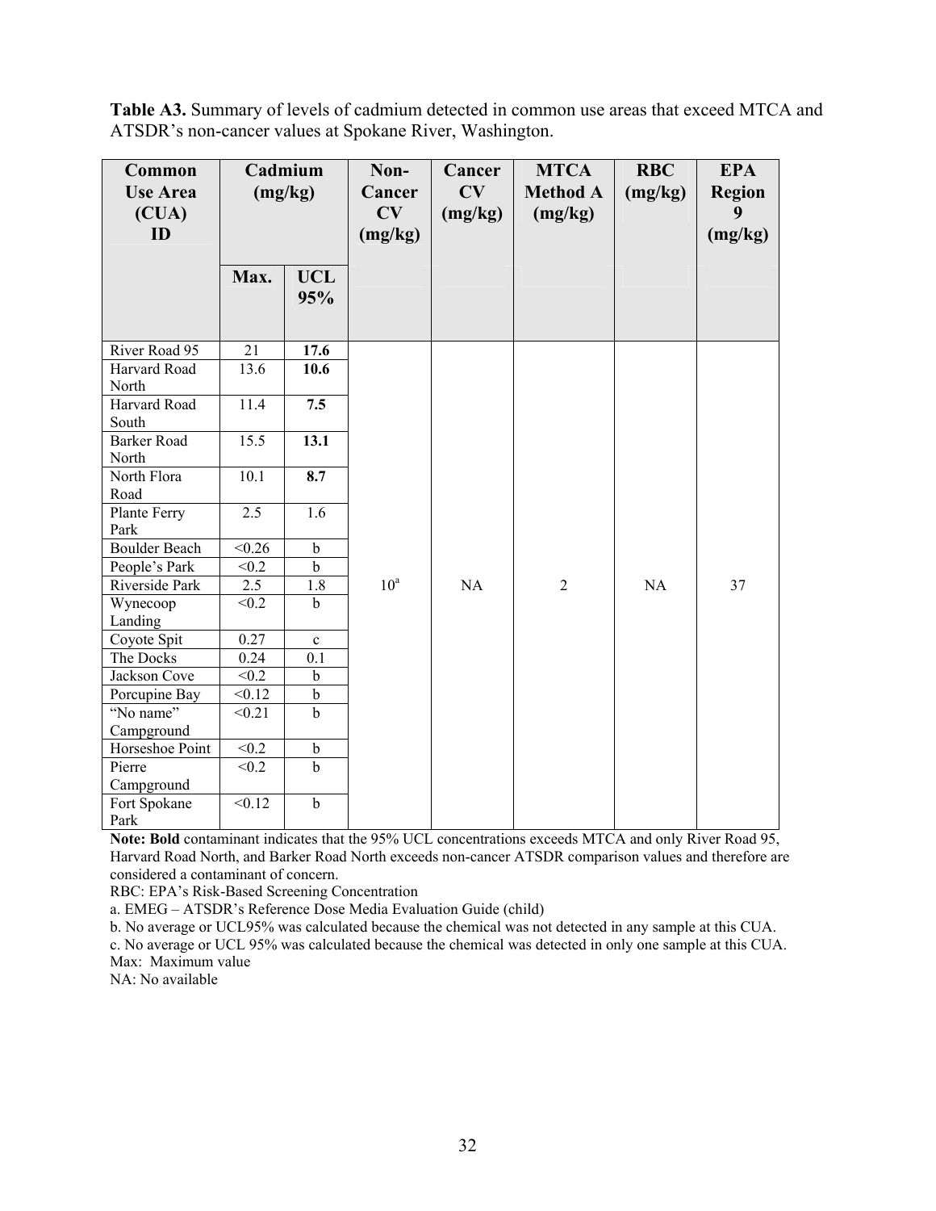**Table A3.** Summary of levels of cadmium detected in common use areas that exceed MTCA and ATSDR's non-cancer values at Spokane River, Washington.

| Common Use Area (CUA) ID | Cadmium (mg/kg) | | Non-Cancer CV (mg/kg) | Cancer CV (mg/kg) | MTCA Method A (mg/kg) | RBC (mg/kg) | EPA Region 9 (mg/kg) |
|---|---|---|---|---|---|---|---|
| | Max. | UCL 95% | | | | | |
| River Road 95 | 21 | **17.6** | 10[a] | NA | 2 | NA | 37 |
| Harvard Road North | 13.6 | **10.6** | | | | | |
| Harvard Road South | 11.4 | **7.5** | | | | | |
| Barker Road North | 15.5 | **13.1** | | | | | |
| North Flora Road | 10.1 | **8.7** | | | | | |
| Plante Ferry Park | 2.5 | 1.6 | | | | | |
| Boulder Beach | <0.26 | b | | | | | |
| People's Park | <0.2 | b | | | | | |
| Riverside Park | 2.5 | 1.8 | | | | | |
| Wynecoop Landing | <0.2 | b | | | | | |
| Coyote Spit | 0.27 | c | | | | | |
| The Docks | 0.24 | 0.1 | | | | | |
| Jackson Cove | <0.2 | b | | | | | |
| Porcupine Bay | <0.12 | b | | | | | |
| "No name" Campground | <0.21 | b | | | | | |
| Horseshoe Point | <0.2 | b | | | | | |
| Pierre Campground | <0.2 | b | | | | | |
| Fort Spokane Park | <0.12 | b | | | | | |

**Note: Bold** contaminant indicates that the 95% UCL concentrations exceeds MTCA and only River Road 95, Harvard Road North, and Barker Road North exceeds non-cancer ATSDR comparison values and therefore are considered a contaminant of concern.

RBC: EPA's Risk-Based Screening Concentration

a. EMEG – ATSDR's Reference Dose Media Evaluation Guide (child)

b. No average or UCL95% was calculated because the chemical was not detected in any sample at this CUA.

c. No average or UCL 95% was calculated because the chemical was detected in only one sample at this CUA.

Max: Maximum value

NA: No available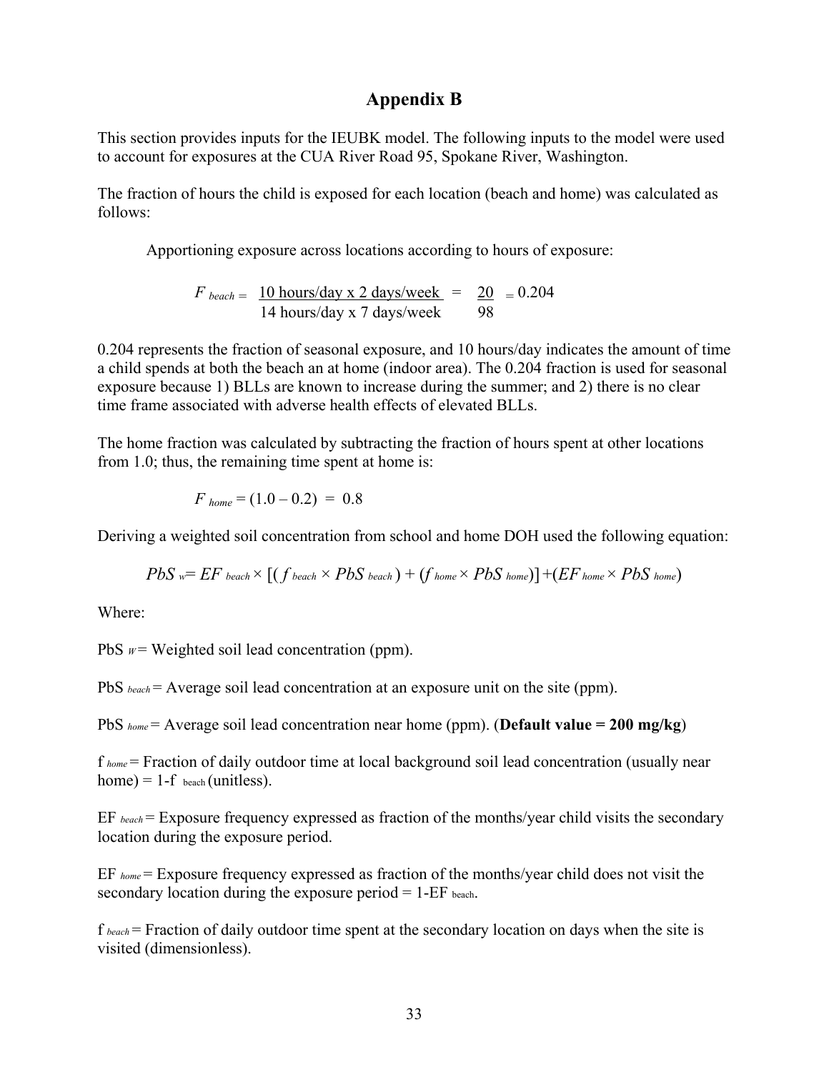# Appendix B

This section provides inputs for the IEUBK model. The following inputs to the model were used to account for exposures at the CUA River Road 95, Spokane River, Washington.

The fraction of hours the child is exposed for each location (beach and home) was calculated as follows:

Apportioning exposure across locations according to hours of exposure:

$$F_{beach} = \frac{10 \text{ hours/day x 2 days/week}}{14 \text{ hours/day x 7 days/week}} = \frac{20}{98} = 0.204$$

0.204 represents the fraction of seasonal exposure, and 10 hours/day indicates the amount of time a child spends at both the beach an at home (indoor area). The 0.204 fraction is used for seasonal exposure because 1) BLLs are known to increase during the summer; and 2) there is no clear time frame associated with adverse health effects of elevated BLLs.

The home fraction was calculated by subtracting the fraction of hours spent at other locations from 1.0; thus, the remaining time spent at home is:

$$F_{home} = (1.0 - 0.2) = 0.8$$

Deriving a weighted soil concentration from school and home DOH used the following equation:

$$PbS_{w} = EF_{beach} \times [(f_{beach} \times PbS_{beach}) + (f_{home} \times PbS_{home})] + (EF_{home} \times PbS_{home})$$

Where:

$PbS_{W}$ = Weighted soil lead concentration (ppm).

$PbS_{beach}$ = Average soil lead concentration at an exposure unit on the site (ppm).

$PbS_{home}$ = Average soil lead concentration near home (ppm). (**Default value = 200 mg/kg**)

$f_{home}$ = Fraction of daily outdoor time at local background soil lead concentration (usually near home) = 1-$f_{beach}$ (unitless).

$EF_{beach}$ = Exposure frequency expressed as fraction of the months/year child visits the secondary location during the exposure period.

$EF_{home}$ = Exposure frequency expressed as fraction of the months/year child does not visit the secondary location during the exposure period = 1-$EF_{beach}$.

$f_{beach}$ = Fraction of daily outdoor time spent at the secondary location on days when the site is visited (dimensionless).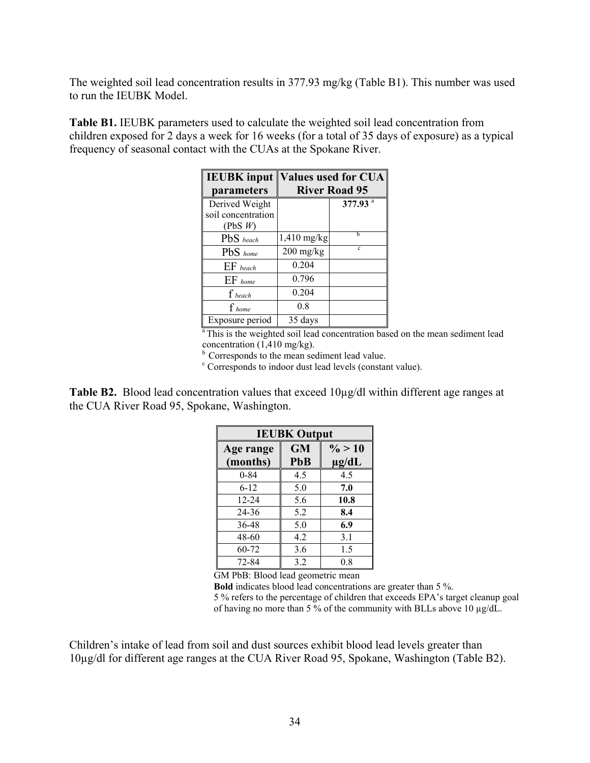The weighted soil lead concentration results in 377.93 mg/kg (Table B1). This number was used to run the IEUBK Model.

**Table B1.** IEUBK parameters used to calculate the weighted soil lead concentration from children exposed for 2 days a week for 16 weeks (for a total of 35 days of exposure) as a typical frequency of seasonal contact with the CUAs at the Spokane River.

| IEUBK input parameters | Values used for CUA River Road 95 | |
|---|---|---|
| Derived Weight soil concentration (PbS *W*) | | **377.93** [a] |
| $PbS_{beach}$ | 1,410 mg/kg | [b] |
| $PbS_{home}$ | 200 mg/kg | [c] |
| $EF_{beach}$ | 0.204 | |
| $EF_{home}$ | 0.796 | |
| $f_{beach}$ | 0.204 | |
| $f_{home}$ | 0.8 | |
| Exposure period | 35 days | |

[a] This is the weighted soil lead concentration based on the mean sediment lead concentration (1,410 mg/kg).
[b] Corresponds to the mean sediment lead value.
[c] Corresponds to indoor dust lead levels (constant value).

**Table B2.** Blood lead concentration values that exceed 10µg/dl within different age ranges at the CUA River Road 95, Spokane, Washington.

| IEUBK Output | | |
|---|---|---|
| **Age range (months)** | **GM PbB** | **% > 10 µg/dL** |
| 0-84 | 4.5 | 4.5 |
| 6-12 | 5.0 | **7.0** |
| 12-24 | 5.6 | **10.8** |
| 24-36 | 5.2 | **8.4** |
| 36-48 | 5.0 | **6.9** |
| 48-60 | 4.2 | 3.1 |
| 60-72 | 3.6 | 1.5 |
| 72-84 | 3.2 | 0.8 |

GM PbB: Blood lead geometric mean
**Bold** indicates blood lead concentrations are greater than 5 %.
5 % refers to the percentage of children that exceeds EPA's target cleanup goal of having no more than 5 % of the community with BLLs above 10 µg/dL.

Children's intake of lead from soil and dust sources exhibit blood lead levels greater than 10µg/dl for different age ranges at the CUA River Road 95, Spokane, Washington (Table B2).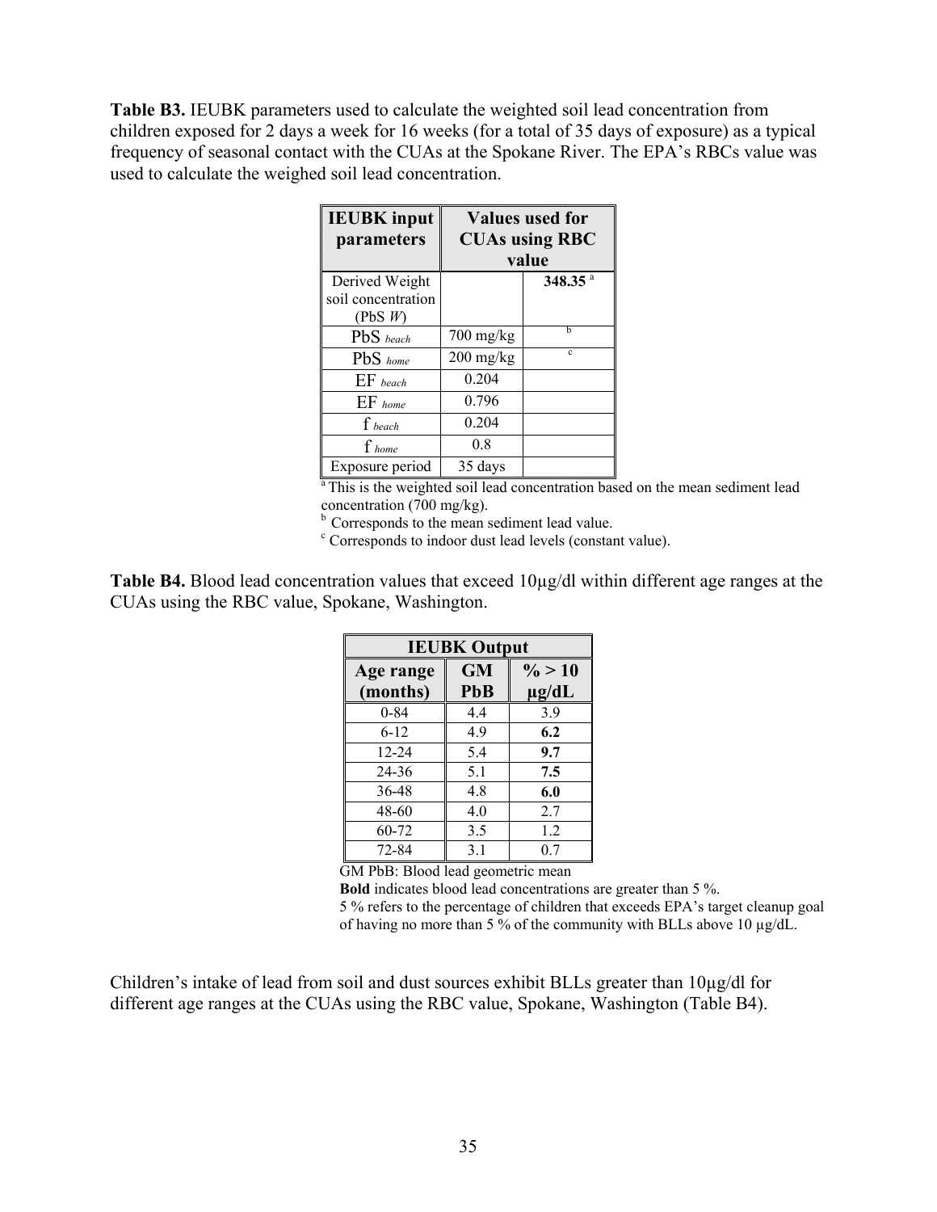**Table B3.** IEUBK parameters used to calculate the weighted soil lead concentration from children exposed for 2 days a week for 16 weeks (for a total of 35 days of exposure) as a typical frequency of seasonal contact with the CUAs at the Spokane River. The EPA's RBCs value was used to calculate the weighed soil lead concentration.

| IEUBK input parameters | Values used for CUAs using RBC value | |
|---|---|---|
| Derived Weight soil concentration (PbS *W*) | | **348.35** [a] |
| $PbS_{beach}$ | 700 mg/kg | [b] |
| $PbS_{home}$ | 200 mg/kg | [c] |
| $EF_{beach}$ | 0.204 | |
| $EF_{home}$ | 0.796 | |
| $f_{beach}$ | 0.204 | |
| $f_{home}$ | 0.8 | |
| Exposure period | 35 days | |

[a] This is the weighted soil lead concentration based on the mean sediment lead concentration (700 mg/kg).
[b] Corresponds to the mean sediment lead value.
[c] Corresponds to indoor dust lead levels (constant value).

**Table B4.** Blood lead concentration values that exceed 10µg/dl within different age ranges at the CUAs using the RBC value, Spokane, Washington.

| IEUBK Output | | |
|---|---|---|
| Age range (months) | GM PbB | % > 10 µg/dL |
| 0-84 | 4.4 | 3.9 |
| 6-12 | 4.9 | **6.2** |
| 12-24 | 5.4 | **9.7** |
| 24-36 | 5.1 | **7.5** |
| 36-48 | 4.8 | **6.0** |
| 48-60 | 4.0 | 2.7 |
| 60-72 | 3.5 | 1.2 |
| 72-84 | 3.1 | 0.7 |

GM PbB: Blood lead geometric mean
**Bold** indicates blood lead concentrations are greater than 5 %.
5 % refers to the percentage of children that exceeds EPA's target cleanup goal of having no more than 5 % of the community with BLLs above 10 µg/dL.

Children's intake of lead from soil and dust sources exhibit BLLs greater than 10µg/dl for different age ranges at the CUAs using the RBC value, Spokane, Washington (Table B4).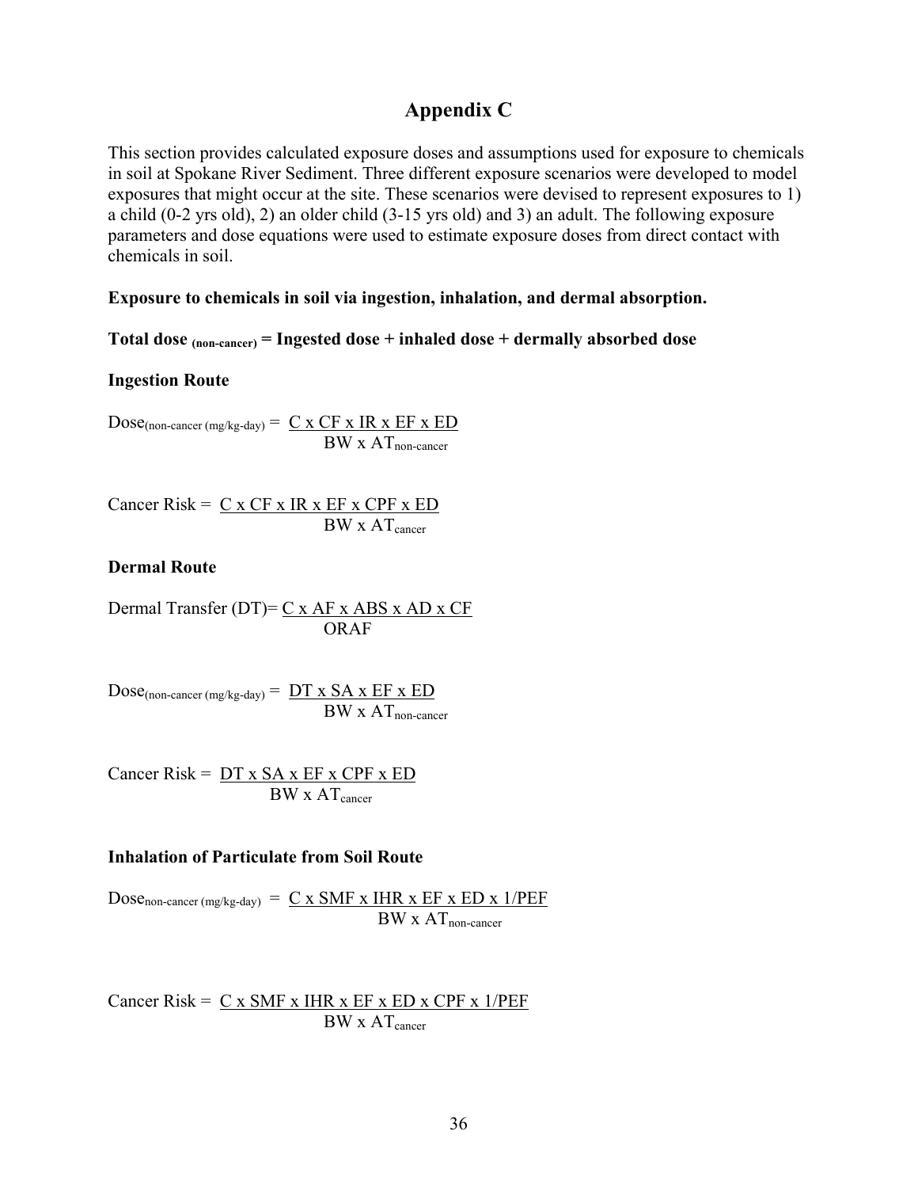# Appendix C

This section provides calculated exposure doses and assumptions used for exposure to chemicals in soil at Spokane River Sediment. Three different exposure scenarios were developed to model exposures that might occur at the site. These scenarios were devised to represent exposures to 1) a child (0-2 yrs old), 2) an older child (3-15 yrs old) and 3) an adult. The following exposure parameters and dose equations were used to estimate exposure doses from direct contact with chemicals in soil.

**Exposure to chemicals in soil via ingestion, inhalation, and dermal absorption.**

**Total dose $_{\text{(non-cancer)}}$ = Ingested dose + inhaled dose + dermally absorbed dose**

**Ingestion Route**

$$\text{Dose}_{\text{(non-cancer (mg/kg-day)}} = \frac{C \times CF \times IR \times EF \times ED}{BW \times AT_{\text{non-cancer}}}$$

$$\text{Cancer Risk} = \frac{C \times CF \times IR \times EF \times CPF \times ED}{BW \times AT_{\text{cancer}}}$$

**Dermal Route**

$$\text{Dermal Transfer (DT)} = \frac{C \times AF \times ABS \times AD \times CF}{ORAF}$$

$$\text{Dose}_{\text{(non-cancer (mg/kg-day)}} = \frac{DT \times SA \times EF \times ED}{BW \times AT_{\text{non-cancer}}}$$

$$\text{Cancer Risk} = \frac{DT \times SA \times EF \times CPF \times ED}{BW \times AT_{\text{cancer}}}$$

**Inhalation of Particulate from Soil Route**

$$\text{Dose}_{\text{non-cancer (mg/kg-day)}} = \frac{C \times SMF \times IHR \times EF \times ED \times 1/PEF}{BW \times AT_{\text{non-cancer}}}$$

$$\text{Cancer Risk} = \frac{C \times SMF \times IHR \times EF \times ED \times CPF \times 1/PEF}{BW \times AT_{\text{cancer}}}$$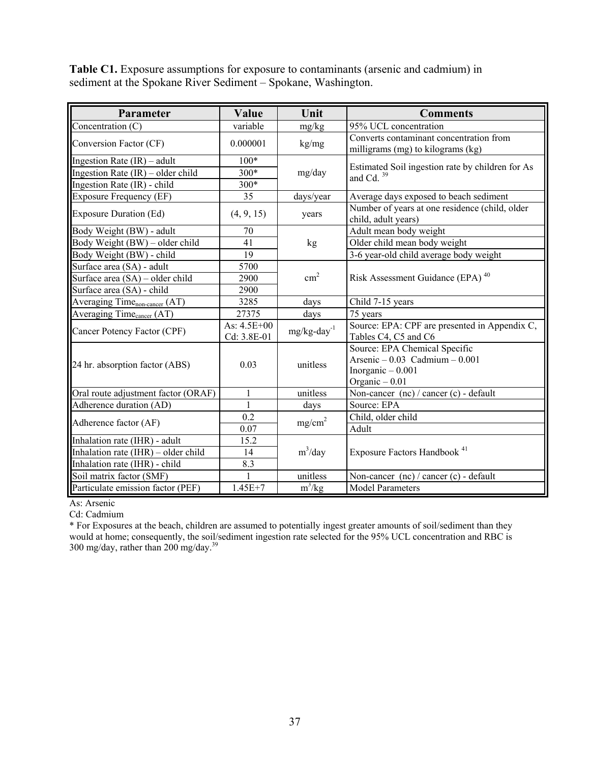**Table C1.** Exposure assumptions for exposure to contaminants (arsenic and cadmium) in sediment at the Spokane River Sediment – Spokane, Washington.

| Parameter | Value | Unit | Comments |
|---|---|---|---|
| Concentration (C) | variable | mg/kg | 95% UCL concentration |
| Conversion Factor (CF) | 0.000001 | kg/mg | Converts contaminant concentration from milligrams (mg) to kilograms (kg) |
| Ingestion Rate (IR) – adult | 100* | mg/day | Estimated Soil ingestion rate by children for As and Cd. [39] |
| Ingestion Rate (IR) – older child | 300* | | |
| Ingestion Rate (IR) - child | 300* | | |
| Exposure Frequency (EF) | 35 | days/year | Average days exposed to beach sediment |
| Exposure Duration (Ed) | (4, 9, 15) | years | Number of years at one residence (child, older child, adult years) |
| Body Weight (BW) - adult | 70 | kg | Adult mean body weight |
| Body Weight (BW) – older child | 41 | | Older child mean body weight |
| Body Weight (BW) - child | 19 | | 3-6 year-old child average body weight |
| Surface area (SA) - adult | 5700 | $cm^2$ | Risk Assessment Guidance (EPA) [40] |
| Surface area (SA) – older child | 2900 | | |
| Surface area (SA) - child | 2900 | | |
| Averaging $Time_{non\text{-}cancer}$ (AT) | 3285 | days | Child 7-15 years |
| Averaging $Time_{cancer}$ (AT) | 27375 | days | 75 years |
| Cancer Potency Factor (CPF) | As: 4.5E+00<br>Cd: 3.8E-01 | $mg/kg\text{-}day^{-1}$ | Source: EPA: CPF are presented in Appendix C, Tables C4, C5 and C6 |
| 24 hr. absorption factor (ABS) | 0.03 | unitless | Source: EPA Chemical Specific<br>Arsenic – 0.03 Cadmium – 0.001<br>Inorganic – 0.001<br>Organic – 0.01 |
| Oral route adjustment factor (ORAF) | 1 | unitless | Non-cancer (nc) / cancer (c) - default |
| Adherence duration (AD) | 1 | days | Source: EPA |
| Adherence factor (AF) | 0.2 | $mg/cm^2$ | Child, older child |
| | 0.07 | | Adult |
| Inhalation rate (IHR) - adult | 15.2 | $m^3$/day | Exposure Factors Handbook [41] |
| Inhalation rate (IHR) – older child | 14 | | |
| Inhalation rate (IHR) - child | 8.3 | | |
| Soil matrix factor (SMF) | 1 | unitless | Non-cancer (nc) / cancer (c) - default |
| Particulate emission factor (PEF) | 1.45E+7 | $m^3$/kg | Model Parameters |

As: Arsenic

Cd: Cadmium

* For Exposures at the beach, children are assumed to potentially ingest greater amounts of soil/sediment than they would at home; consequently, the soil/sediment ingestion rate selected for the 95% UCL concentration and RBC is 300 mg/day, rather than 200 mg/day.[39]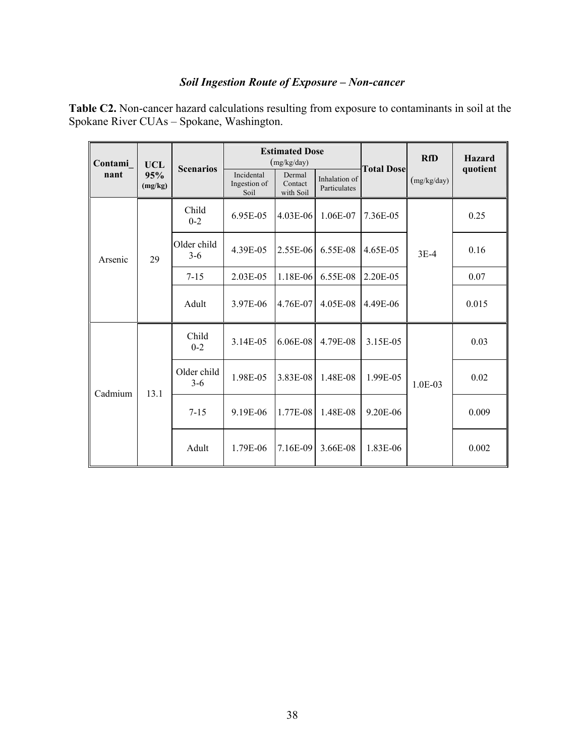### *Soil Ingestion Route of Exposure – Non-cancer*

**Table C2.** Non-cancer hazard calculations resulting from exposure to contaminants in soil at the Spokane River CUAs – Spokane, Washington.

| Contami_ nant | UCL 95% (mg/kg) | Scenarios | Estimated Dose (mg/kg/day) | | | Total Dose | RfD (mg/kg/day) | Hazard quotient |
|---|---|---|---|---|---|---|---|---|
| | | | Incidental Ingestion of Soil | Dermal Contact with Soil | Inhalation of Particulates | | | |
| Arsenic | 29 | Child 0-2 | 6.95E-05 | 4.03E-06 | 1.06E-07 | 7.36E-05 | 3E-4 | 0.25 |
| | | Older child 3-6 | 4.39E-05 | 2.55E-06 | 6.55E-08 | 4.65E-05 | | 0.16 |
| | | 7-15 | 2.03E-05 | 1.18E-06 | 6.55E-08 | 2.20E-05 | | 0.07 |
| | | Adult | 3.97E-06 | 4.76E-07 | 4.05E-08 | 4.49E-06 | | 0.015 |
| Cadmium | 13.1 | Child 0-2 | 3.14E-05 | 6.06E-08 | 4.79E-08 | 3.15E-05 | 1.0E-03 | 0.03 |
| | | Older child 3-6 | 1.98E-05 | 3.83E-08 | 1.48E-08 | 1.99E-05 | | 0.02 |
| | | 7-15 | 9.19E-06 | 1.77E-08 | 1.48E-08 | 9.20E-06 | | 0.009 |
| | | Adult | 1.79E-06 | 7.16E-09 | 3.66E-08 | 1.83E-06 | | 0.002 |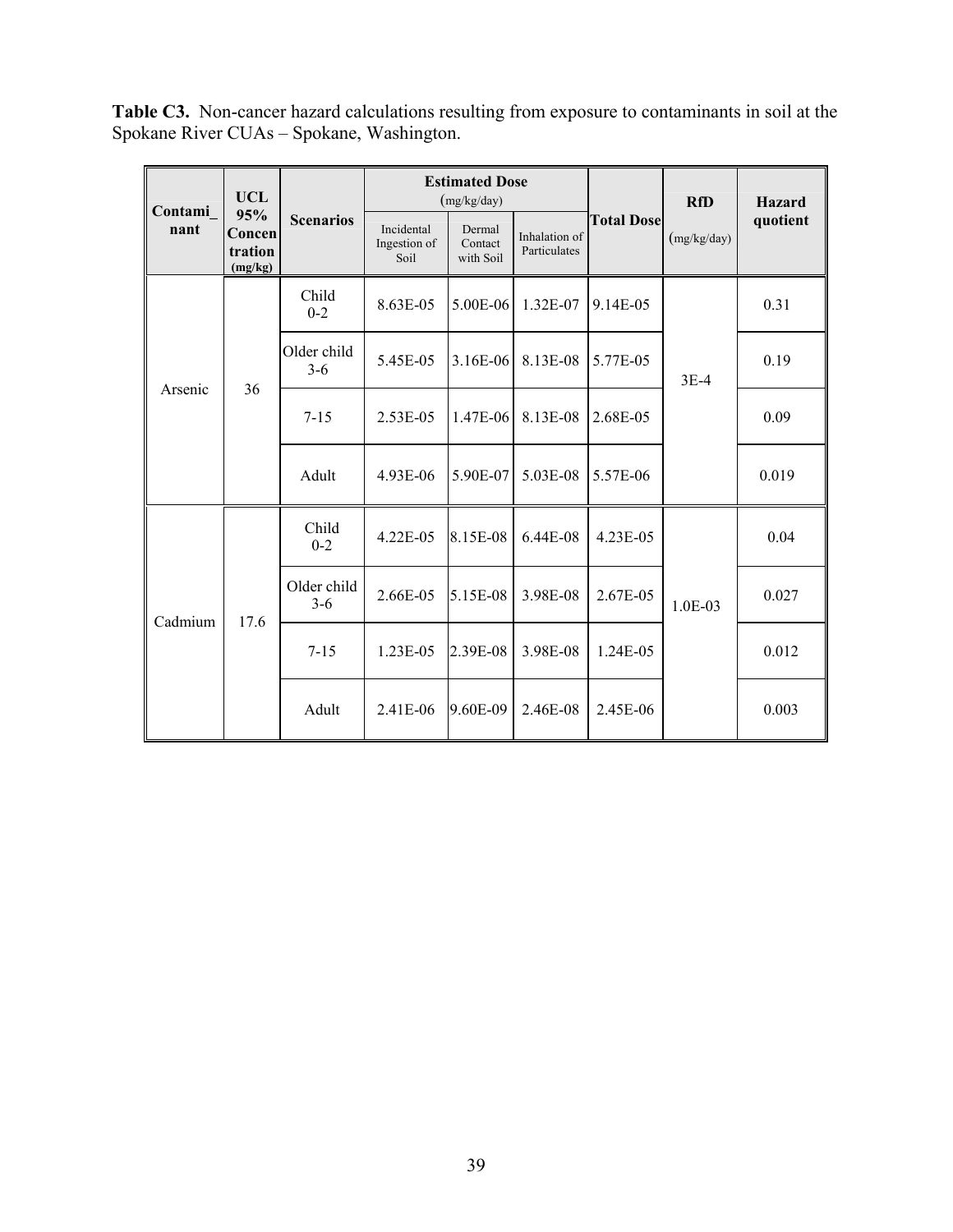**Table C3.** Non-cancer hazard calculations resulting from exposure to contaminants in soil at the Spokane River CUAs – Spokane, Washington.

| Contami_nant | UCL 95% Concentration (mg/kg) | Scenarios | Estimated Dose (mg/kg/day) | | | Total Dose | RfD (mg/kg/day) | Hazard quotient |
|---|---|---|---|---|---|---|---|---|
| | | | Incidental Ingestion of Soil | Dermal Contact with Soil | Inhalation of Particulates | | | |
| Arsenic | 36 | Child 0-2 | 8.63E-05 | 5.00E-06 | 1.32E-07 | 9.14E-05 | 3E-4 | 0.31 |
| | | Older child 3-6 | 5.45E-05 | 3.16E-06 | 8.13E-08 | 5.77E-05 | | 0.19 |
| | | 7-15 | 2.53E-05 | 1.47E-06 | 8.13E-08 | 2.68E-05 | | 0.09 |
| | | Adult | 4.93E-06 | 5.90E-07 | 5.03E-08 | 5.57E-06 | | 0.019 |
| Cadmium | 17.6 | Child 0-2 | 4.22E-05 | 8.15E-08 | 6.44E-08 | 4.23E-05 | 1.0E-03 | 0.04 |
| | | Older child 3-6 | 2.66E-05 | 5.15E-08 | 3.98E-08 | 2.67E-05 | | 0.027 |
| | | 7-15 | 1.23E-05 | 2.39E-08 | 3.98E-08 | 1.24E-05 | | 0.012 |
| | | Adult | 2.41E-06 | 9.60E-09 | 2.46E-08 | 2.45E-06 | | 0.003 |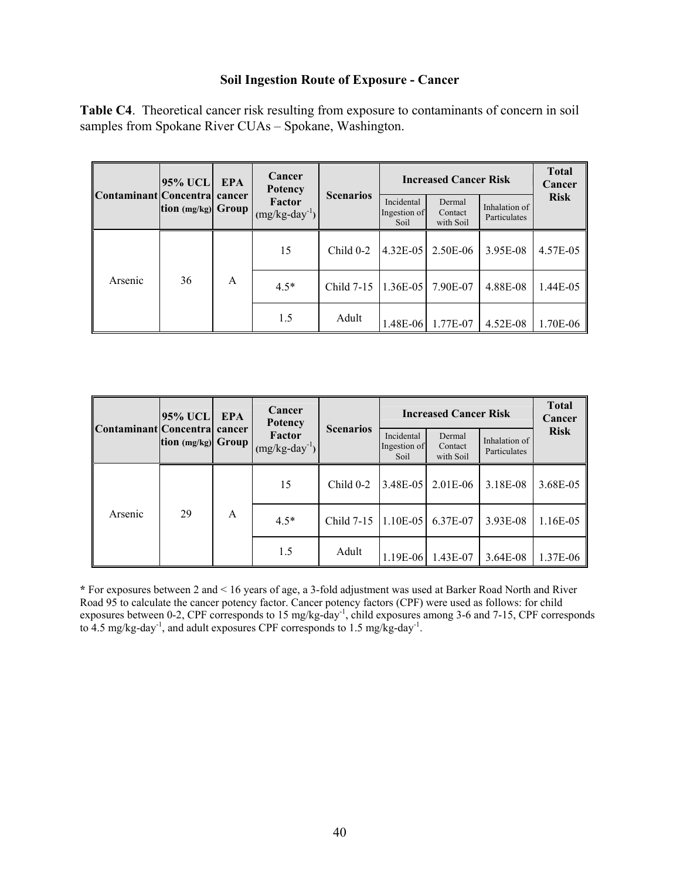### Soil Ingestion Route of Exposure - Cancer

**Table C4**. Theoretical cancer risk resulting from exposure to contaminants of concern in soil samples from Spokane River CUAs – Spokane, Washington.

| Contaminant | 95% UCL Concentration (mg/kg) | EPA cancer Group | Cancer Potency Factor (mg/kg-day$^{-1}$) | Scenarios | Increased Cancer Risk | | | Total Cancer Risk |
|---|---|---|---|---|---|---|---|---|
| | | | | | Incidental Ingestion of Soil | Dermal Contact with Soil | Inhalation of Particulates | |
| Arsenic | 36 | A | 15 | Child 0-2 | 4.32E-05 | 2.50E-06 | 3.95E-08 | 4.57E-05 |
| | | | 4.5* | Child 7-15 | 1.36E-05 | 7.90E-07 | 4.88E-08 | 1.44E-05 |
| | | | 1.5 | Adult | 1.48E-06 | 1.77E-07 | 4.52E-08 | 1.70E-06 |

| Contaminant | 95% UCL Concentration (mg/kg) | EPA cancer Group | Cancer Potency Factor (mg/kg-day$^{-1}$) | Scenarios | Increased Cancer Risk | | | Total Cancer Risk |
|---|---|---|---|---|---|---|---|---|
| | | | | | Incidental Ingestion of Soil | Dermal Contact with Soil | Inhalation of Particulates | |
| Arsenic | 29 | A | 15 | Child 0-2 | 3.48E-05 | 2.01E-06 | 3.18E-08 | 3.68E-05 |
| | | | 4.5* | Child 7-15 | 1.10E-05 | 6.37E-07 | 3.93E-08 | 1.16E-05 |
| | | | 1.5 | Adult | 1.19E-06 | 1.43E-07 | 3.64E-08 | 1.37E-06 |

**\*** For exposures between 2 and < 16 years of age, a 3-fold adjustment was used at Barker Road North and River Road 95 to calculate the cancer potency factor. Cancer potency factors (CPF) were used as follows: for child exposures between 0-2, CPF corresponds to 15 mg/kg-day$^{-1}$, child exposures among 3-6 and 7-15, CPF corresponds to 4.5 mg/kg-day$^{-1}$, and adult exposures CPF corresponds to 1.5 mg/kg-day$^{-1}$.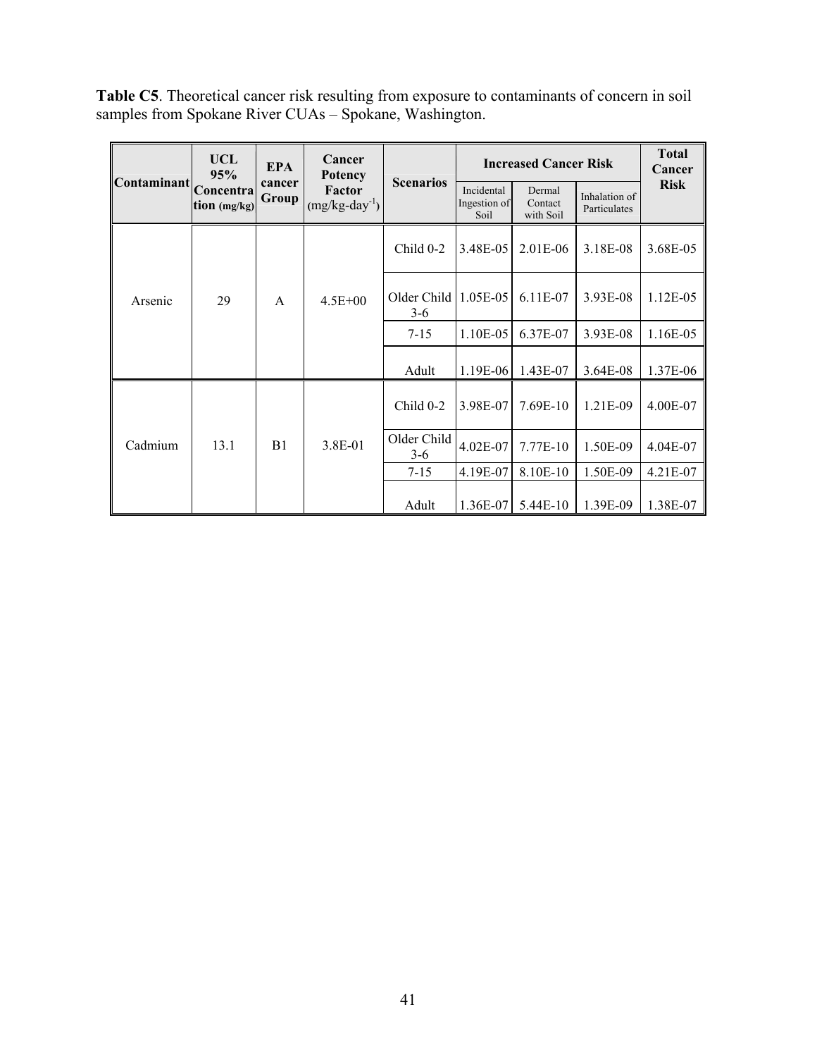**Table C5**. Theoretical cancer risk resulting from exposure to contaminants of concern in soil samples from Spokane River CUAs – Spokane, Washington.

| Contaminant | UCL 95% Concentration (mg/kg) | EPA cancer Group | Cancer Potency Factor (mg/kg-day$^{-1}$) | Scenarios | Increased Cancer Risk | | | Total Cancer Risk |
|---|---|---|---|---|---|---|---|---|
| | | | | | Incidental Ingestion of Soil | Dermal Contact with Soil | Inhalation of Particulates | |
| Arsenic | 29 | A | 4.5E+00 | Child 0-2 | 3.48E-05 | 2.01E-06 | 3.18E-08 | 3.68E-05 |
| | | | | Older Child 3-6 | 1.05E-05 | 6.11E-07 | 3.93E-08 | 1.12E-05 |
| | | | | 7-15 | 1.10E-05 | 6.37E-07 | 3.93E-08 | 1.16E-05 |
| | | | | Adult | 1.19E-06 | 1.43E-07 | 3.64E-08 | 1.37E-06 |
| Cadmium | 13.1 | B1 | 3.8E-01 | Child 0-2 | 3.98E-07 | 7.69E-10 | 1.21E-09 | 4.00E-07 |
| | | | | Older Child 3-6 | 4.02E-07 | 7.77E-10 | 1.50E-09 | 4.04E-07 |
| | | | | 7-15 | 4.19E-07 | 8.10E-10 | 1.50E-09 | 4.21E-07 |
| | | | | Adult | 1.36E-07 | 5.44E-10 | 1.39E-09 | 1.38E-07 |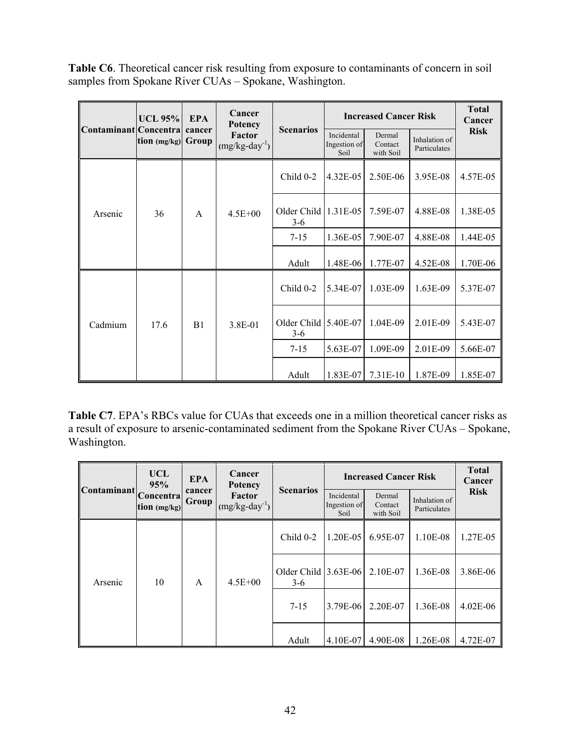**Table C6**. Theoretical cancer risk resulting from exposure to contaminants of concern in soil samples from Spokane River CUAs – Spokane, Washington.

| Contaminant | UCL 95% Concentration (mg/kg) | EPA cancer Group | Cancer Potency Factor (mg/kg-day$^{-1}$) | Scenarios | Increased Cancer Risk | | | Total Cancer Risk |
|---|---|---|---|---|---|---|---|---|
| | | | | | Incidental Ingestion of Soil | Dermal Contact with Soil | Inhalation of Particulates | |
| Arsenic | 36 | A | 4.5E+00 | Child 0-2 | 4.32E-05 | 2.50E-06 | 3.95E-08 | 4.57E-05 |
| | | | | Older Child 3-6 | 1.31E-05 | 7.59E-07 | 4.88E-08 | 1.38E-05 |
| | | | | 7-15 | 1.36E-05 | 7.90E-07 | 4.88E-08 | 1.44E-05 |
| | | | | Adult | 1.48E-06 | 1.77E-07 | 4.52E-08 | 1.70E-06 |
| Cadmium | 17.6 | B1 | 3.8E-01 | Child 0-2 | 5.34E-07 | 1.03E-09 | 1.63E-09 | 5.37E-07 |
| | | | | Older Child 3-6 | 5.40E-07 | 1.04E-09 | 2.01E-09 | 5.43E-07 |
| | | | | 7-15 | 5.63E-07 | 1.09E-09 | 2.01E-09 | 5.66E-07 |
| | | | | Adult | 1.83E-07 | 7.31E-10 | 1.87E-09 | 1.85E-07 |

**Table C7**. EPA's RBCs value for CUAs that exceeds one in a million theoretical cancer risks as a result of exposure to arsenic-contaminated sediment from the Spokane River CUAs – Spokane, Washington.

| Contaminant | UCL 95% Concentration (mg/kg) | EPA cancer Group | Cancer Potency Factor (mg/kg-day$^{-1}$) | Scenarios | Increased Cancer Risk | | | Total Cancer Risk |
|---|---|---|---|---|---|---|---|---|
| | | | | | Incidental Ingestion of Soil | Dermal Contact with Soil | Inhalation of Particulates | |
| Arsenic | 10 | A | 4.5E+00 | Child 0-2 | 1.20E-05 | 6.95E-07 | 1.10E-08 | 1.27E-05 |
| | | | | Older Child 3-6 | 3.63E-06 | 2.10E-07 | 1.36E-08 | 3.86E-06 |
| | | | | 7-15 | 3.79E-06 | 2.20E-07 | 1.36E-08 | 4.02E-06 |
| | | | | Adult | 4.10E-07 | 4.90E-08 | 1.26E-08 | 4.72E-07 |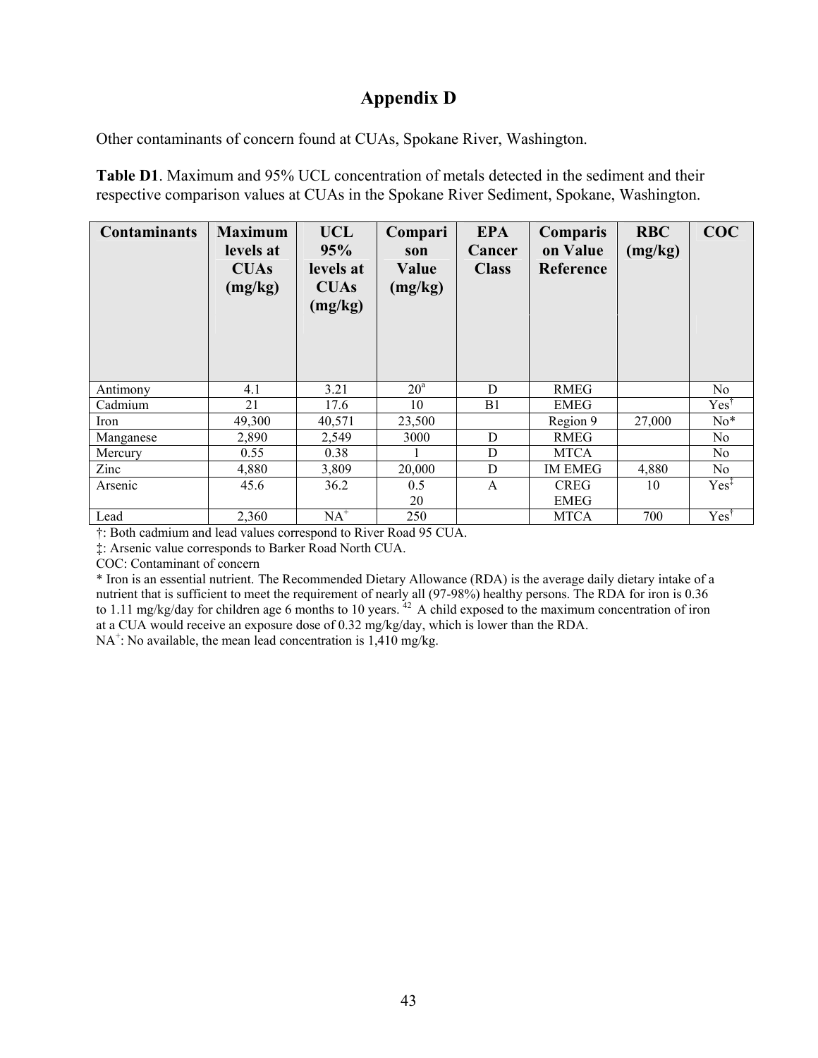# Appendix D

Other contaminants of concern found at CUAs, Spokane River, Washington.

**Table D1**. Maximum and 95% UCL concentration of metals detected in the sediment and their respective comparison values at CUAs in the Spokane River Sediment, Spokane, Washington.

| Contaminants | Maximum levels at CUAs (mg/kg) | UCL 95% levels at CUAs (mg/kg) | Comparison Value (mg/kg) | EPA Cancer Class | Comparison Value Reference | RBC (mg/kg) | COC |
|---|---|---|---|---|---|---|---|
| Antimony | 4.1 | 3.21 | 20[a] | D | RMEG | | No |
| Cadmium | 21 | 17.6 | 10 | B1 | EMEG | | Yes† |
| Iron | 49,300 | 40,571 | 23,500 | | Region 9 | 27,000 | No* |
| Manganese | 2,890 | 2,549 | 3000 | D | RMEG | | No |
| Mercury | 0.55 | 0.38 | 1 | D | MTCA | | No |
| Zinc | 4,880 | 3,809 | 20,000 | D | IM EMEG | 4,880 | No |
| Arsenic | 45.6 | 36.2 | 0.5<br>20 | A | CREG<br>EMEG | 10 | Yes‡ |
| Lead | 2,360 | NA+ | 250 | | MTCA | 700 | Yes† |

†: Both cadmium and lead values correspond to River Road 95 CUA.

‡: Arsenic value corresponds to Barker Road North CUA.

COC: Contaminant of concern

* Iron is an essential nutrient. The Recommended Dietary Allowance (RDA) is the average daily dietary intake of a nutrient that is sufficient to meet the requirement of nearly all (97-98%) healthy persons. The RDA for iron is 0.36 to 1.11 mg/kg/day for children age 6 months to 10 years.[42] A child exposed to the maximum concentration of iron at a CUA would receive an exposure dose of 0.32 mg/kg/day, which is lower than the RDA.

NA+: No available, the mean lead concentration is 1,410 mg/kg.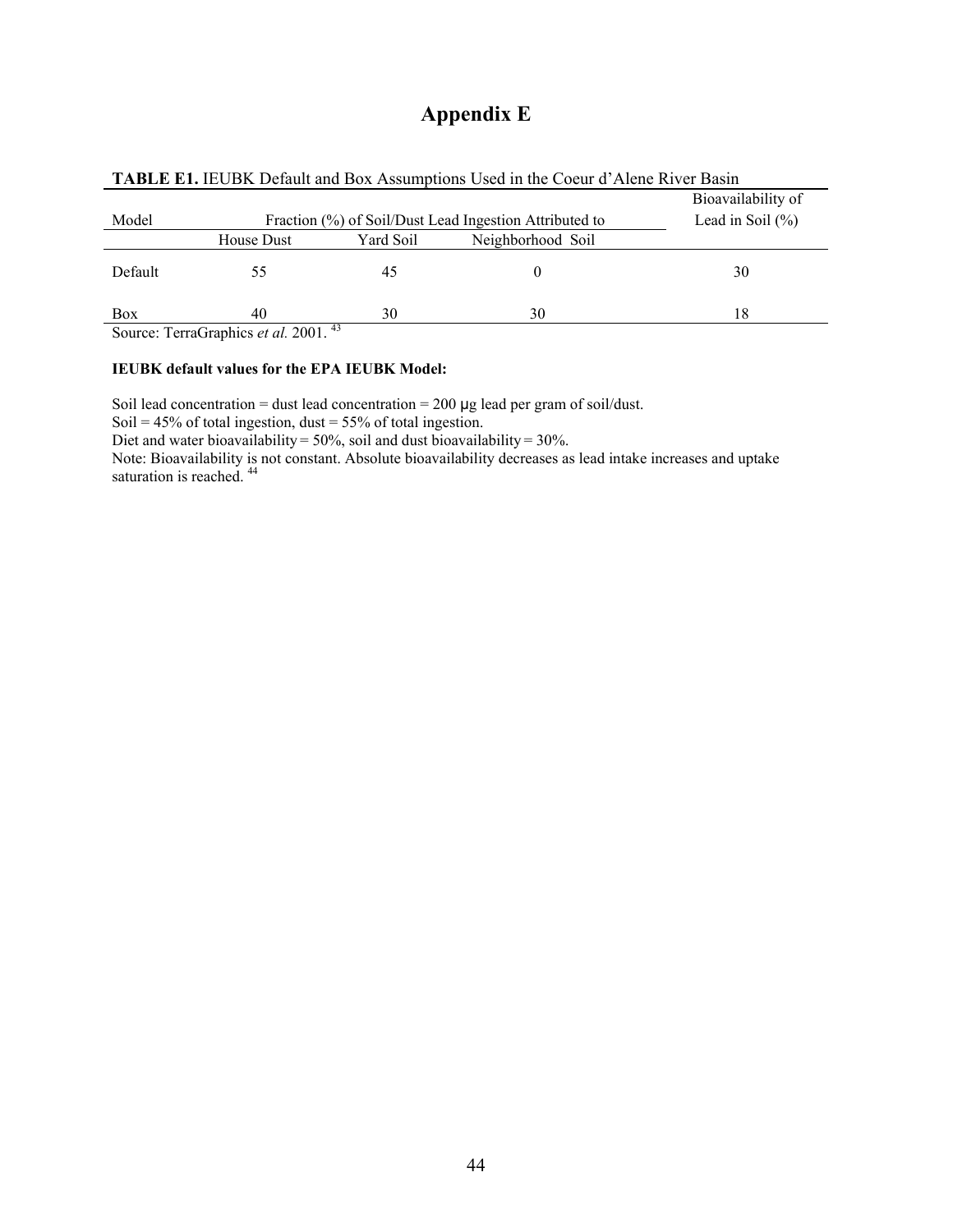# Appendix E

**TABLE E1.** IEUBK Default and Box Assumptions Used in the Coeur d'Alene River Basin

| Model | Fraction (%) of Soil/Dust Lead Ingestion Attributed to | | | Bioavailability of Lead in Soil (%) |
|---|---|---|---|---|
| | House Dust | Yard Soil | Neighborhood Soil | |
| Default | 55 | 45 | 0 | 30 |
| Box | 40 | 30 | 30 | 18 |

Source: TerraGraphics *et al.* 2001. [43]

**IEUBK default values for the EPA IEUBK Model:**

Soil lead concentration = dust lead concentration = 200 μg lead per gram of soil/dust.
Soil = 45% of total ingestion, dust = 55% of total ingestion.
Diet and water bioavailability = 50%, soil and dust bioavailability = 30%.
Note: Bioavailability is not constant. Absolute bioavailability decreases as lead intake increases and uptake saturation is reached. [44]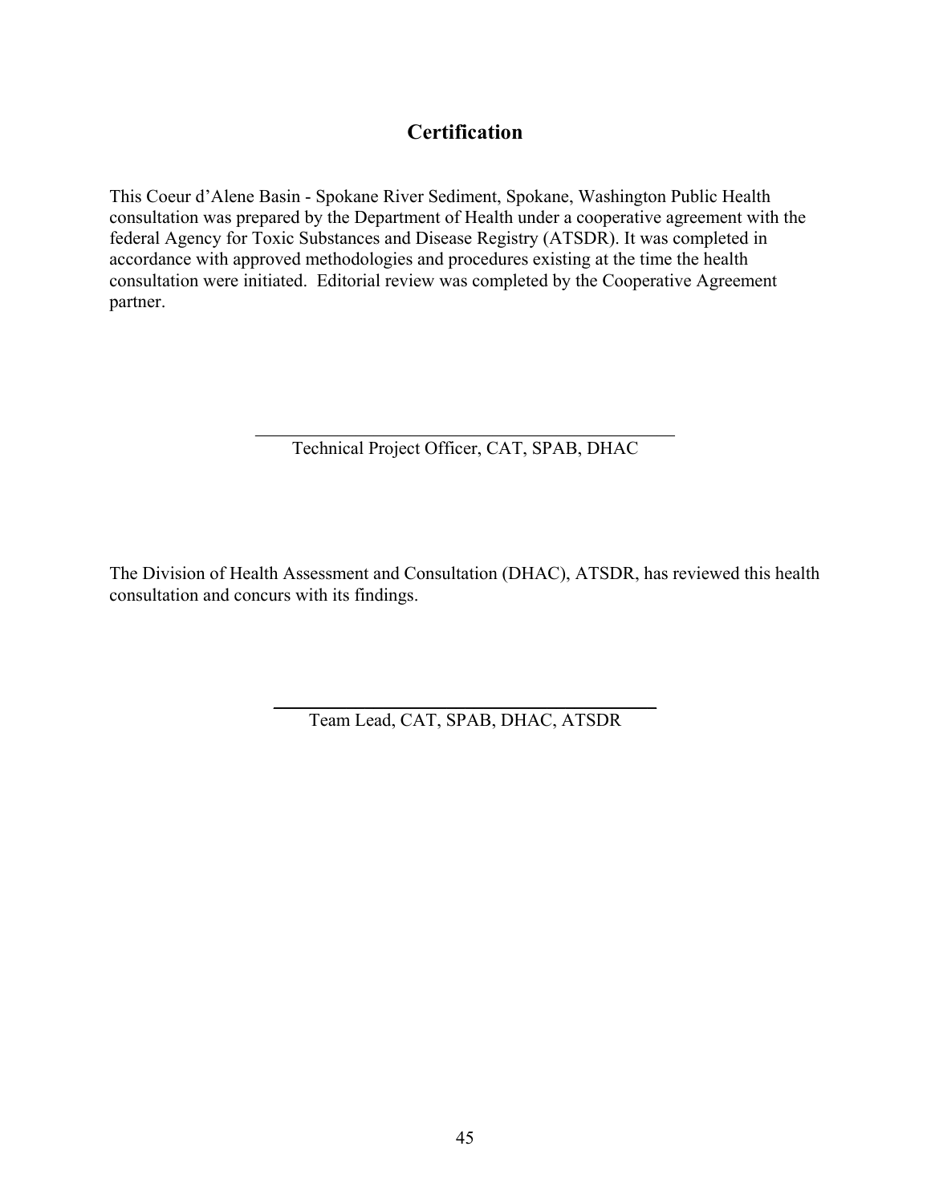# Certification

This Coeur d'Alene Basin - Spokane River Sediment, Spokane, Washington Public Health consultation was prepared by the Department of Health under a cooperative agreement with the federal Agency for Toxic Substances and Disease Registry (ATSDR). It was completed in accordance with approved methodologies and procedures existing at the time the health consultation were initiated. Editorial review was completed by the Cooperative Agreement partner.

\_\_\_\_\_\_\_\_\_\_\_\_\_\_\_\_\_\_\_\_\_\_\_\_\_\_\_\_\_\_\_\_\_\_\_\_\_\_\_\_\_\_\_

Technical Project Officer, CAT, SPAB, DHAC

The Division of Health Assessment and Consultation (DHAC), ATSDR, has reviewed this health consultation and concurs with its findings.

\_\_\_\_\_\_\_\_\_\_\_\_\_\_\_\_\_\_\_\_\_\_\_\_\_\_\_\_\_\_\_\_\_\_\_\_\_\_\_\_\_\_\_

Team Lead, CAT, SPAB, DHAC, ATSDR